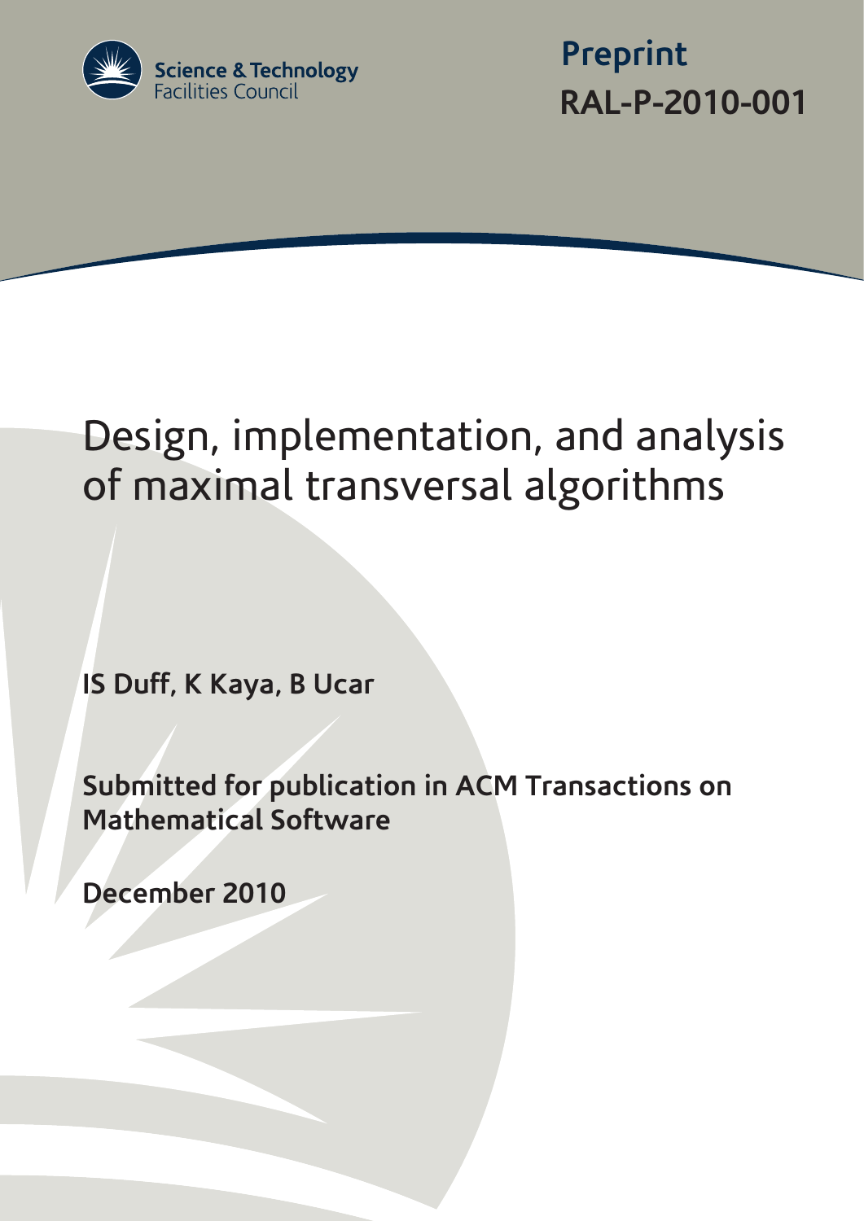Science & Technology Facilities Council

Preprint

RAL-P-2010-001

# Design, implementation, and analysis of maximal transversal algorithms

**IS Duff, K Kaya, B Ucar**

**Submitted for publication in ACM Transactions on Mathematical Software**

**December 2010**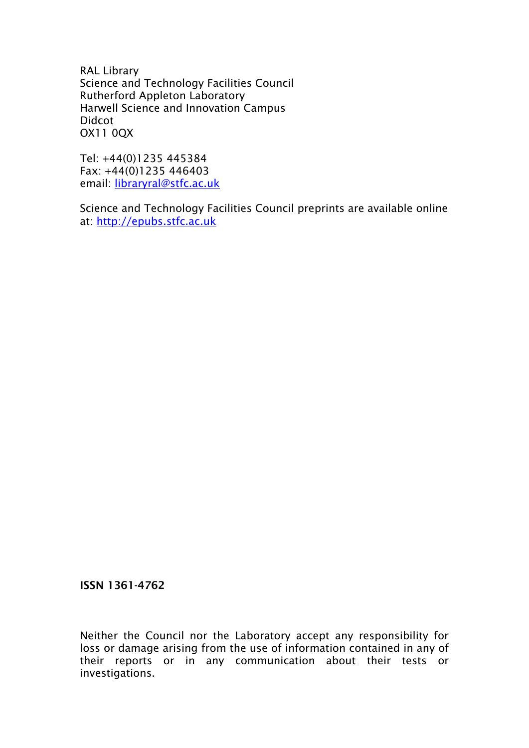RAL Library
Science and Technology Facilities Council
Rutherford Appleton Laboratory
Harwell Science and Innovation Campus
Didcot
OX11 0QX

Tel: +44(0)1235 445384
Fax: +44(0)1235 446403
email: libraryral@stfc.ac.uk

Science and Technology Facilities Council preprints are available online at: http://epubs.stfc.ac.uk

**ISSN 1361-4762**

Neither the Council nor the Laboratory accept any responsibility for loss or damage arising from the use of information contained in any of their reports or in any communication about their tests or investigations.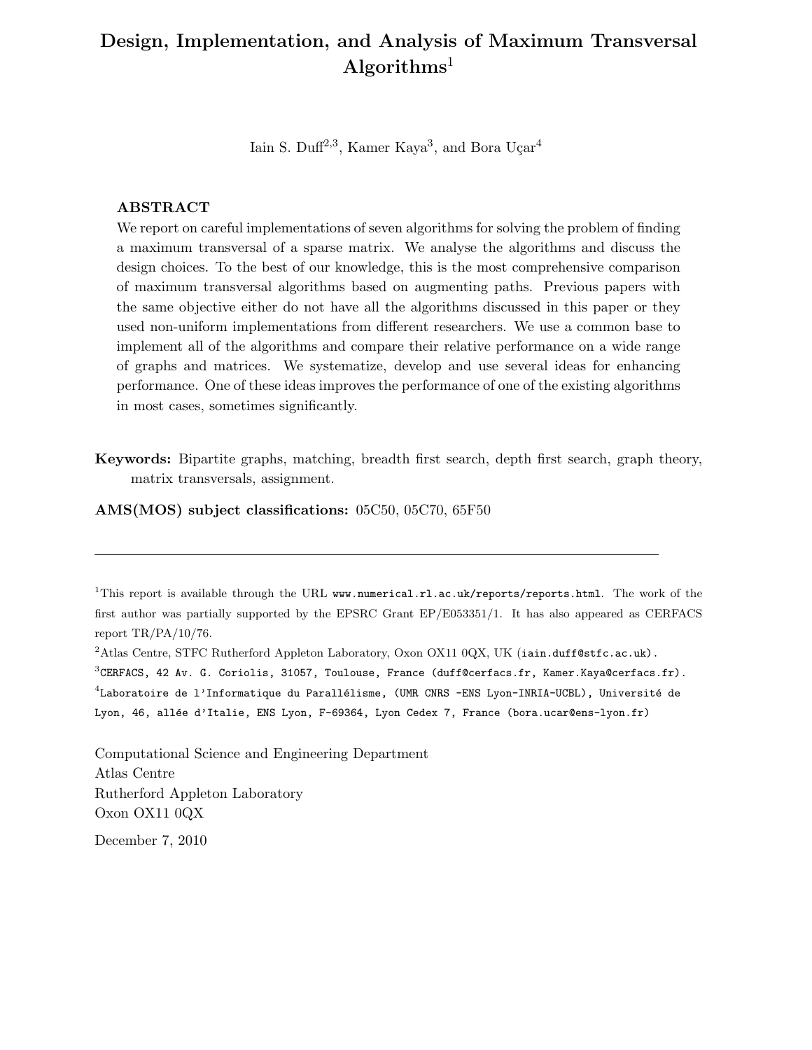# Design, Implementation, and Analysis of Maximum Transversal Algorithms[1]

Iain S. Duff[2,3], Kamer Kaya[3], and Bora Uçar[4]

## ABSTRACT

We report on careful implementations of seven algorithms for solving the problem of finding a maximum transversal of a sparse matrix. We analyse the algorithms and discuss the design choices. To the best of our knowledge, this is the most comprehensive comparison of maximum transversal algorithms based on augmenting paths. Previous papers with the same objective either do not have all the algorithms discussed in this paper or they used non-uniform implementations from different researchers. We use a common base to implement all of the algorithms and compare their relative performance on a wide range of graphs and matrices. We systematize, develop and use several ideas for enhancing performance. One of these ideas improves the performance of one of the existing algorithms in most cases, sometimes significantly.

**Keywords:** Bipartite graphs, matching, breadth first search, depth first search, graph theory, matrix transversals, assignment.

**AMS(MOS) subject classifications:** 05C50, 05C70, 65F50

---

[1]This report is available through the URL `www.numerical.rl.ac.uk/reports/reports.html`. The work of the first author was partially supported by the EPSRC Grant EP/E053351/1. It has also appeared as CERFACS report TR/PA/10/76.

[2]Atlas Centre, STFC Rutherford Appleton Laboratory, Oxon OX11 0QX, UK (`iain.duff@stfc.ac.uk`).

[3]CERFACS, 42 Av. G. Coriolis, 31057, Toulouse, France (`duff@cerfacs.fr`, `Kamer.Kaya@cerfacs.fr`).

[4]Laboratoire de l'Informatique du Parallélisme, (UMR CNRS -ENS Lyon-INRIA-UCBL), Université de Lyon, 46, allée d'Italie, ENS Lyon, F-69364, Lyon Cedex 7, France (`bora.ucar@ens-lyon.fr`)

Computational Science and Engineering Department  
Atlas Centre  
Rutherford Appleton Laboratory  
Oxon OX11 0QX

December 7, 2010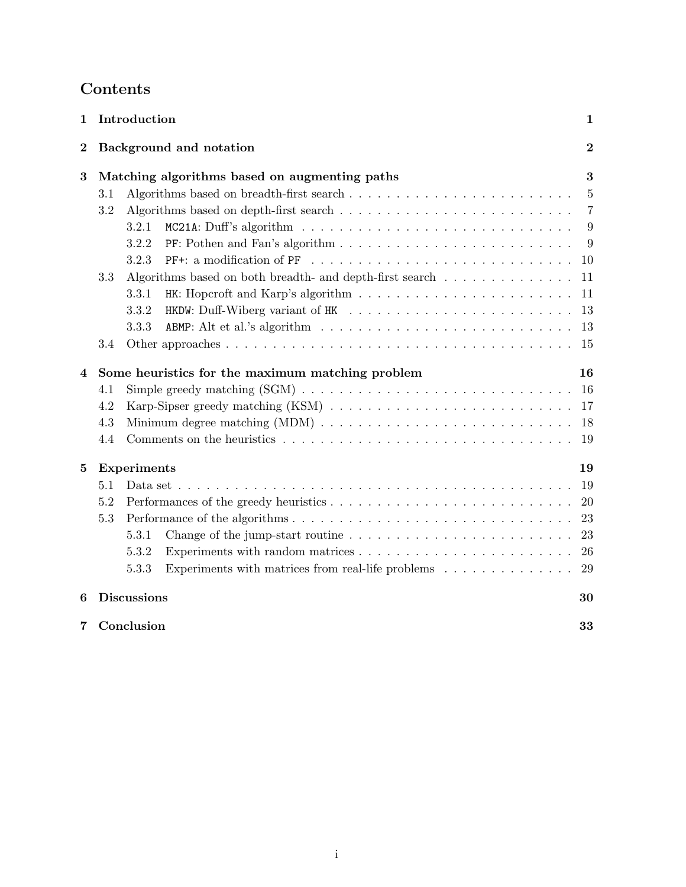# Contents

**1 Introduction** **1**

**2 Background and notation** **2**

**3 Matching algorithms based on augmenting paths** **3**

- 3.1 Algorithms based on breadth-first search . . . . . . . . . . . . . . . . . . . . . . . . 5
- 3.2 Algorithms based on depth-first search . . . . . . . . . . . . . . . . . . . . . . . . . 7
  - 3.2.1 `MC21A`: Duff's algorithm . . . . . . . . . . . . . . . . . . . . . . . . . . . . . 9
  - 3.2.2 `PF`: Pothen and Fan's algorithm . . . . . . . . . . . . . . . . . . . . . . . . . 9
  - 3.2.3 `PF+`: a modification of `PF` . . . . . . . . . . . . . . . . . . . . . . . . . . . 10
- 3.3 Algorithms based on both breadth- and depth-first search . . . . . . . . . . . . . . 11
  - 3.3.1 `HK`: Hopcroft and Karp's algorithm . . . . . . . . . . . . . . . . . . . . . . . 11
  - 3.3.2 `HKDW`: Duff-Wiberg variant of `HK` . . . . . . . . . . . . . . . . . . . . . . . 13
  - 3.3.3 `ABMP`: Alt et al.'s algorithm . . . . . . . . . . . . . . . . . . . . . . . . . . 13
- 3.4 Other approaches . . . . . . . . . . . . . . . . . . . . . . . . . . . . . . . . . . . . 15

**4 Some heuristics for the maximum matching problem** **16**

- 4.1 Simple greedy matching (SGM) . . . . . . . . . . . . . . . . . . . . . . . . . . . . . 16
- 4.2 Karp-Sipser greedy matching (KSM) . . . . . . . . . . . . . . . . . . . . . . . . . . 17
- 4.3 Minimum degree matching (MDM) . . . . . . . . . . . . . . . . . . . . . . . . . . . 18
- 4.4 Comments on the heuristics . . . . . . . . . . . . . . . . . . . . . . . . . . . . . . . 19

**5 Experiments** **19**

- 5.1 Data set . . . . . . . . . . . . . . . . . . . . . . . . . . . . . . . . . . . . . . . . . 19
- 5.2 Performances of the greedy heuristics . . . . . . . . . . . . . . . . . . . . . . . . . . 20
- 5.3 Performance of the algorithms . . . . . . . . . . . . . . . . . . . . . . . . . . . . . . 23
  - 5.3.1 Change of the jump-start routine . . . . . . . . . . . . . . . . . . . . . . . . . 23
  - 5.3.2 Experiments with random matrices . . . . . . . . . . . . . . . . . . . . . . . . 26
  - 5.3.3 Experiments with matrices from real-life problems . . . . . . . . . . . . . . . 29

**6 Discussions** **30**

**7 Conclusion** **33**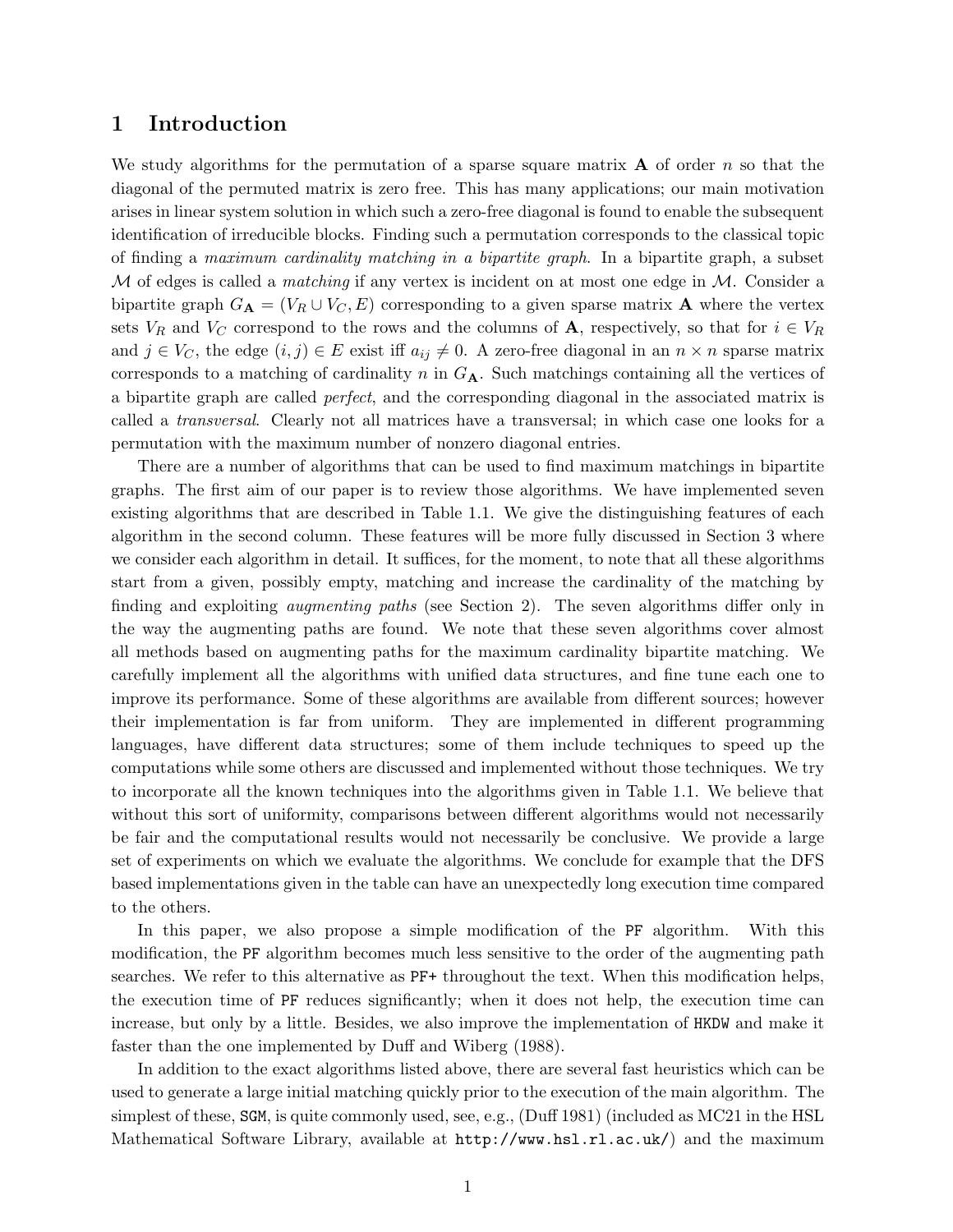# 1 Introduction

We study algorithms for the permutation of a sparse square matrix $\mathbf{A}$ of order $n$ so that the diagonal of the permuted matrix is zero free. This has many applications; our main motivation arises in linear system solution in which such a zero-free diagonal is found to enable the subsequent identification of irreducible blocks. Finding such a permutation corresponds to the classical topic of finding a *maximum cardinality matching in a bipartite graph*. In a bipartite graph, a subset $\mathcal{M}$ of edges is called a *matching* if any vertex is incident on at most one edge in $\mathcal{M}$. Consider a bipartite graph $G_{\mathbf{A}} = (V_R \cup V_C, E)$ corresponding to a given sparse matrix $\mathbf{A}$ where the vertex sets $V_R$ and $V_C$ correspond to the rows and the columns of $\mathbf{A}$, respectively, so that for $i \in V_R$ and $j \in V_C$, the edge $(i, j) \in E$ exist iff $a_{ij} \neq 0$. A zero-free diagonal in an $n \times n$ sparse matrix corresponds to a matching of cardinality $n$ in $G_{\mathbf{A}}$. Such matchings containing all the vertices of a bipartite graph are called *perfect*, and the corresponding diagonal in the associated matrix is called a *transversal*. Clearly not all matrices have a transversal; in which case one looks for a permutation with the maximum number of nonzero diagonal entries.

There are a number of algorithms that can be used to find maximum matchings in bipartite graphs. The first aim of our paper is to review those algorithms. We have implemented seven existing algorithms that are described in Table 1.1. We give the distinguishing features of each algorithm in the second column. These features will be more fully discussed in Section 3 where we consider each algorithm in detail. It suffices, for the moment, to note that all these algorithms start from a given, possibly empty, matching and increase the cardinality of the matching by finding and exploiting *augmenting paths* (see Section 2). The seven algorithms differ only in the way the augmenting paths are found. We note that these seven algorithms cover almost all methods based on augmenting paths for the maximum cardinality bipartite matching. We carefully implement all the algorithms with unified data structures, and fine tune each one to improve its performance. Some of these algorithms are available from different sources; however their implementation is far from uniform. They are implemented in different programming languages, have different data structures; some of them include techniques to speed up the computations while some others are discussed and implemented without those techniques. We try to incorporate all the known techniques into the algorithms given in Table 1.1. We believe that without this sort of uniformity, comparisons between different algorithms would not necessarily be fair and the computational results would not necessarily be conclusive. We provide a large set of experiments on which we evaluate the algorithms. We conclude for example that the DFS based implementations given in the table can have an unexpectedly long execution time compared to the others.

In this paper, we also propose a simple modification of the `PF` algorithm. With this modification, the `PF` algorithm becomes much less sensitive to the order of the augmenting path searches. We refer to this alternative as `PF+` throughout the text. When this modification helps, the execution time of `PF` reduces significantly; when it does not help, the execution time can increase, but only by a little. Besides, we also improve the implementation of `HKDW` and make it faster than the one implemented by Duff and Wiberg (1988).

In addition to the exact algorithms listed above, there are several fast heuristics which can be used to generate a large initial matching quickly prior to the execution of the main algorithm. The simplest of these, `SGM`, is quite commonly used, see, e.g., (Duff 1981) (included as MC21 in the HSL Mathematical Software Library, available at `http://www.hsl.rl.ac.uk/`) and the maximum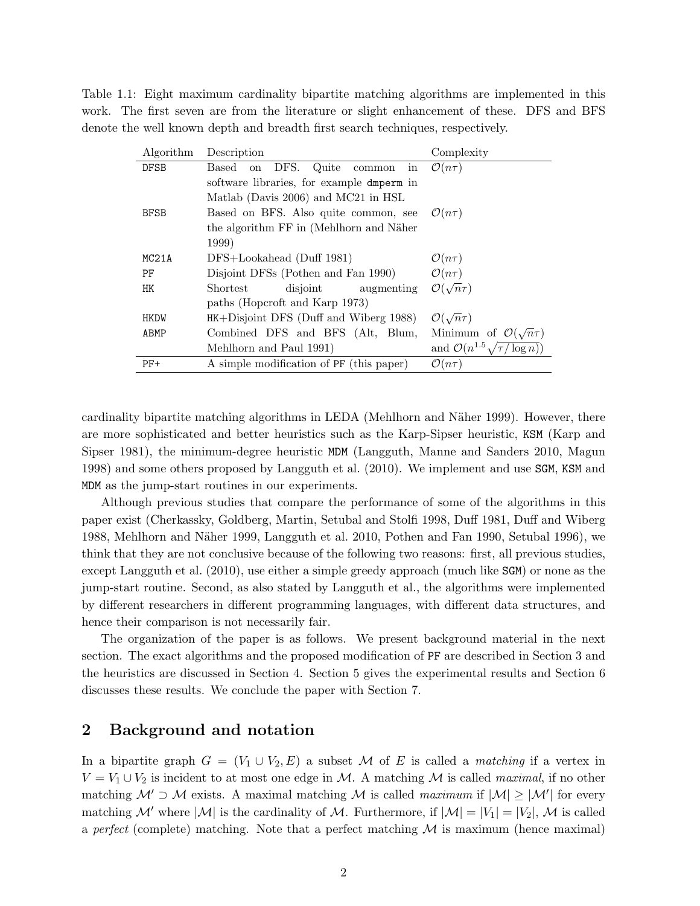Table 1.1: Eight maximum cardinality bipartite matching algorithms are implemented in this work. The first seven are from the literature or slight enhancement of these. DFS and BFS denote the well known depth and breadth first search techniques, respectively.

| Algorithm | Description | Complexity |
|---|---|---|
| DFSB | Based on DFS. Quite common in software libraries, for example dmperm in Matlab (Davis 2006) and MC21 in HSL | $\mathcal{O}(n\tau)$ |
| BFSB | Based on BFS. Also quite common, see the algorithm FF in (Mehlhorn and Näher 1999) | $\mathcal{O}(n\tau)$ |
| MC21A | DFS+Lookahead (Duff 1981) | $\mathcal{O}(n\tau)$ |
| PF | Disjoint DFSs (Pothen and Fan 1990) | $\mathcal{O}(n\tau)$ |
| HK | Shortest disjoint augmenting paths (Hopcroft and Karp 1973) | $\mathcal{O}(\sqrt{n}\tau)$ |
| HKDW | HK+Disjoint DFS (Duff and Wiberg 1988) | $\mathcal{O}(\sqrt{n}\tau)$ |
| ABMP | Combined DFS and BFS (Alt, Blum, Mehlhorn and Paul 1991) | Minimum of $\mathcal{O}(\sqrt{n}\tau)$ and $\mathcal{O}(n^{1.5}\sqrt{\tau/\log n})$ |
| PF+ | A simple modification of PF (this paper) | $\mathcal{O}(n\tau)$ |

cardinality bipartite matching algorithms in LEDA (Mehlhorn and Näher 1999). However, there are more sophisticated and better heuristics such as the Karp-Sipser heuristic, KSM (Karp and Sipser 1981), the minimum-degree heuristic MDM (Langguth, Manne and Sanders 2010, Magun 1998) and some others proposed by Langguth et al. (2010). We implement and use SGM, KSM and MDM as the jump-start routines in our experiments.

Although previous studies that compare the performance of some of the algorithms in this paper exist (Cherkassky, Goldberg, Martin, Setubal and Stolfi 1998, Duff 1981, Duff and Wiberg 1988, Mehlhorn and Näher 1999, Langguth et al. 2010, Pothen and Fan 1990, Setubal 1996), we think that they are not conclusive because of the following two reasons: first, all previous studies, except Langguth et al. (2010), use either a simple greedy approach (much like SGM) or none as the jump-start routine. Second, as also stated by Langguth et al., the algorithms were implemented by different researchers in different programming languages, with different data structures, and hence their comparison is not necessarily fair.

The organization of the paper is as follows. We present background material in the next section. The exact algorithms and the proposed modification of PF are described in Section 3 and the heuristics are discussed in Section 4. Section 5 gives the experimental results and Section 6 discusses these results. We conclude the paper with Section 7.

## 2 Background and notation

In a bipartite graph $G = (V_1 \cup V_2, E)$ a subset $\mathcal{M}$ of $E$ is called a *matching* if a vertex in $V = V_1 \cup V_2$ is incident to at most one edge in $\mathcal{M}$. A matching $\mathcal{M}$ is called *maximal*, if no other matching $\mathcal{M}' \supset \mathcal{M}$ exists. A maximal matching $\mathcal{M}$ is called *maximum* if $|\mathcal{M}| \geq |\mathcal{M}'|$ for every matching $\mathcal{M}'$ where $|\mathcal{M}|$ is the cardinality of $\mathcal{M}$. Furthermore, if $|\mathcal{M}| = |V_1| = |V_2|$, $\mathcal{M}$ is called a *perfect* (complete) matching. Note that a perfect matching $\mathcal{M}$ is maximum (hence maximal)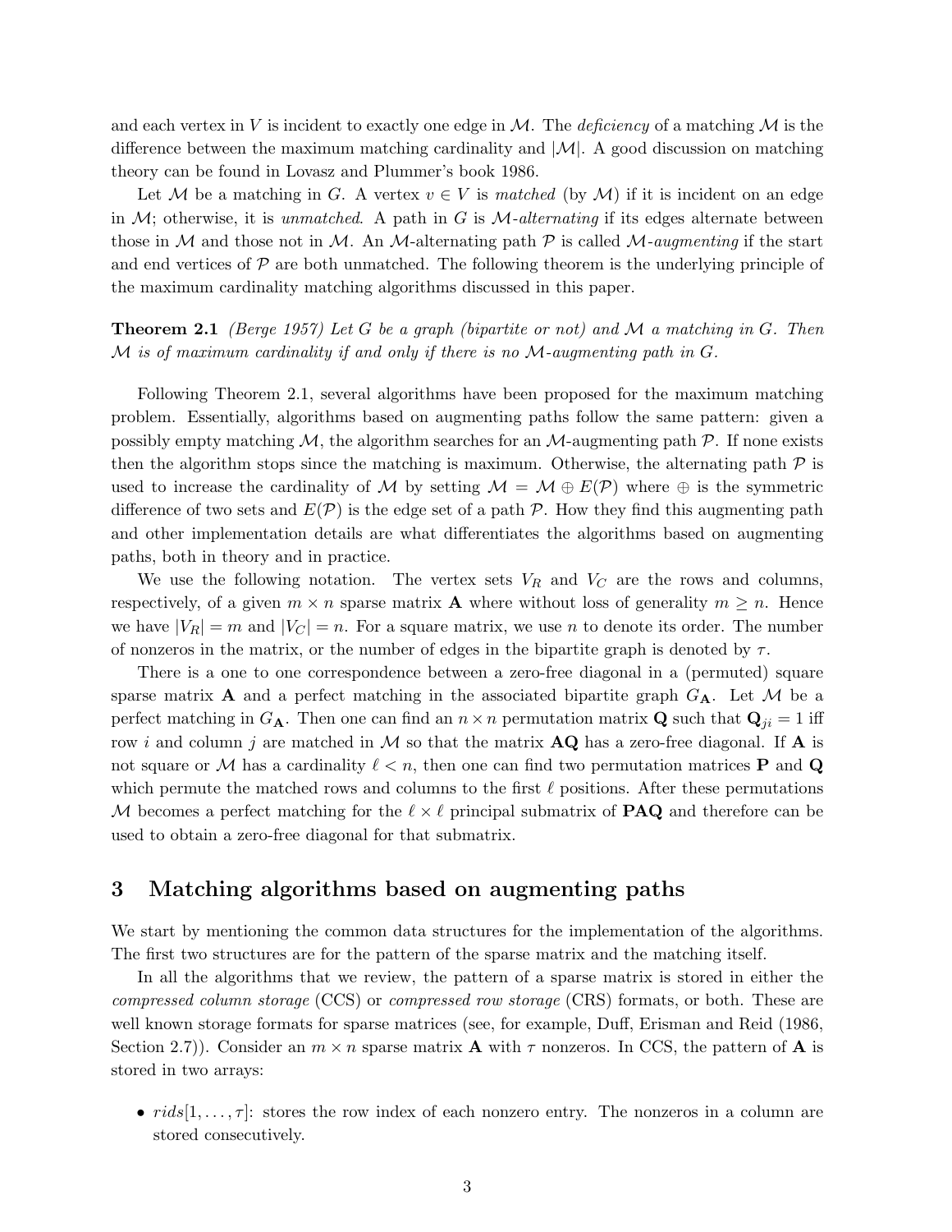and each vertex in $V$ is incident to exactly one edge in $\mathcal{M}$. The *deficiency* of a matching $\mathcal{M}$ is the difference between the maximum matching cardinality and $|\mathcal{M}|$. A good discussion on matching theory can be found in Lovasz and Plummer's book 1986.

Let $\mathcal{M}$ be a matching in $G$. A vertex $v \in V$ is *matched* (by $\mathcal{M}$) if it is incident on an edge in $\mathcal{M}$; otherwise, it is *unmatched*. A path in $G$ is $\mathcal{M}$-*alternating* if its edges alternate between those in $\mathcal{M}$ and those not in $\mathcal{M}$. An $\mathcal{M}$-alternating path $\mathcal{P}$ is called $\mathcal{M}$-*augmenting* if the start and end vertices of $\mathcal{P}$ are both unmatched. The following theorem is the underlying principle of the maximum cardinality matching algorithms discussed in this paper.

**Theorem 2.1** *(Berge 1957) Let $G$ be a graph (bipartite or not) and $\mathcal{M}$ a matching in $G$. Then $\mathcal{M}$ is of maximum cardinality if and only if there is no $\mathcal{M}$-augmenting path in $G$.*

Following Theorem 2.1, several algorithms have been proposed for the maximum matching problem. Essentially, algorithms based on augmenting paths follow the same pattern: given a possibly empty matching $\mathcal{M}$, the algorithm searches for an $\mathcal{M}$-augmenting path $\mathcal{P}$. If none exists then the algorithm stops since the matching is maximum. Otherwise, the alternating path $\mathcal{P}$ is used to increase the cardinality of $\mathcal{M}$ by setting $\mathcal{M} = \mathcal{M} \oplus E(\mathcal{P})$ where $\oplus$ is the symmetric difference of two sets and $E(\mathcal{P})$ is the edge set of a path $\mathcal{P}$. How they find this augmenting path and other implementation details are what differentiates the algorithms based on augmenting paths, both in theory and in practice.

We use the following notation. The vertex sets $V_R$ and $V_C$ are the rows and columns, respectively, of a given $m \times n$ sparse matrix $\mathbf{A}$ where without loss of generality $m \geq n$. Hence we have $|V_R| = m$ and $|V_C| = n$. For a square matrix, we use $n$ to denote its order. The number of nonzeros in the matrix, or the number of edges in the bipartite graph is denoted by $\tau$.

There is a one to one correspondence between a zero-free diagonal in a (permuted) square sparse matrix $\mathbf{A}$ and a perfect matching in the associated bipartite graph $G_{\mathbf{A}}$. Let $\mathcal{M}$ be a perfect matching in $G_{\mathbf{A}}$. Then one can find an $n \times n$ permutation matrix $\mathbf{Q}$ such that $\mathbf{Q}_{ji} = 1$ iff row $i$ and column $j$ are matched in $\mathcal{M}$ so that the matrix $\mathbf{AQ}$ has a zero-free diagonal. If $\mathbf{A}$ is not square or $\mathcal{M}$ has a cardinality $\ell < n$, then one can find two permutation matrices $\mathbf{P}$ and $\mathbf{Q}$ which permute the matched rows and columns to the first $\ell$ positions. After these permutations $\mathcal{M}$ becomes a perfect matching for the $\ell \times \ell$ principal submatrix of $\mathbf{PAQ}$ and therefore can be used to obtain a zero-free diagonal for that submatrix.

# 3 Matching algorithms based on augmenting paths

We start by mentioning the common data structures for the implementation of the algorithms. The first two structures are for the pattern of the sparse matrix and the matching itself.

In all the algorithms that we review, the pattern of a sparse matrix is stored in either the *compressed column storage* (CCS) or *compressed row storage* (CRS) formats, or both. These are well known storage formats for sparse matrices (see, for example, Duff, Erisman and Reid (1986, Section 2.7)). Consider an $m \times n$ sparse matrix $\mathbf{A}$ with $\tau$ nonzeros. In CCS, the pattern of $\mathbf{A}$ is stored in two arrays:

- $rids[1, \ldots, \tau]$: stores the row index of each nonzero entry. The nonzeros in a column are stored consecutively.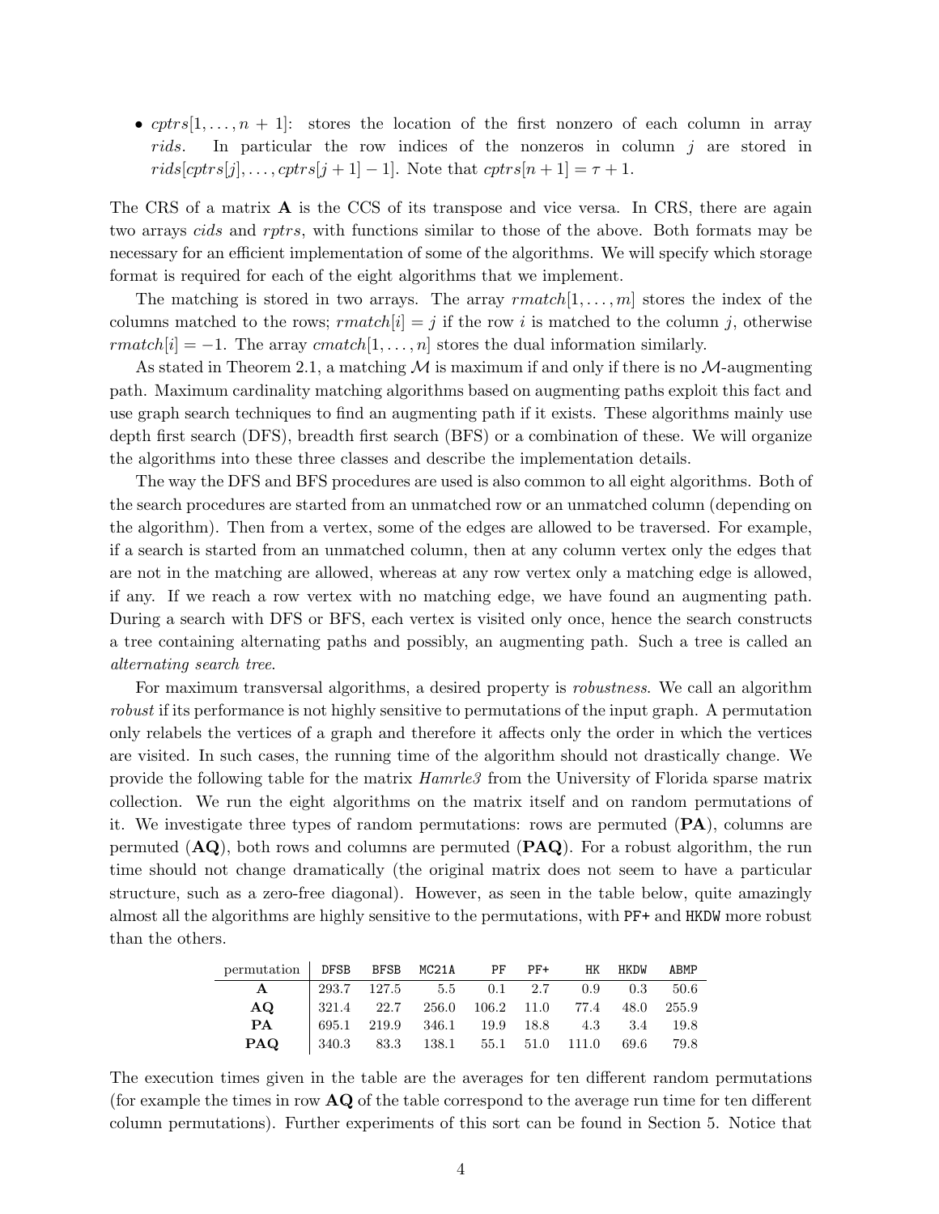- $cptrs[1,\ldots,n+1]$: stores the location of the first nonzero of each column in array *rids*. In particular the row indices of the nonzeros in column $j$ are stored in $rids[cptrs[j],\ldots,cptrs[j+1]-1]$. Note that $cptrs[n+1] = \tau + 1$.

The CRS of a matrix $\mathbf{A}$ is the CCS of its transpose and vice versa. In CRS, there are again two arrays *cids* and *rptrs*, with functions similar to those of the above. Both formats may be necessary for an efficient implementation of some of the algorithms. We will specify which storage format is required for each of the eight algorithms that we implement.

The matching is stored in two arrays. The array $rmatch[1,\ldots,m]$ stores the index of the columns matched to the rows; $rmatch[i] = j$ if the row $i$ is matched to the column $j$, otherwise $rmatch[i] = -1$. The array $cmatch[1,\ldots,n]$ stores the dual information similarly.

As stated in Theorem 2.1, a matching $\mathcal{M}$ is maximum if and only if there is no $\mathcal{M}$-augmenting path. Maximum cardinality matching algorithms based on augmenting paths exploit this fact and use graph search techniques to find an augmenting path if it exists. These algorithms mainly use depth first search (DFS), breadth first search (BFS) or a combination of these. We will organize the algorithms into these three classes and describe the implementation details.

The way the DFS and BFS procedures are used is also common to all eight algorithms. Both of the search procedures are started from an unmatched row or an unmatched column (depending on the algorithm). Then from a vertex, some of the edges are allowed to be traversed. For example, if a search is started from an unmatched column, then at any column vertex only the edges that are not in the matching are allowed, whereas at any row vertex only a matching edge is allowed, if any. If we reach a row vertex with no matching edge, we have found an augmenting path. During a search with DFS or BFS, each vertex is visited only once, hence the search constructs a tree containing alternating paths and possibly, an augmenting path. Such a tree is called an *alternating search tree*.

For maximum transversal algorithms, a desired property is *robustness*. We call an algorithm *robust* if its performance is not highly sensitive to permutations of the input graph. A permutation only relabels the vertices of a graph and therefore it affects only the order in which the vertices are visited. In such cases, the running time of the algorithm should not drastically change. We provide the following table for the matrix *Hamrle3* from the University of Florida sparse matrix collection. We run the eight algorithms on the matrix itself and on random permutations of it. We investigate three types of random permutations: rows are permuted (**PA**), columns are permuted (**AQ**), both rows and columns are permuted (**PAQ**). For a robust algorithm, the run time should not change dramatically (the original matrix does not seem to have a particular structure, such as a zero-free diagonal). However, as seen in the table below, quite amazingly almost all the algorithms are highly sensitive to the permutations, with `PF+` and `HKDW` more robust than the others.

| permutation | `DFSB` | `BFSB` | `MC21A` | `PF` | `PF+` | `HK` | `HKDW` | `ABMP` |
|---|---|---|---|---|---|---|---|---|
| **A** | 293.7 | 127.5 | 5.5 | 0.1 | 2.7 | 0.9 | 0.3 | 50.6 |
| **AQ** | 321.4 | 22.7 | 256.0 | 106.2 | 11.0 | 77.4 | 48.0 | 255.9 |
| **PA** | 695.1 | 219.9 | 346.1 | 19.9 | 18.8 | 4.3 | 3.4 | 19.8 |
| **PAQ** | 340.3 | 83.3 | 138.1 | 55.1 | 51.0 | 111.0 | 69.6 | 79.8 |

The execution times given in the table are the averages for ten different random permutations (for example the times in row **AQ** of the table correspond to the average run time for ten different column permutations). Further experiments of this sort can be found in Section 5. Notice that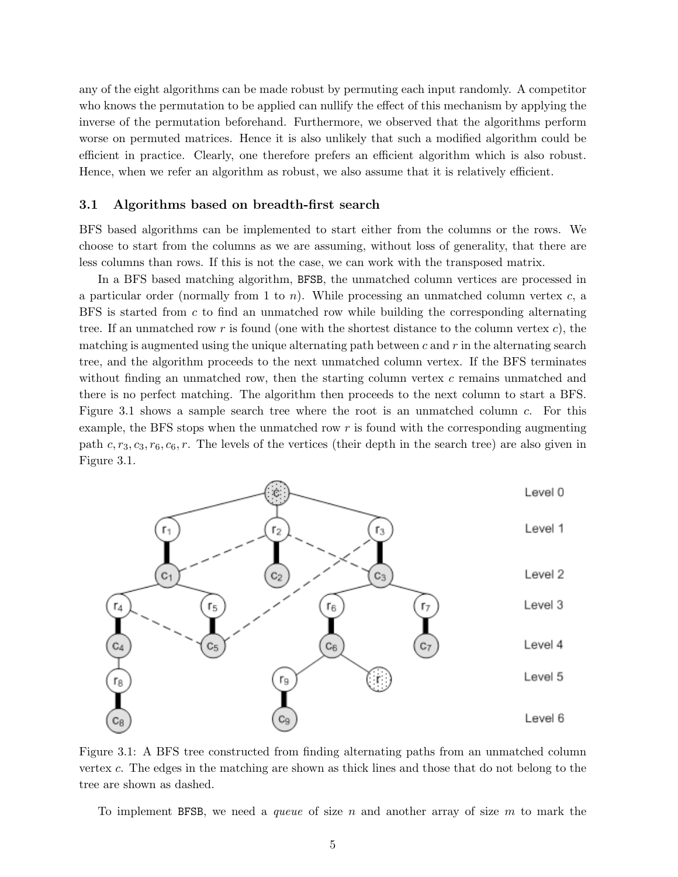any of the eight algorithms can be made robust by permuting each input randomly. A competitor who knows the permutation to be applied can nullify the effect of this mechanism by applying the inverse of the permutation beforehand. Furthermore, we observed that the algorithms perform worse on permuted matrices. Hence it is also unlikely that such a modified algorithm could be efficient in practice. Clearly, one therefore prefers an efficient algorithm which is also robust. Hence, when we refer an algorithm as robust, we also assume that it is relatively efficient.

### 3.1 Algorithms based on breadth-first search

BFS based algorithms can be implemented to start either from the columns or the rows. We choose to start from the columns as we are assuming, without loss of generality, that there are less columns than rows. If this is not the case, we can work with the transposed matrix.

In a BFS based matching algorithm, `BFSB`, the unmatched column vertices are processed in a particular order (normally from 1 to $n$). While processing an unmatched column vertex $c$, a BFS is started from $c$ to find an unmatched row while building the corresponding alternating tree. If an unmatched row $r$ is found (one with the shortest distance to the column vertex $c$), the matching is augmented using the unique alternating path between $c$ and $r$ in the alternating search tree, and the algorithm proceeds to the next unmatched column vertex. If the BFS terminates without finding an unmatched row, then the starting column vertex $c$ remains unmatched and there is no perfect matching. The algorithm then proceeds to the next column to start a BFS. Figure 3.1 shows a sample search tree where the root is an unmatched column $c$. For this example, the BFS stops when the unmatched row $r$ is found with the corresponding augmenting path $c, r_3, c_3, r_6, c_6, r$. The levels of the vertices (their depth in the search tree) are also given in Figure 3.1.

Figure 3.1: A BFS tree constructed from finding alternating paths from an unmatched column vertex $c$. The edges in the matching are shown as thick lines and those that do not belong to the tree are shown as dashed.

To implement `BFSB`, we need a *queue* of size $n$ and another array of size $m$ to mark the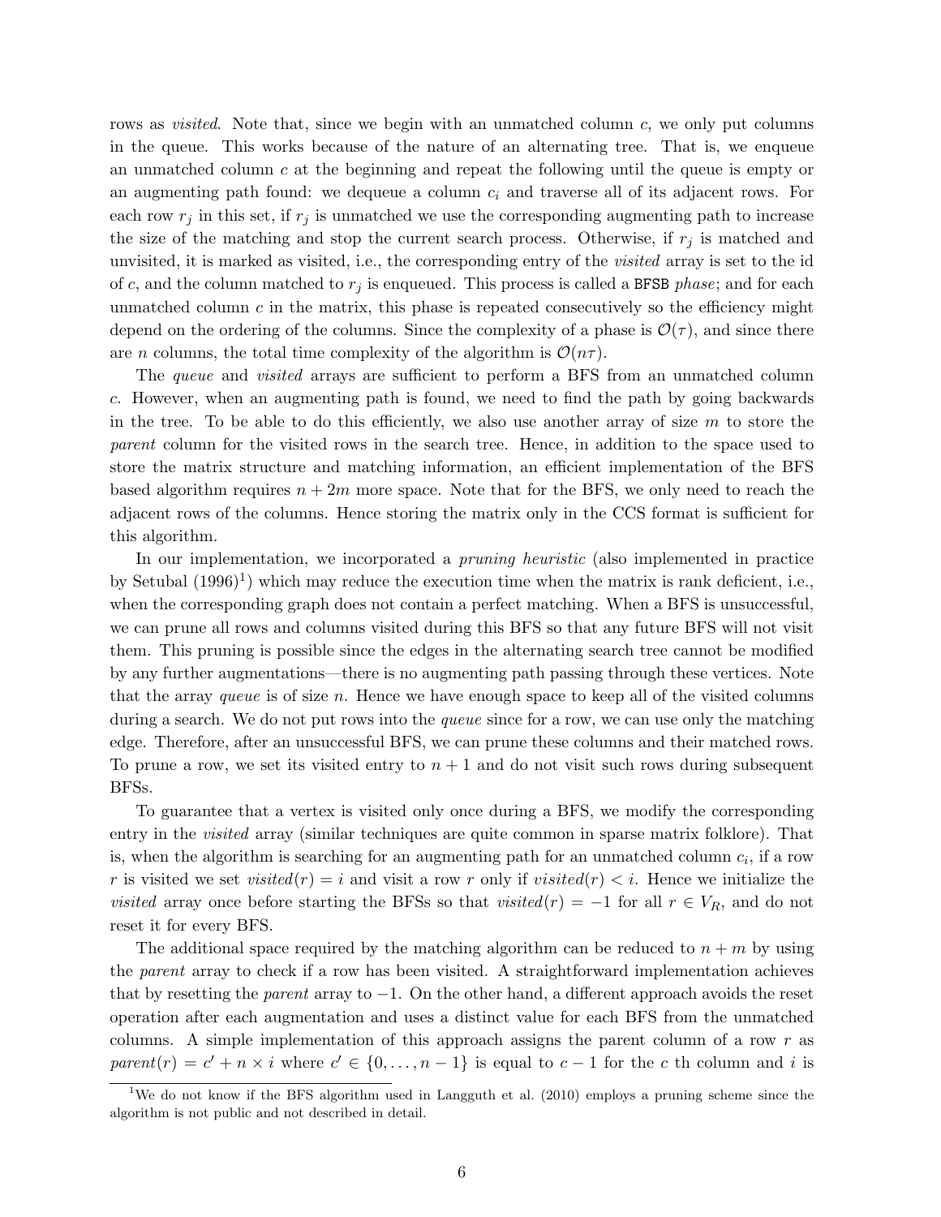rows as *visited*. Note that, since we begin with an unmatched column $c$, we only put columns in the queue. This works because of the nature of an alternating tree. That is, we enqueue an unmatched column $c$ at the beginning and repeat the following until the queue is empty or an augmenting path found: we dequeue a column $c_i$ and traverse all of its adjacent rows. For each row $r_j$ in this set, if $r_j$ is unmatched we use the corresponding augmenting path to increase the size of the matching and stop the current search process. Otherwise, if $r_j$ is matched and unvisited, it is marked as visited, i.e., the corresponding entry of the *visited* array is set to the id of $c$, and the column matched to $r_j$ is enqueued. This process is called a `BFSB` *phase*; and for each unmatched column $c$ in the matrix, this phase is repeated consecutively so the efficiency might depend on the ordering of the columns. Since the complexity of a phase is $\mathcal{O}(\tau)$, and since there are $n$ columns, the total time complexity of the algorithm is $\mathcal{O}(n\tau)$.

The *queue* and *visited* arrays are sufficient to perform a BFS from an unmatched column $c$. However, when an augmenting path is found, we need to find the path by going backwards in the tree. To be able to do this efficiently, we also use another array of size $m$ to store the *parent* column for the visited rows in the search tree. Hence, in addition to the space used to store the matrix structure and matching information, an efficient implementation of the BFS based algorithm requires $n + 2m$ more space. Note that for the BFS, we only need to reach the adjacent rows of the columns. Hence storing the matrix only in the CCS format is sufficient for this algorithm.

In our implementation, we incorporated a *pruning heuristic* (also implemented in practice by Setubal (1996)[1]) which may reduce the execution time when the matrix is rank deficient, i.e., when the corresponding graph does not contain a perfect matching. When a BFS is unsuccessful, we can prune all rows and columns visited during this BFS so that any future BFS will not visit them. This pruning is possible since the edges in the alternating search tree cannot be modified by any further augmentations—there is no augmenting path passing through these vertices. Note that the array *queue* is of size $n$. Hence we have enough space to keep all of the visited columns during a search. We do not put rows into the *queue* since for a row, we can use only the matching edge. Therefore, after an unsuccessful BFS, we can prune these columns and their matched rows. To prune a row, we set its visited entry to $n + 1$ and do not visit such rows during subsequent BFSs.

To guarantee that a vertex is visited only once during a BFS, we modify the corresponding entry in the *visited* array (similar techniques are quite common in sparse matrix folklore). That is, when the algorithm is searching for an augmenting path for an unmatched column $c_i$, if a row $r$ is visited we set $visited(r) = i$ and visit a row $r$ only if $visited(r) < i$. Hence we initialize the *visited* array once before starting the BFSs so that $visited(r) = -1$ for all $r \in V_R$, and do not reset it for every BFS.

The additional space required by the matching algorithm can be reduced to $n + m$ by using the *parent* array to check if a row has been visited. A straightforward implementation achieves that by resetting the *parent* array to $-1$. On the other hand, a different approach avoids the reset operation after each augmentation and uses a distinct value for each BFS from the unmatched columns. A simple implementation of this approach assigns the parent column of a row $r$ as $parent(r) = c' + n \times i$ where $c' \in \{0, \ldots, n-1\}$ is equal to $c - 1$ for the $c$ th column and $i$ is

[1]We do not know if the BFS algorithm used in Langguth et al. (2010) employs a pruning scheme since the algorithm is not public and not described in detail.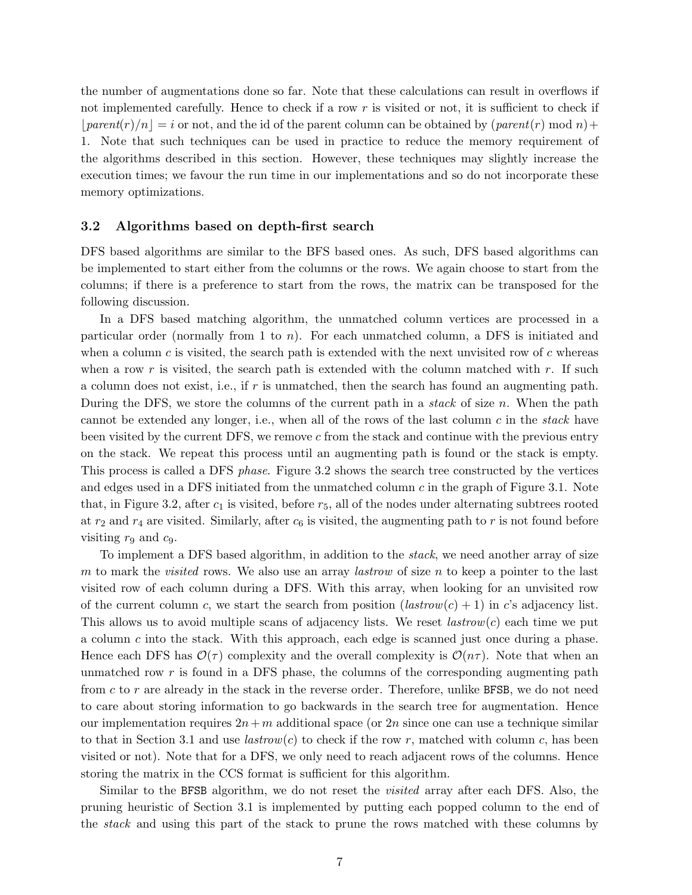the number of augmentations done so far. Note that these calculations can result in overflows if not implemented carefully. Hence to check if a row $r$ is visited or not, it is sufficient to check if $\lfloor parent(r)/n \rfloor = i$ or not, and the id of the parent column can be obtained by $(parent(r) \bmod n) + 1$. Note that such techniques can be used in practice to reduce the memory requirement of the algorithms described in this section. However, these techniques may slightly increase the execution times; we favour the run time in our implementations and so do not incorporate these memory optimizations.

### 3.2 Algorithms based on depth-first search

DFS based algorithms are similar to the BFS based ones. As such, DFS based algorithms can be implemented to start either from the columns or the rows. We again choose to start from the columns; if there is a preference to start from the rows, the matrix can be transposed for the following discussion.

In a DFS based matching algorithm, the unmatched column vertices are processed in a particular order (normally from 1 to $n$). For each unmatched column, a DFS is initiated and when a column $c$ is visited, the search path is extended with the next unvisited row of $c$ whereas when a row $r$ is visited, the search path is extended with the column matched with $r$. If such a column does not exist, i.e., if $r$ is unmatched, then the search has found an augmenting path. During the DFS, we store the columns of the current path in a *stack* of size $n$. When the path cannot be extended any longer, i.e., when all of the rows of the last column $c$ in the *stack* have been visited by the current DFS, we remove $c$ from the stack and continue with the previous entry on the stack. We repeat this process until an augmenting path is found or the stack is empty. This process is called a DFS *phase*. Figure 3.2 shows the search tree constructed by the vertices and edges used in a DFS initiated from the unmatched column $c$ in the graph of Figure 3.1. Note that, in Figure 3.2, after $c_1$ is visited, before $r_5$, all of the nodes under alternating subtrees rooted at $r_2$ and $r_4$ are visited. Similarly, after $c_6$ is visited, the augmenting path to $r$ is not found before visiting $r_9$ and $c_9$.

To implement a DFS based algorithm, in addition to the *stack*, we need another array of size $m$ to mark the *visited* rows. We also use an array *lastrow* of size $n$ to keep a pointer to the last visited row of each column during a DFS. With this array, when looking for an unvisited row of the current column $c$, we start the search from position $(lastrow(c) + 1)$ in $c$'s adjacency list. This allows us to avoid multiple scans of adjacency lists. We reset $lastrow(c)$ each time we put a column $c$ into the stack. With this approach, each edge is scanned just once during a phase. Hence each DFS has $\mathcal{O}(\tau)$ complexity and the overall complexity is $\mathcal{O}(n\tau)$. Note that when an unmatched row $r$ is found in a DFS phase, the columns of the corresponding augmenting path from $c$ to $r$ are already in the stack in the reverse order. Therefore, unlike `BFSB`, we do not need to care about storing information to go backwards in the search tree for augmentation. Hence our implementation requires $2n + m$ additional space (or $2n$ since one can use a technique similar to that in Section 3.1 and use $lastrow(c)$ to check if the row $r$, matched with column $c$, has been visited or not). Note that for a DFS, we only need to reach adjacent rows of the columns. Hence storing the matrix in the CCS format is sufficient for this algorithm.

Similar to the `BFSB` algorithm, we do not reset the *visited* array after each DFS. Also, the pruning heuristic of Section 3.1 is implemented by putting each popped column to the end of the *stack* and using this part of the stack to prune the rows matched with these columns by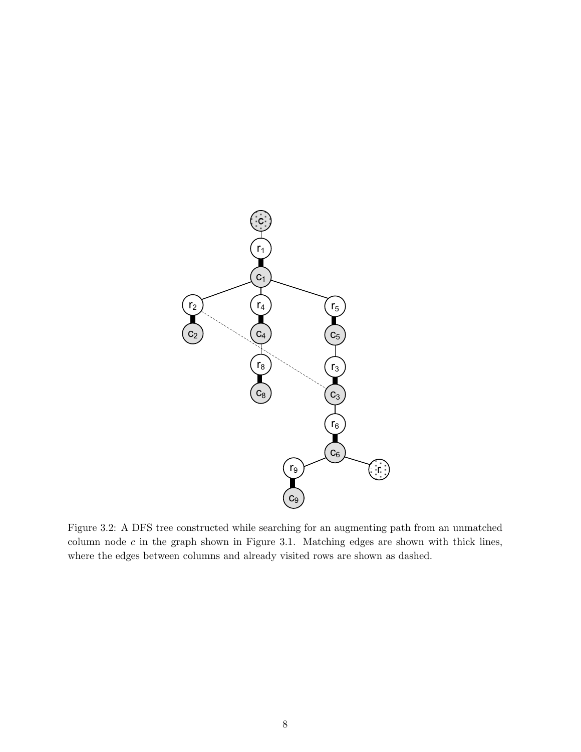Figure 3.2: A DFS tree constructed while searching for an augmenting path from an unmatched column node $c$ in the graph shown in Figure 3.1. Matching edges are shown with thick lines, where the edges between columns and already visited rows are shown as dashed.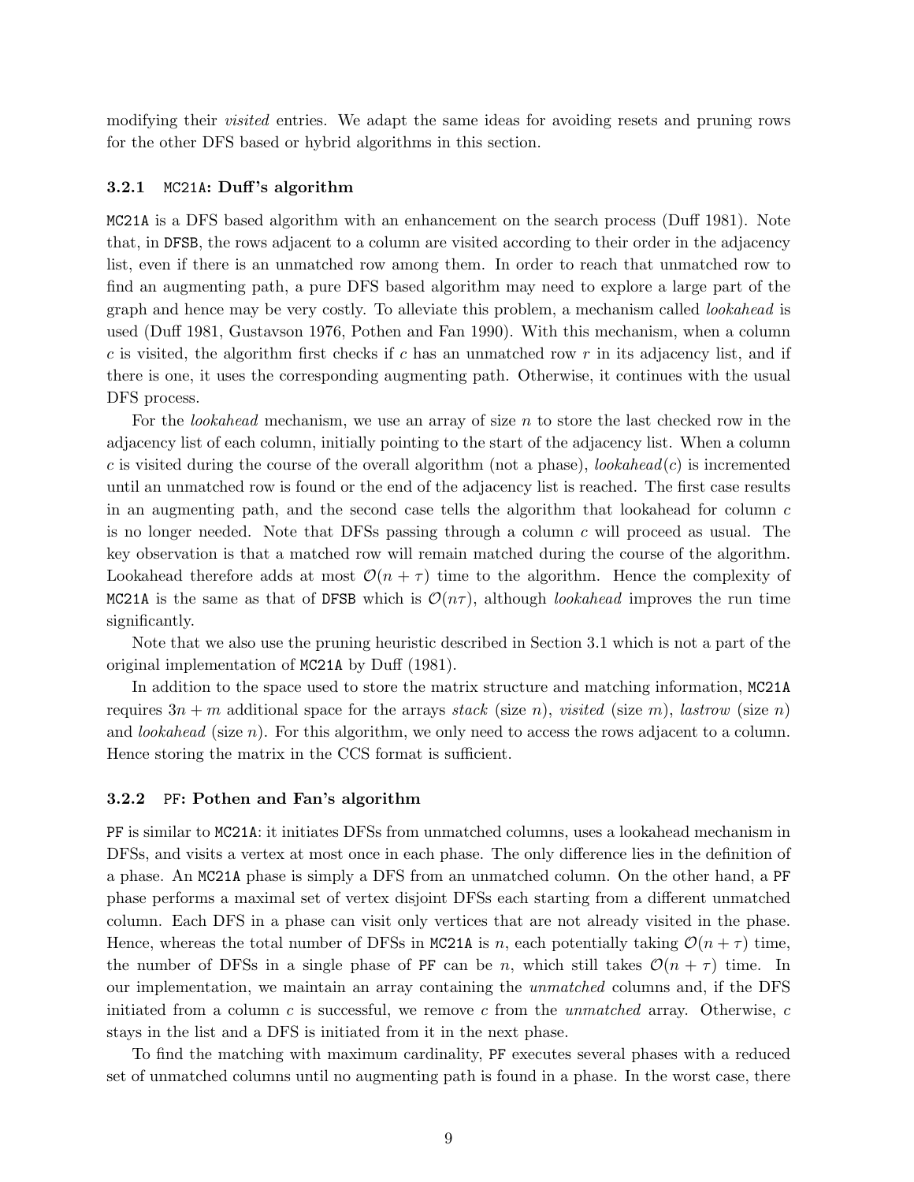modifying their *visited* entries. We adapt the same ideas for avoiding resets and pruning rows for the other DFS based or hybrid algorithms in this section.

### 3.2.1 MC21A: Duff's algorithm

MC21A is a DFS based algorithm with an enhancement on the search process (Duff 1981). Note that, in DFSB, the rows adjacent to a column are visited according to their order in the adjacency list, even if there is an unmatched row among them. In order to reach that unmatched row to find an augmenting path, a pure DFS based algorithm may need to explore a large part of the graph and hence may be very costly. To alleviate this problem, a mechanism called *lookahead* is used (Duff 1981, Gustavson 1976, Pothen and Fan 1990). With this mechanism, when a column $c$ is visited, the algorithm first checks if $c$ has an unmatched row $r$ in its adjacency list, and if there is one, it uses the corresponding augmenting path. Otherwise, it continues with the usual DFS process.

For the *lookahead* mechanism, we use an array of size $n$ to store the last checked row in the adjacency list of each column, initially pointing to the start of the adjacency list. When a column $c$ is visited during the course of the overall algorithm (not a phase), $lookahead(c)$ is incremented until an unmatched row is found or the end of the adjacency list is reached. The first case results in an augmenting path, and the second case tells the algorithm that lookahead for column $c$ is no longer needed. Note that DFSs passing through a column $c$ will proceed as usual. The key observation is that a matched row will remain matched during the course of the algorithm. Lookahead therefore adds at most $\mathcal{O}(n + \tau)$ time to the algorithm. Hence the complexity of MC21A is the same as that of DFSB which is $\mathcal{O}(n\tau)$, although *lookahead* improves the run time significantly.

Note that we also use the pruning heuristic described in Section 3.1 which is not a part of the original implementation of MC21A by Duff (1981).

In addition to the space used to store the matrix structure and matching information, MC21A requires $3n + m$ additional space for the arrays *stack* (size $n$), *visited* (size $m$), *lastrow* (size $n$) and *lookahead* (size $n$). For this algorithm, we only need to access the rows adjacent to a column. Hence storing the matrix in the CCS format is sufficient.

### 3.2.2 PF: Pothen and Fan's algorithm

PF is similar to MC21A: it initiates DFSs from unmatched columns, uses a lookahead mechanism in DFSs, and visits a vertex at most once in each phase. The only difference lies in the definition of a phase. An MC21A phase is simply a DFS from an unmatched column. On the other hand, a PF phase performs a maximal set of vertex disjoint DFSs each starting from a different unmatched column. Each DFS in a phase can visit only vertices that are not already visited in the phase. Hence, whereas the total number of DFSs in MC21A is $n$, each potentially taking $\mathcal{O}(n + \tau)$ time, the number of DFSs in a single phase of PF can be $n$, which still takes $\mathcal{O}(n + \tau)$ time. In our implementation, we maintain an array containing the *unmatched* columns and, if the DFS initiated from a column $c$ is successful, we remove $c$ from the *unmatched* array. Otherwise, $c$ stays in the list and a DFS is initiated from it in the next phase.

To find the matching with maximum cardinality, PF executes several phases with a reduced set of unmatched columns until no augmenting path is found in a phase. In the worst case, there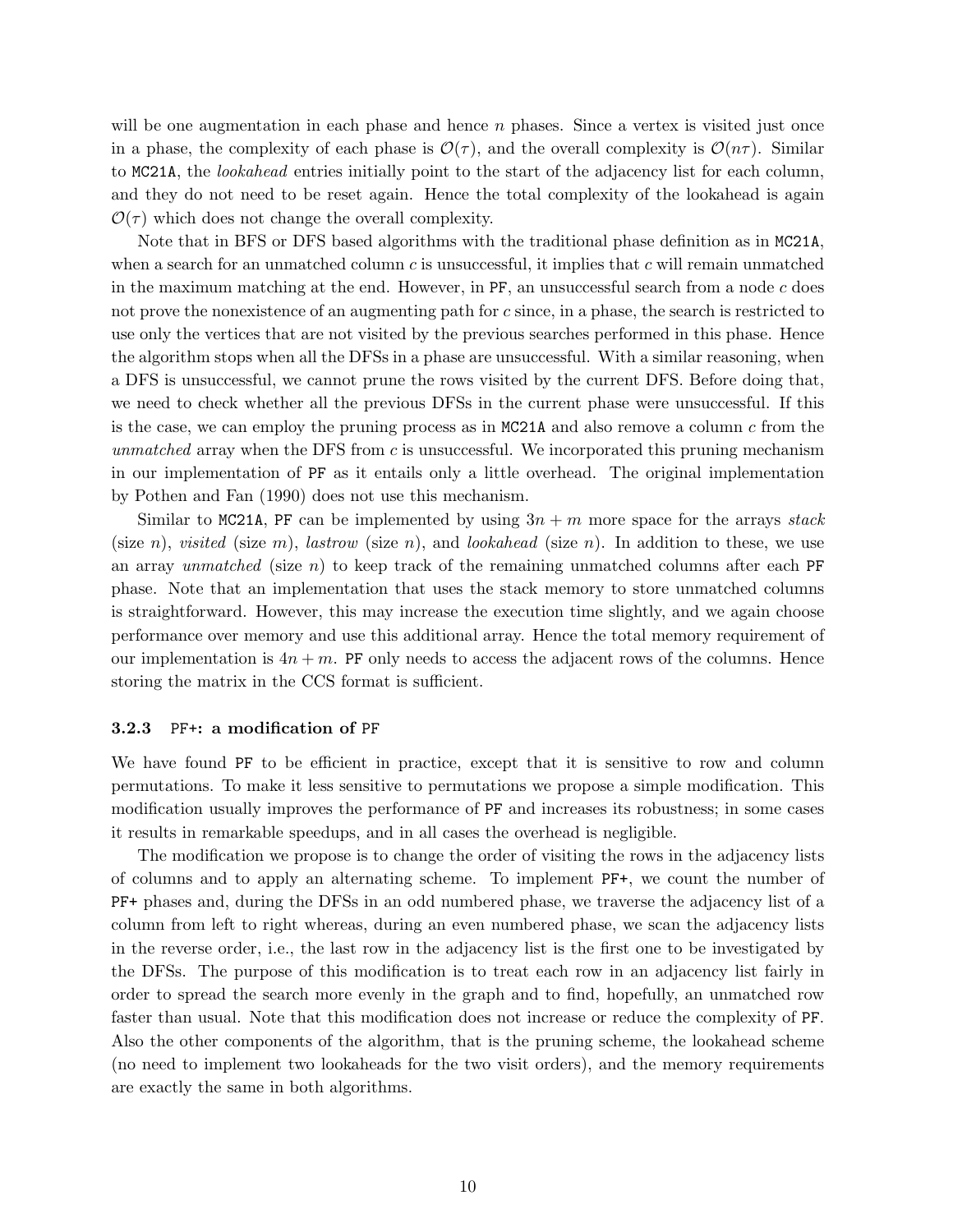will be one augmentation in each phase and hence $n$ phases. Since a vertex is visited just once in a phase, the complexity of each phase is $\mathcal{O}(\tau)$, and the overall complexity is $\mathcal{O}(n\tau)$. Similar to MC21A, the *lookahead* entries initially point to the start of the adjacency list for each column, and they do not need to be reset again. Hence the total complexity of the lookahead is again $\mathcal{O}(\tau)$ which does not change the overall complexity.

Note that in BFS or DFS based algorithms with the traditional phase definition as in MC21A, when a search for an unmatched column $c$ is unsuccessful, it implies that $c$ will remain unmatched in the maximum matching at the end. However, in PF, an unsuccessful search from a node $c$ does not prove the nonexistence of an augmenting path for $c$ since, in a phase, the search is restricted to use only the vertices that are not visited by the previous searches performed in this phase. Hence the algorithm stops when all the DFSs in a phase are unsuccessful. With a similar reasoning, when a DFS is unsuccessful, we cannot prune the rows visited by the current DFS. Before doing that, we need to check whether all the previous DFSs in the current phase were unsuccessful. If this is the case, we can employ the pruning process as in MC21A and also remove a column $c$ from the *unmatched* array when the DFS from $c$ is unsuccessful. We incorporated this pruning mechanism in our implementation of PF as it entails only a little overhead. The original implementation by Pothen and Fan (1990) does not use this mechanism.

Similar to MC21A, PF can be implemented by using $3n + m$ more space for the arrays *stack* (size $n$), *visited* (size $m$), *lastrow* (size $n$), and *lookahead* (size $n$). In addition to these, we use an array *unmatched* (size $n$) to keep track of the remaining unmatched columns after each PF phase. Note that an implementation that uses the stack memory to store unmatched columns is straightforward. However, this may increase the execution time slightly, and we again choose performance over memory and use this additional array. Hence the total memory requirement of our implementation is $4n + m$. PF only needs to access the adjacent rows of the columns. Hence storing the matrix in the CCS format is sufficient.

### 3.2.3 PF+: a modification of PF

We have found PF to be efficient in practice, except that it is sensitive to row and column permutations. To make it less sensitive to permutations we propose a simple modification. This modification usually improves the performance of PF and increases its robustness; in some cases it results in remarkable speedups, and in all cases the overhead is negligible.

The modification we propose is to change the order of visiting the rows in the adjacency lists of columns and to apply an alternating scheme. To implement PF+, we count the number of PF+ phases and, during the DFSs in an odd numbered phase, we traverse the adjacency list of a column from left to right whereas, during an even numbered phase, we scan the adjacency lists in the reverse order, i.e., the last row in the adjacency list is the first one to be investigated by the DFSs. The purpose of this modification is to treat each row in an adjacency list fairly in order to spread the search more evenly in the graph and to find, hopefully, an unmatched row faster than usual. Note that this modification does not increase or reduce the complexity of PF. Also the other components of the algorithm, that is the pruning scheme, the lookahead scheme (no need to implement two lookaheads for the two visit orders), and the memory requirements are exactly the same in both algorithms.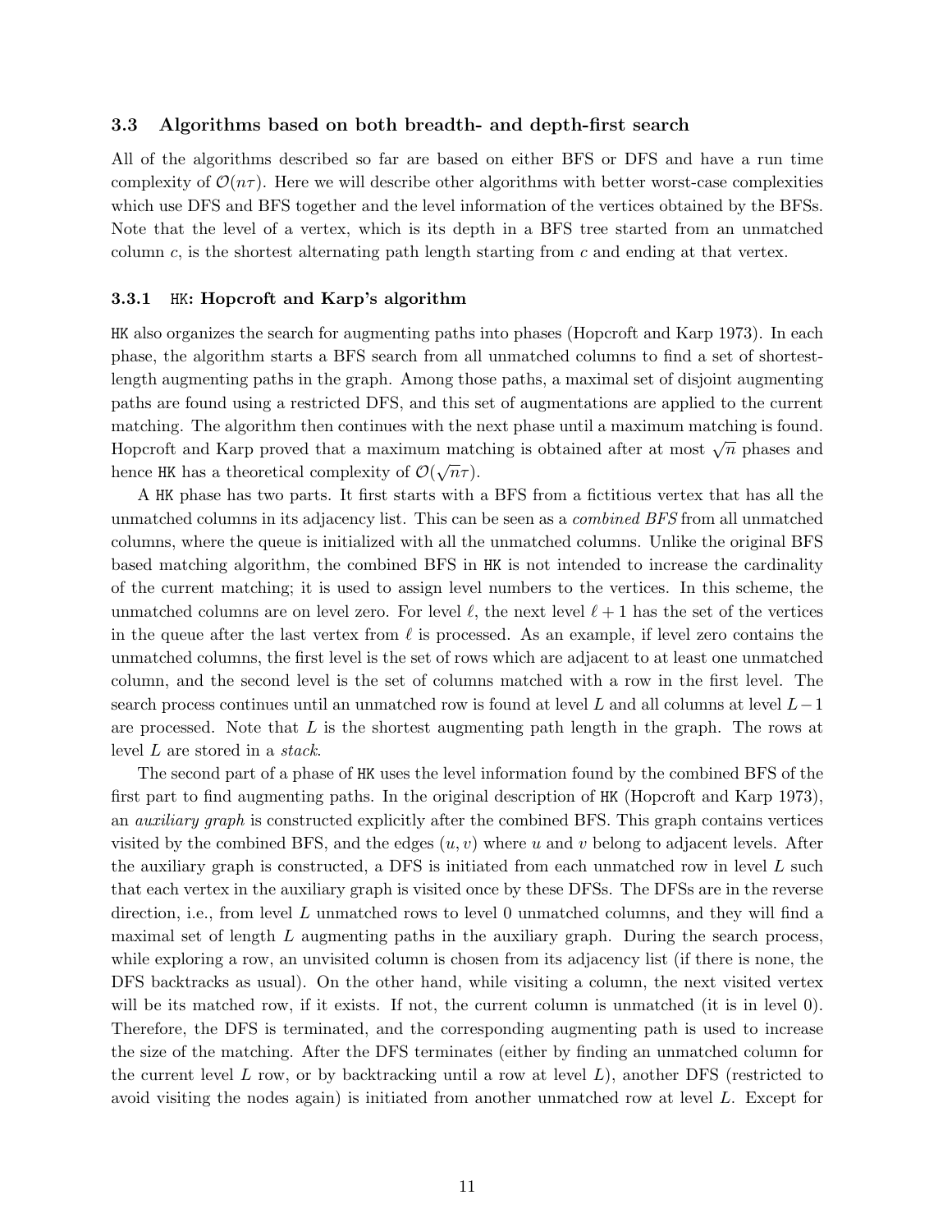### 3.3 Algorithms based on both breadth- and depth-first search

All of the algorithms described so far are based on either BFS or DFS and have a run time complexity of $\mathcal{O}(n\tau)$. Here we will describe other algorithms with better worst-case complexities which use DFS and BFS together and the level information of the vertices obtained by the BFSs. Note that the level of a vertex, which is its depth in a BFS tree started from an unmatched column $c$, is the shortest alternating path length starting from $c$ and ending at that vertex.

#### 3.3.1 HK: Hopcroft and Karp's algorithm

HK also organizes the search for augmenting paths into phases (Hopcroft and Karp 1973). In each phase, the algorithm starts a BFS search from all unmatched columns to find a set of shortest-length augmenting paths in the graph. Among those paths, a maximal set of disjoint augmenting paths are found using a restricted DFS, and this set of augmentations are applied to the current matching. The algorithm then continues with the next phase until a maximum matching is found. Hopcroft and Karp proved that a maximum matching is obtained after at most $\sqrt{n}$ phases and hence HK has a theoretical complexity of $\mathcal{O}(\sqrt{n}\tau)$.

A HK phase has two parts. It first starts with a BFS from a fictitious vertex that has all the unmatched columns in its adjacency list. This can be seen as a *combined BFS* from all unmatched columns, where the queue is initialized with all the unmatched columns. Unlike the original BFS based matching algorithm, the combined BFS in HK is not intended to increase the cardinality of the current matching; it is used to assign level numbers to the vertices. In this scheme, the unmatched columns are on level zero. For level $\ell$, the next level $\ell + 1$ has the set of the vertices in the queue after the last vertex from $\ell$ is processed. As an example, if level zero contains the unmatched columns, the first level is the set of rows which are adjacent to at least one unmatched column, and the second level is the set of columns matched with a row in the first level. The search process continues until an unmatched row is found at level $L$ and all columns at level $L-1$ are processed. Note that $L$ is the shortest augmenting path length in the graph. The rows at level $L$ are stored in a *stack*.

The second part of a phase of HK uses the level information found by the combined BFS of the first part to find augmenting paths. In the original description of HK (Hopcroft and Karp 1973), an *auxiliary graph* is constructed explicitly after the combined BFS. This graph contains vertices visited by the combined BFS, and the edges $(u, v)$ where $u$ and $v$ belong to adjacent levels. After the auxiliary graph is constructed, a DFS is initiated from each unmatched row in level $L$ such that each vertex in the auxiliary graph is visited once by these DFSs. The DFSs are in the reverse direction, i.e., from level $L$ unmatched rows to level 0 unmatched columns, and they will find a maximal set of length $L$ augmenting paths in the auxiliary graph. During the search process, while exploring a row, an unvisited column is chosen from its adjacency list (if there is none, the DFS backtracks as usual). On the other hand, while visiting a column, the next visited vertex will be its matched row, if it exists. If not, the current column is unmatched (it is in level 0). Therefore, the DFS is terminated, and the corresponding augmenting path is used to increase the size of the matching. After the DFS terminates (either by finding an unmatched column for the current level $L$ row, or by backtracking until a row at level $L$), another DFS (restricted to avoid visiting the nodes again) is initiated from another unmatched row at level $L$. Except for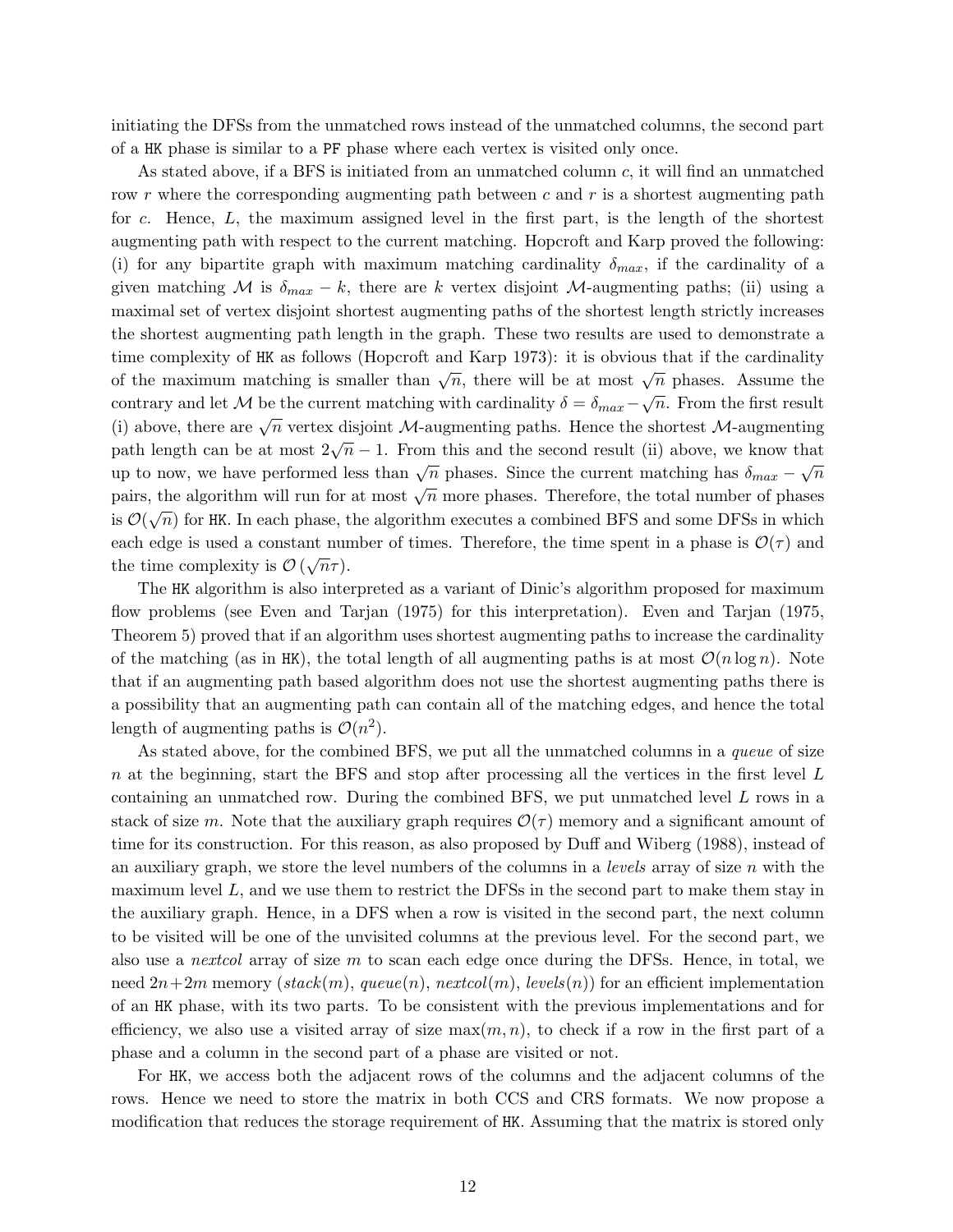initiating the DFSs from the unmatched rows instead of the unmatched columns, the second part of a HK phase is similar to a PF phase where each vertex is visited only once.

As stated above, if a BFS is initiated from an unmatched column $c$, it will find an unmatched row $r$ where the corresponding augmenting path between $c$ and $r$ is a shortest augmenting path for $c$. Hence, $L$, the maximum assigned level in the first part, is the length of the shortest augmenting path with respect to the current matching. Hopcroft and Karp proved the following: (i) for any bipartite graph with maximum matching cardinality $\delta_{max}$, if the cardinality of a given matching $\mathcal{M}$ is $\delta_{max} - k$, there are $k$ vertex disjoint $\mathcal{M}$-augmenting paths; (ii) using a maximal set of vertex disjoint shortest augmenting paths of the shortest length strictly increases the shortest augmenting path length in the graph. These two results are used to demonstrate a time complexity of HK as follows (Hopcroft and Karp 1973): it is obvious that if the cardinality of the maximum matching is smaller than $\sqrt{n}$, there will be at most $\sqrt{n}$ phases. Assume the contrary and let $\mathcal{M}$ be the current matching with cardinality $\delta = \delta_{max} - \sqrt{n}$. From the first result (i) above, there are $\sqrt{n}$ vertex disjoint $\mathcal{M}$-augmenting paths. Hence the shortest $\mathcal{M}$-augmenting path length can be at most $2\sqrt{n} - 1$. From this and the second result (ii) above, we know that up to now, we have performed less than $\sqrt{n}$ phases. Since the current matching has $\delta_{max} - \sqrt{n}$ pairs, the algorithm will run for at most $\sqrt{n}$ more phases. Therefore, the total number of phases is $\mathcal{O}(\sqrt{n})$ for HK. In each phase, the algorithm executes a combined BFS and some DFSs in which each edge is used a constant number of times. Therefore, the time spent in a phase is $\mathcal{O}(\tau)$ and the time complexity is $\mathcal{O}\left(\sqrt{n}\tau\right)$.

The HK algorithm is also interpreted as a variant of Dinic's algorithm proposed for maximum flow problems (see Even and Tarjan (1975) for this interpretation). Even and Tarjan (1975, Theorem 5) proved that if an algorithm uses shortest augmenting paths to increase the cardinality of the matching (as in HK), the total length of all augmenting paths is at most $\mathcal{O}(n \log n)$. Note that if an augmenting path based algorithm does not use the shortest augmenting paths there is a possibility that an augmenting path can contain all of the matching edges, and hence the total length of augmenting paths is $\mathcal{O}(n^2)$.

As stated above, for the combined BFS, we put all the unmatched columns in a *queue* of size $n$ at the beginning, start the BFS and stop after processing all the vertices in the first level $L$ containing an unmatched row. During the combined BFS, we put unmatched level $L$ rows in a stack of size $m$. Note that the auxiliary graph requires $\mathcal{O}(\tau)$ memory and a significant amount of time for its construction. For this reason, as also proposed by Duff and Wiberg (1988), instead of an auxiliary graph, we store the level numbers of the columns in a *levels* array of size $n$ with the maximum level $L$, and we use them to restrict the DFSs in the second part to make them stay in the auxiliary graph. Hence, in a DFS when a row is visited in the second part, the next column to be visited will be one of the unvisited columns at the previous level. For the second part, we also use a *nextcol* array of size $m$ to scan each edge once during the DFSs. Hence, in total, we need $2n+2m$ memory (*stack*($m$), *queue*($n$), *nextcol*($m$), *levels*($n$)) for an efficient implementation of an HK phase, with its two parts. To be consistent with the previous implementations and for efficiency, we also use a visited array of size $\max(m, n)$, to check if a row in the first part of a phase and a column in the second part of a phase are visited or not.

For HK, we access both the adjacent rows of the columns and the adjacent columns of the rows. Hence we need to store the matrix in both CCS and CRS formats. We now propose a modification that reduces the storage requirement of HK. Assuming that the matrix is stored only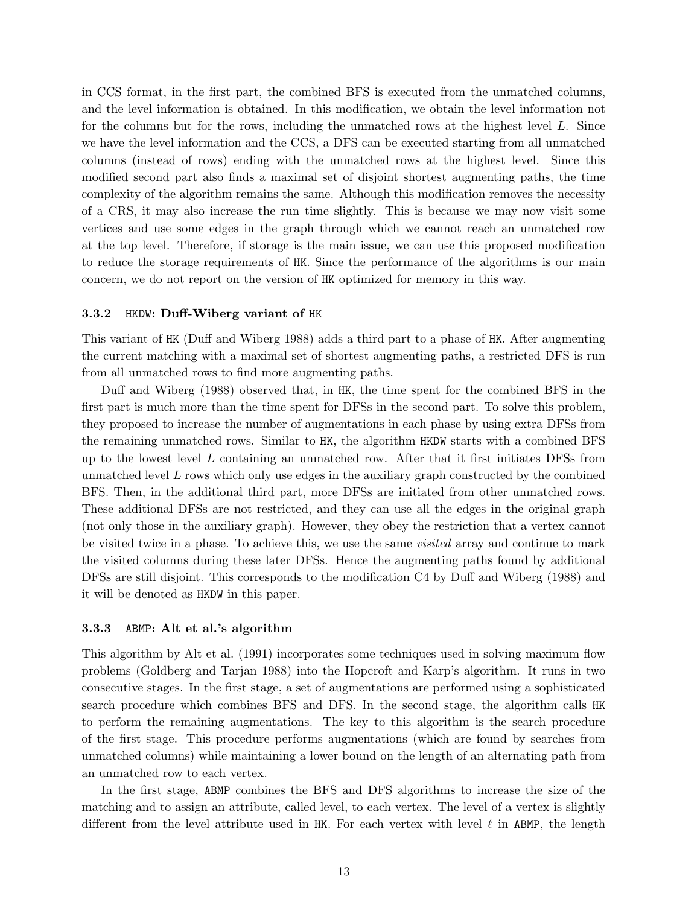in CCS format, in the first part, the combined BFS is executed from the unmatched columns, and the level information is obtained. In this modification, we obtain the level information not for the columns but for the rows, including the unmatched rows at the highest level $L$. Since we have the level information and the CCS, a DFS can be executed starting from all unmatched columns (instead of rows) ending with the unmatched rows at the highest level. Since this modified second part also finds a maximal set of disjoint shortest augmenting paths, the time complexity of the algorithm remains the same. Although this modification removes the necessity of a CRS, it may also increase the run time slightly. This is because we may now visit some vertices and use some edges in the graph through which we cannot reach an unmatched row at the top level. Therefore, if storage is the main issue, we can use this proposed modification to reduce the storage requirements of HK. Since the performance of the algorithms is our main concern, we do not report on the version of HK optimized for memory in this way.

### 3.3.2 HKDW: Duff-Wiberg variant of HK

This variant of HK (Duff and Wiberg 1988) adds a third part to a phase of HK. After augmenting the current matching with a maximal set of shortest augmenting paths, a restricted DFS is run from all unmatched rows to find more augmenting paths.

Duff and Wiberg (1988) observed that, in HK, the time spent for the combined BFS in the first part is much more than the time spent for DFSs in the second part. To solve this problem, they proposed to increase the number of augmentations in each phase by using extra DFSs from the remaining unmatched rows. Similar to HK, the algorithm HKDW starts with a combined BFS up to the lowest level $L$ containing an unmatched row. After that it first initiates DFSs from unmatched level $L$ rows which only use edges in the auxiliary graph constructed by the combined BFS. Then, in the additional third part, more DFSs are initiated from other unmatched rows. These additional DFSs are not restricted, and they can use all the edges in the original graph (not only those in the auxiliary graph). However, they obey the restriction that a vertex cannot be visited twice in a phase. To achieve this, we use the same *visited* array and continue to mark the visited columns during these later DFSs. Hence the augmenting paths found by additional DFSs are still disjoint. This corresponds to the modification C4 by Duff and Wiberg (1988) and it will be denoted as HKDW in this paper.

### 3.3.3 ABMP: Alt et al.'s algorithm

This algorithm by Alt et al. (1991) incorporates some techniques used in solving maximum flow problems (Goldberg and Tarjan 1988) into the Hopcroft and Karp's algorithm. It runs in two consecutive stages. In the first stage, a set of augmentations are performed using a sophisticated search procedure which combines BFS and DFS. In the second stage, the algorithm calls HK to perform the remaining augmentations. The key to this algorithm is the search procedure of the first stage. This procedure performs augmentations (which are found by searches from unmatched columns) while maintaining a lower bound on the length of an alternating path from an unmatched row to each vertex.

In the first stage, ABMP combines the BFS and DFS algorithms to increase the size of the matching and to assign an attribute, called level, to each vertex. The level of a vertex is slightly different from the level attribute used in HK. For each vertex with level $\ell$ in ABMP, the length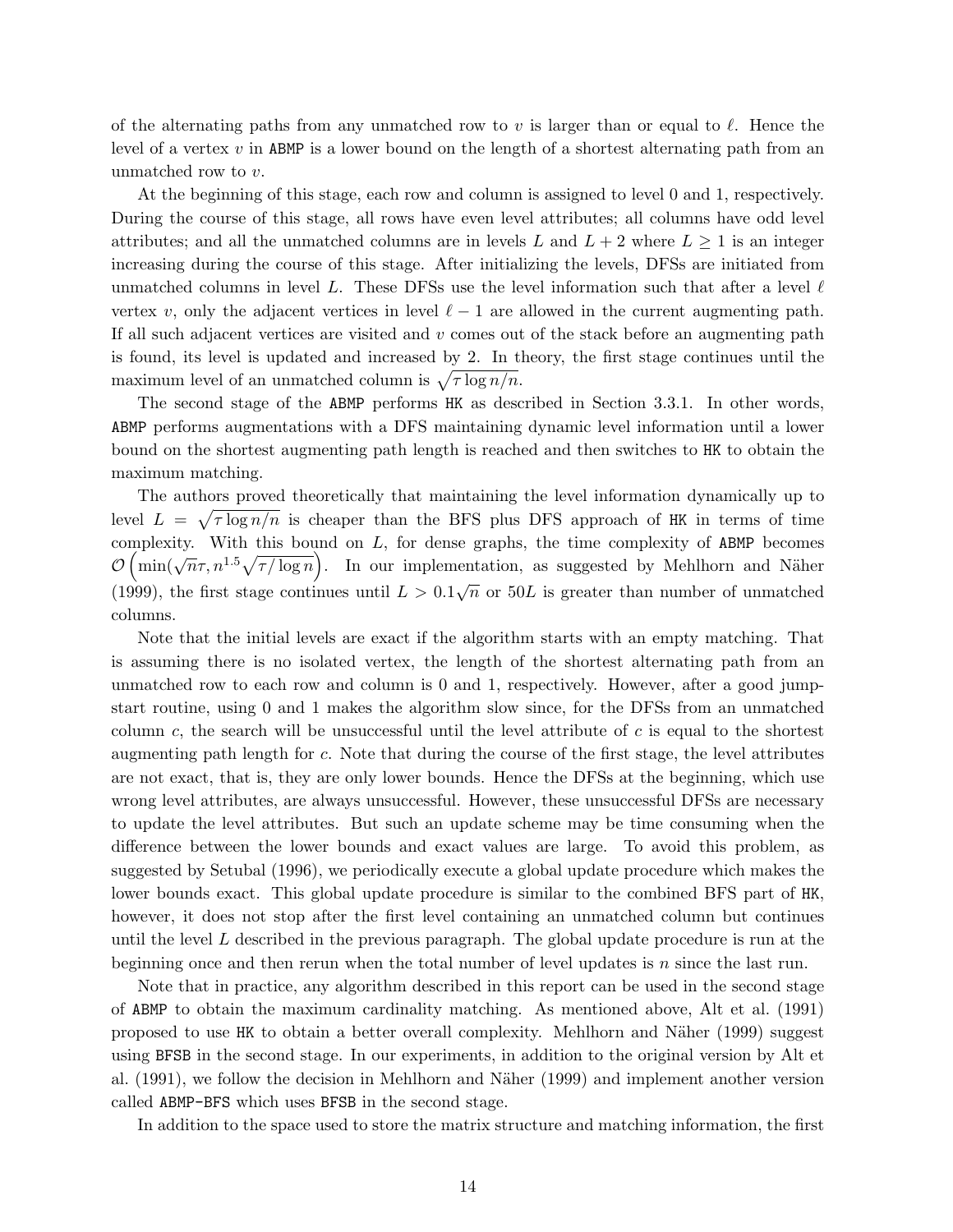of the alternating paths from any unmatched row to $v$ is larger than or equal to $\ell$. Hence the level of a vertex $v$ in ABMP is a lower bound on the length of a shortest alternating path from an unmatched row to $v$.

At the beginning of this stage, each row and column is assigned to level 0 and 1, respectively. During the course of this stage, all rows have even level attributes; all columns have odd level attributes; and all the unmatched columns are in levels $L$ and $L + 2$ where $L \geq 1$ is an integer increasing during the course of this stage. After initializing the levels, DFSs are initiated from unmatched columns in level $L$. These DFSs use the level information such that after a level $\ell$ vertex $v$, only the adjacent vertices in level $\ell - 1$ are allowed in the current augmenting path. If all such adjacent vertices are visited and $v$ comes out of the stack before an augmenting path is found, its level is updated and increased by 2. In theory, the first stage continues until the maximum level of an unmatched column is $\sqrt{\tau \log n / n}$.

The second stage of the ABMP performs HK as described in Section 3.3.1. In other words, ABMP performs augmentations with a DFS maintaining dynamic level information until a lower bound on the shortest augmenting path length is reached and then switches to HK to obtain the maximum matching.

The authors proved theoretically that maintaining the level information dynamically up to level $L = \sqrt{\tau \log n / n}$ is cheaper than the BFS plus DFS approach of HK in terms of time complexity. With this bound on $L$, for dense graphs, the time complexity of ABMP becomes $\mathcal{O}\left(\min(\sqrt{n}\tau, n^{1.5}\sqrt{\tau / \log n}\right)$. In our implementation, as suggested by Mehlhorn and Näher (1999), the first stage continues until $L > 0.1\sqrt{n}$ or $50L$ is greater than number of unmatched columns.

Note that the initial levels are exact if the algorithm starts with an empty matching. That is assuming there is no isolated vertex, the length of the shortest alternating path from an unmatched row to each row and column is 0 and 1, respectively. However, after a good jump-start routine, using 0 and 1 makes the algorithm slow since, for the DFSs from an unmatched column $c$, the search will be unsuccessful until the level attribute of $c$ is equal to the shortest augmenting path length for $c$. Note that during the course of the first stage, the level attributes are not exact, that is, they are only lower bounds. Hence the DFSs at the beginning, which use wrong level attributes, are always unsuccessful. However, these unsuccessful DFSs are necessary to update the level attributes. But such an update scheme may be time consuming when the difference between the lower bounds and exact values are large. To avoid this problem, as suggested by Setubal (1996), we periodically execute a global update procedure which makes the lower bounds exact. This global update procedure is similar to the combined BFS part of HK, however, it does not stop after the first level containing an unmatched column but continues until the level $L$ described in the previous paragraph. The global update procedure is run at the beginning once and then rerun when the total number of level updates is $n$ since the last run.

Note that in practice, any algorithm described in this report can be used in the second stage of ABMP to obtain the maximum cardinality matching. As mentioned above, Alt et al. (1991) proposed to use HK to obtain a better overall complexity. Mehlhorn and Näher (1999) suggest using BFSB in the second stage. In our experiments, in addition to the original version by Alt et al. (1991), we follow the decision in Mehlhorn and Näher (1999) and implement another version called ABMP-BFS which uses BFSB in the second stage.

In addition to the space used to store the matrix structure and matching information, the first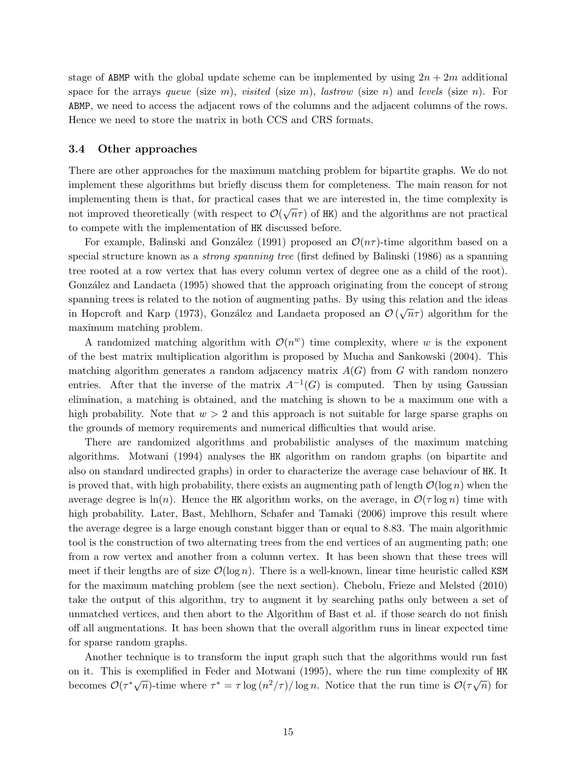stage of ABMP with the global update scheme can be implemented by using $2n + 2m$ additional space for the arrays *queue* (size $m$), *visited* (size $m$), *lastrow* (size $n$) and *levels* (size $n$). For ABMP, we need to access the adjacent rows of the columns and the adjacent columns of the rows. Hence we need to store the matrix in both CCS and CRS formats.

### 3.4 Other approaches

There are other approaches for the maximum matching problem for bipartite graphs. We do not implement these algorithms but briefly discuss them for completeness. The main reason for not implementing them is that, for practical cases that we are interested in, the time complexity is not improved theoretically (with respect to $\mathcal{O}(\sqrt{n}\tau)$ of HK) and the algorithms are not practical to compete with the implementation of HK discussed before.

For example, Balinski and González (1991) proposed an $\mathcal{O}(n\tau)$-time algorithm based on a special structure known as a *strong spanning tree* (first defined by Balinski (1986) as a spanning tree rooted at a row vertex that has every column vertex of degree one as a child of the root). González and Landaeta (1995) showed that the approach originating from the concept of strong spanning trees is related to the notion of augmenting paths. By using this relation and the ideas in Hopcroft and Karp (1973), González and Landaeta proposed an $\mathcal{O}(\sqrt{n}\tau)$ algorithm for the maximum matching problem.

A randomized matching algorithm with $\mathcal{O}(n^w)$ time complexity, where $w$ is the exponent of the best matrix multiplication algorithm is proposed by Mucha and Sankowski (2004). This matching algorithm generates a random adjacency matrix $A(G)$ from $G$ with random nonzero entries. After that the inverse of the matrix $A^{-1}(G)$ is computed. Then by using Gaussian elimination, a matching is obtained, and the matching is shown to be a maximum one with a high probability. Note that $w > 2$ and this approach is not suitable for large sparse graphs on the grounds of memory requirements and numerical difficulties that would arise.

There are randomized algorithms and probabilistic analyses of the maximum matching algorithms. Motwani (1994) analyses the HK algorithm on random graphs (on bipartite and also on standard undirected graphs) in order to characterize the average case behaviour of HK. It is proved that, with high probability, there exists an augmenting path of length $\mathcal{O}(\log n)$ when the average degree is $\ln(n)$. Hence the HK algorithm works, on the average, in $\mathcal{O}(\tau \log n)$ time with high probability. Later, Bast, Mehlhorn, Schafer and Tamaki (2006) improve this result where the average degree is a large enough constant bigger than or equal to 8.83. The main algorithmic tool is the construction of two alternating trees from the end vertices of an augmenting path; one from a row vertex and another from a column vertex. It has been shown that these trees will meet if their lengths are of size $\mathcal{O}(\log n)$. There is a well-known, linear time heuristic called KSM for the maximum matching problem (see the next section). Chebolu, Frieze and Melsted (2010) take the output of this algorithm, try to augment it by searching paths only between a set of unmatched vertices, and then abort to the Algorithm of Bast et al. if those search do not finish off all augmentations. It has been shown that the overall algorithm runs in linear expected time for sparse random graphs.

Another technique is to transform the input graph such that the algorithms would run fast on it. This is exemplified in Feder and Motwani (1995), where the run time complexity of HK becomes $\mathcal{O}(\tau^* \sqrt{n})$-time where $\tau^* = \tau \log(n^2/\tau)/\log n$. Notice that the run time is $\mathcal{O}(\tau\sqrt{n})$ for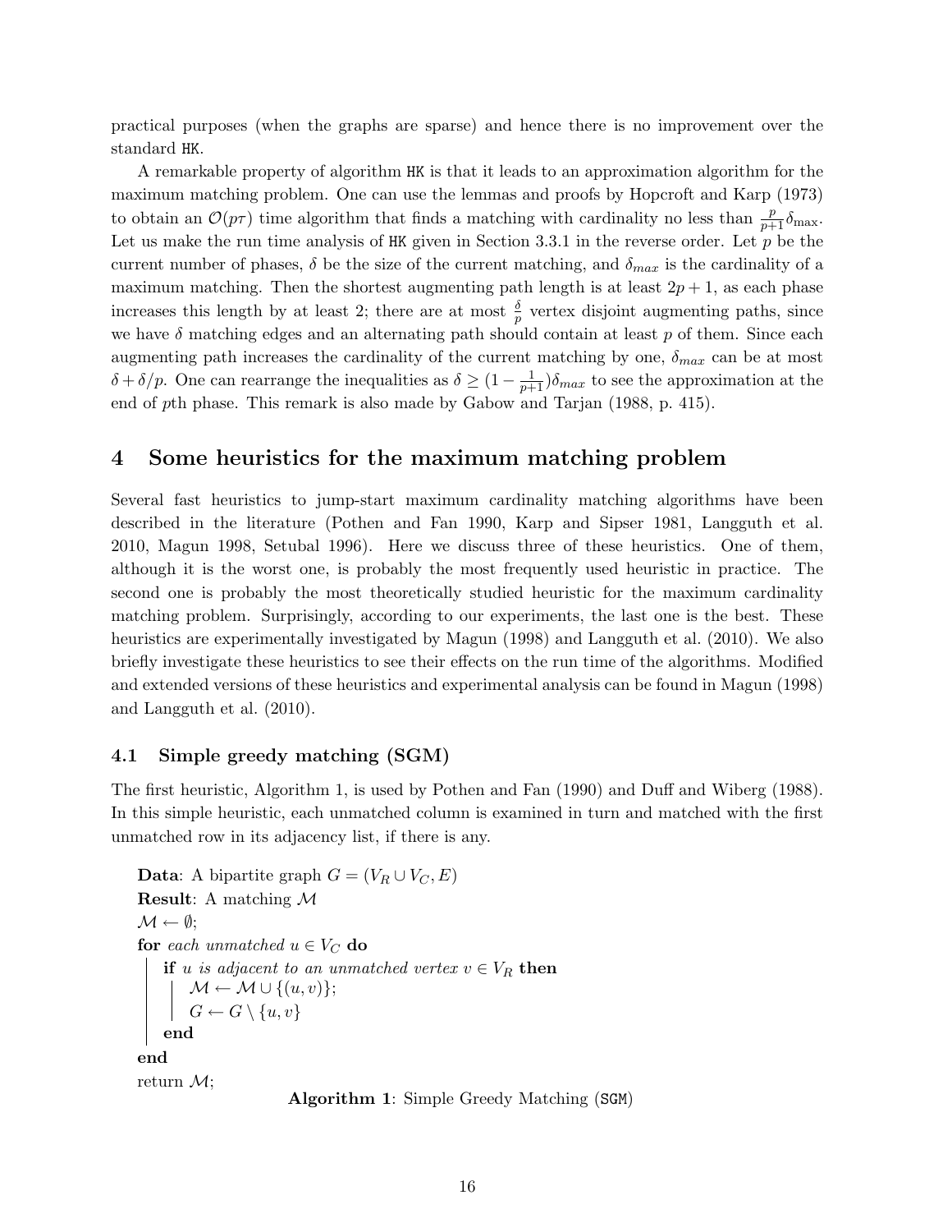practical purposes (when the graphs are sparse) and hence there is no improvement over the standard HK.

A remarkable property of algorithm HK is that it leads to an approximation algorithm for the maximum matching problem. One can use the lemmas and proofs by Hopcroft and Karp (1973) to obtain an $\mathcal{O}(p\tau)$ time algorithm that finds a matching with cardinality no less than $\frac{p}{p+1}\delta_{\max}$. Let us make the run time analysis of HK given in Section 3.3.1 in the reverse order. Let $p$ be the current number of phases, $\delta$ be the size of the current matching, and $\delta_{max}$ is the cardinality of a maximum matching. Then the shortest augmenting path length is at least $2p+1$, as each phase increases this length by at least 2; there are at most $\frac{\delta}{p}$ vertex disjoint augmenting paths, since we have $\delta$ matching edges and an alternating path should contain at least $p$ of them. Since each augmenting path increases the cardinality of the current matching by one, $\delta_{max}$ can be at most $\delta + \delta/p$. One can rearrange the inequalities as $\delta \geq (1 - \frac{1}{p+1})\delta_{max}$ to see the approximation at the end of $p$th phase. This remark is also made by Gabow and Tarjan (1988, p. 415).

## 4 Some heuristics for the maximum matching problem

Several fast heuristics to jump-start maximum cardinality matching algorithms have been described in the literature (Pothen and Fan 1990, Karp and Sipser 1981, Langguth et al. 2010, Magun 1998, Setubal 1996). Here we discuss three of these heuristics. One of them, although it is the worst one, is probably the most frequently used heuristic in practice. The second one is probably the most theoretically studied heuristic for the maximum cardinality matching problem. Surprisingly, according to our experiments, the last one is the best. These heuristics are experimentally investigated by Magun (1998) and Langguth et al. (2010). We also briefly investigate these heuristics to see their effects on the run time of the algorithms. Modified and extended versions of these heuristics and experimental analysis can be found in Magun (1998) and Langguth et al. (2010).

### 4.1 Simple greedy matching (SGM)

The first heuristic, Algorithm 1, is used by Pothen and Fan (1990) and Duff and Wiberg (1988). In this simple heuristic, each unmatched column is examined in turn and matched with the first unmatched row in its adjacency list, if there is any.

**Data**: A bipartite graph $G = (V_R \cup V_C, E)$
**Result**: A matching $\mathcal{M}$
$\mathcal{M} \leftarrow \emptyset$;
**for** *each unmatched* $u \in V_C$ **do**
    **if** *u is adjacent to an unmatched vertex* $v \in V_R$ **then**
        $\mathcal{M} \leftarrow \mathcal{M} \cup \{(u, v)\}$;
        $G \leftarrow G \setminus \{u, v\}$
    **end**
**end**
return $\mathcal{M}$;

**Algorithm 1**: Simple Greedy Matching (SGM)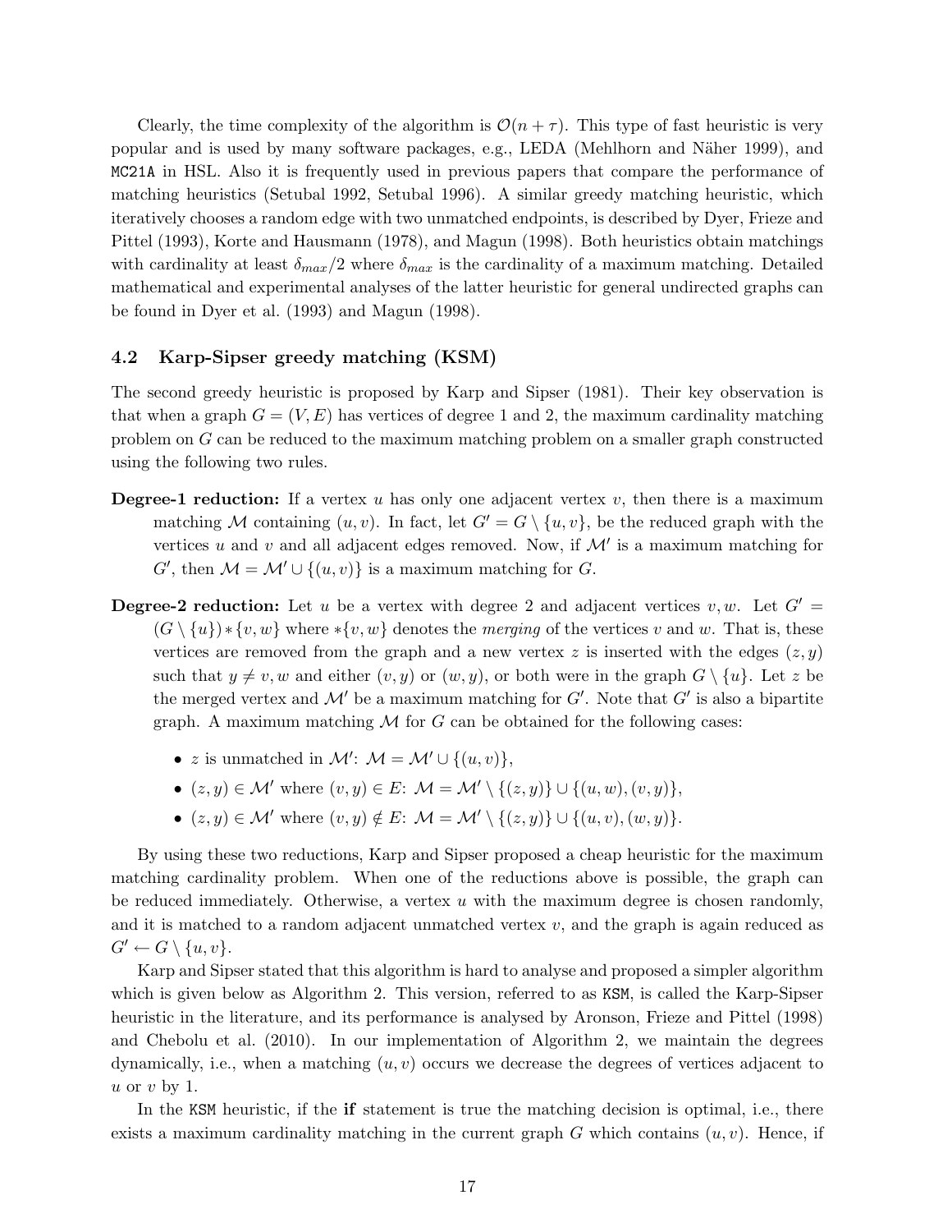Clearly, the time complexity of the algorithm is $\mathcal{O}(n + \tau)$. This type of fast heuristic is very popular and is used by many software packages, e.g., LEDA (Mehlhorn and Näher 1999), and MC21A in HSL. Also it is frequently used in previous papers that compare the performance of matching heuristics (Setubal 1992, Setubal 1996). A similar greedy matching heuristic, which iteratively chooses a random edge with two unmatched endpoints, is described by Dyer, Frieze and Pittel (1993), Korte and Hausmann (1978), and Magun (1998). Both heuristics obtain matchings with cardinality at least $\delta_{max}/2$ where $\delta_{max}$ is the cardinality of a maximum matching. Detailed mathematical and experimental analyses of the latter heuristic for general undirected graphs can be found in Dyer et al. (1993) and Magun (1998).

### 4.2 Karp-Sipser greedy matching (KSM)

The second greedy heuristic is proposed by Karp and Sipser (1981). Their key observation is that when a graph $G = (V, E)$ has vertices of degree 1 and 2, the maximum cardinality matching problem on $G$ can be reduced to the maximum matching problem on a smaller graph constructed using the following two rules.

**Degree-1 reduction:** If a vertex $u$ has only one adjacent vertex $v$, then there is a maximum matching $\mathcal{M}$ containing $(u, v)$. In fact, let $G' = G \setminus \{u, v\}$, be the reduced graph with the vertices $u$ and $v$ and all adjacent edges removed. Now, if $\mathcal{M}'$ is a maximum matching for $G'$, then $\mathcal{M} = \mathcal{M}' \cup \{(u, v)\}$ is a maximum matching for $G$.

**Degree-2 reduction:** Let $u$ be a vertex with degree 2 and adjacent vertices $v, w$. Let $G' = (G \setminus \{u\}) * \{v, w\}$ where $*\{v, w\}$ denotes the *merging* of the vertices $v$ and $w$. That is, these vertices are removed from the graph and a new vertex $z$ is inserted with the edges $(z, y)$ such that $y \neq v, w$ and either $(v, y)$ or $(w, y)$, or both were in the graph $G \setminus \{u\}$. Let $z$ be the merged vertex and $\mathcal{M}'$ be a maximum matching for $G'$. Note that $G'$ is also a bipartite graph. A maximum matching $\mathcal{M}$ for $G$ can be obtained for the following cases:

- $z$ is unmatched in $\mathcal{M}'$: $\mathcal{M} = \mathcal{M}' \cup \{(u, v)\}$,
- $(z, y) \in \mathcal{M}'$ where $(v, y) \in E$: $\mathcal{M} = \mathcal{M}' \setminus \{(z, y)\} \cup \{(u, w), (v, y)\}$,
- $(z, y) \in \mathcal{M}'$ where $(v, y) \notin E$: $\mathcal{M} = \mathcal{M}' \setminus \{(z, y)\} \cup \{(u, v), (w, y)\}$.

By using these two reductions, Karp and Sipser proposed a cheap heuristic for the maximum matching cardinality problem. When one of the reductions above is possible, the graph can be reduced immediately. Otherwise, a vertex $u$ with the maximum degree is chosen randomly, and it is matched to a random adjacent unmatched vertex $v$, and the graph is again reduced as $G' \leftarrow G \setminus \{u, v\}$.

Karp and Sipser stated that this algorithm is hard to analyse and proposed a simpler algorithm which is given below as Algorithm 2. This version, referred to as KSM, is called the Karp-Sipser heuristic in the literature, and its performance is analysed by Aronson, Frieze and Pittel (1998) and Chebolu et al. (2010). In our implementation of Algorithm 2, we maintain the degrees dynamically, i.e., when a matching $(u, v)$ occurs we decrease the degrees of vertices adjacent to $u$ or $v$ by 1.

In the KSM heuristic, if the **if** statement is true the matching decision is optimal, i.e., there exists a maximum cardinality matching in the current graph $G$ which contains $(u, v)$. Hence, if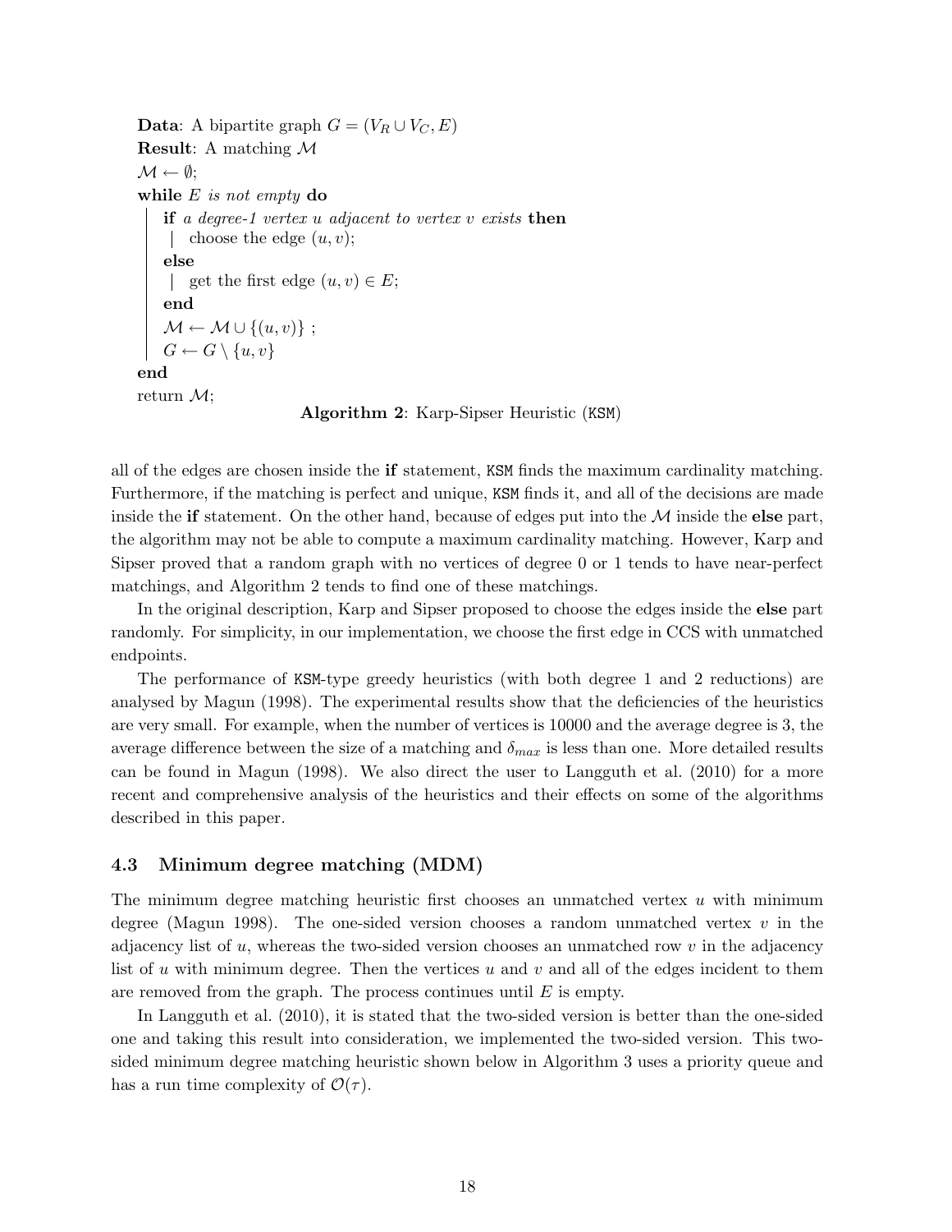**Data**: A bipartite graph $G = (V_R \cup V_C, E)$
**Result**: A matching $\mathcal{M}$
$\mathcal{M} \leftarrow \emptyset$;
**while** *E is not empty* **do**
  **if** *a degree-1 vertex u adjacent to vertex v exists* **then**
    choose the edge $(u, v)$;
  **else**
    get the first edge $(u, v) \in E$;
  **end**
  $\mathcal{M} \leftarrow \mathcal{M} \cup \{(u, v)\}$ ;
  $G \leftarrow G \setminus \{u, v\}$
**end**
return $\mathcal{M}$;

**Algorithm 2**: Karp-Sipser Heuristic (KSM)

all of the edges are chosen inside the **if** statement, KSM finds the maximum cardinality matching. Furthermore, if the matching is perfect and unique, KSM finds it, and all of the decisions are made inside the **if** statement. On the other hand, because of edges put into the $\mathcal{M}$ inside the **else** part, the algorithm may not be able to compute a maximum cardinality matching. However, Karp and Sipser proved that a random graph with no vertices of degree 0 or 1 tends to have near-perfect matchings, and Algorithm 2 tends to find one of these matchings.

In the original description, Karp and Sipser proposed to choose the edges inside the **else** part randomly. For simplicity, in our implementation, we choose the first edge in CCS with unmatched endpoints.

The performance of KSM-type greedy heuristics (with both degree 1 and 2 reductions) are analysed by Magun (1998). The experimental results show that the deficiencies of the heuristics are very small. For example, when the number of vertices is 10000 and the average degree is 3, the average difference between the size of a matching and $\delta_{max}$ is less than one. More detailed results can be found in Magun (1998). We also direct the user to Langguth et al. (2010) for a more recent and comprehensive analysis of the heuristics and their effects on some of the algorithms described in this paper.

### 4.3 Minimum degree matching (MDM)

The minimum degree matching heuristic first chooses an unmatched vertex $u$ with minimum degree (Magun 1998). The one-sided version chooses a random unmatched vertex $v$ in the adjacency list of $u$, whereas the two-sided version chooses an unmatched row $v$ in the adjacency list of $u$ with minimum degree. Then the vertices $u$ and $v$ and all of the edges incident to them are removed from the graph. The process continues until $E$ is empty.

In Langguth et al. (2010), it is stated that the two-sided version is better than the one-sided one and taking this result into consideration, we implemented the two-sided version. This two-sided minimum degree matching heuristic shown below in Algorithm 3 uses a priority queue and has a run time complexity of $\mathcal{O}(\tau)$.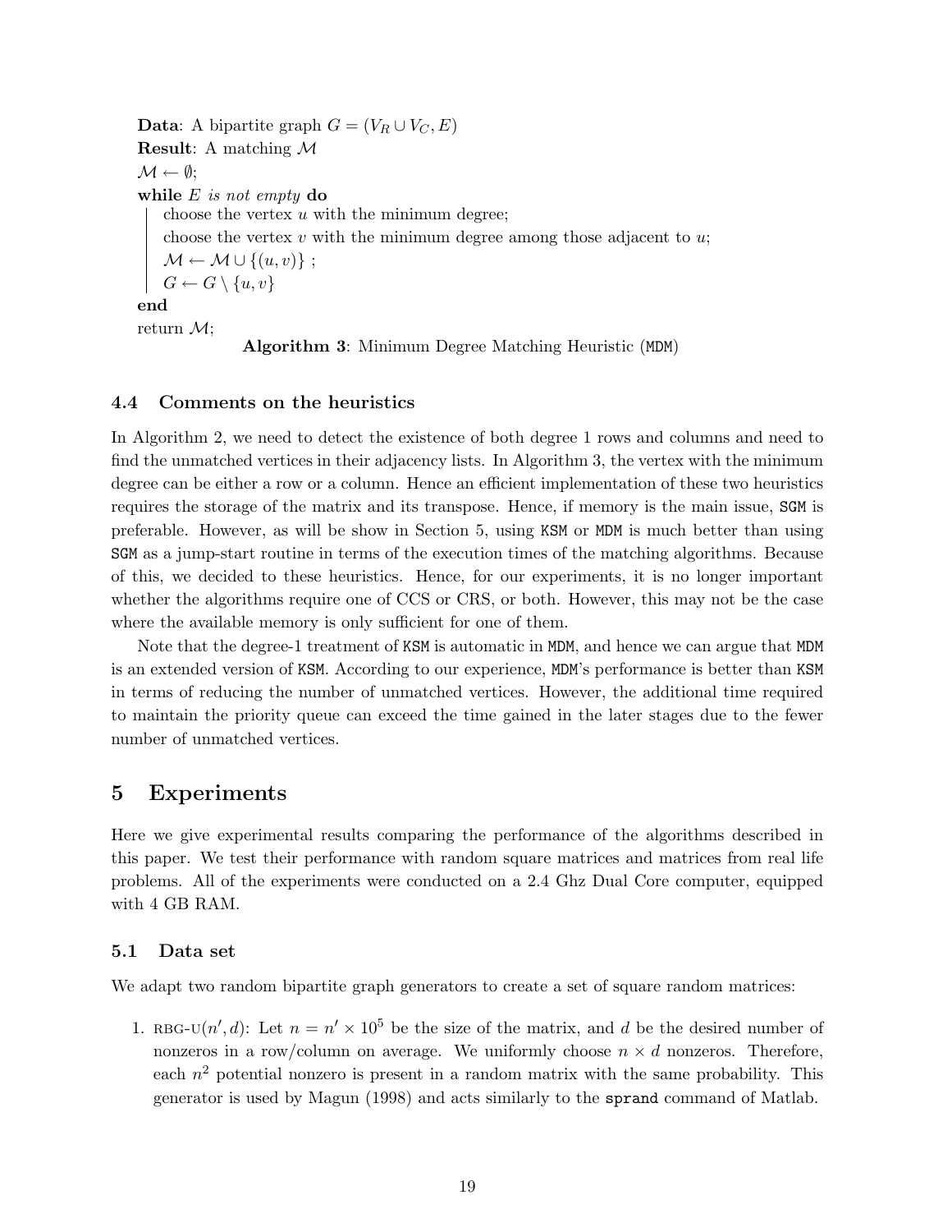**Data**: A bipartite graph $G = (V_R \cup V_C, E)$
**Result**: A matching $\mathcal{M}$

```
M ← ∅;
while E is not empty do
    choose the vertex u with the minimum degree;
    choose the vertex v with the minimum degree among those adjacent to u;
    M ← M ∪ {(u, v)} ;
    G ← G \ {u, v}
end
return M;
```

**Algorithm 3**: Minimum Degree Matching Heuristic (`MDM`)

### 4.4 Comments on the heuristics

In Algorithm 2, we need to detect the existence of both degree 1 rows and columns and need to find the unmatched vertices in their adjacency lists. In Algorithm 3, the vertex with the minimum degree can be either a row or a column. Hence an efficient implementation of these two heuristics requires the storage of the matrix and its transpose. Hence, if memory is the main issue, `SGM` is preferable. However, as will be show in Section 5, using `KSM` or `MDM` is much better than using `SGM` as a jump-start routine in terms of the execution times of the matching algorithms. Because of this, we decided to these heuristics. Hence, for our experiments, it is no longer important whether the algorithms require one of CCS or CRS, or both. However, this may not be the case where the available memory is only sufficient for one of them.

Note that the degree-1 treatment of `KSM` is automatic in `MDM`, and hence we can argue that `MDM` is an extended version of `KSM`. According to our experience, `MDM`'s performance is better than `KSM` in terms of reducing the number of unmatched vertices. However, the additional time required to maintain the priority queue can exceed the time gained in the later stages due to the fewer number of unmatched vertices.

## 5 Experiments

Here we give experimental results comparing the performance of the algorithms described in this paper. We test their performance with random square matrices and matrices from real life problems. All of the experiments were conducted on a 2.4 Ghz Dual Core computer, equipped with 4 GB RAM.

### 5.1 Data set

We adapt two random bipartite graph generators to create a set of square random matrices:

1. RBG-U$(n', d)$: Let $n = n' \times 10^5$ be the size of the matrix, and $d$ be the desired number of nonzeros in a row/column on average. We uniformly choose $n \times d$ nonzeros. Therefore, each $n^2$ potential nonzero is present in a random matrix with the same probability. This generator is used by Magun (1998) and acts similarly to the `sprand` command of Matlab.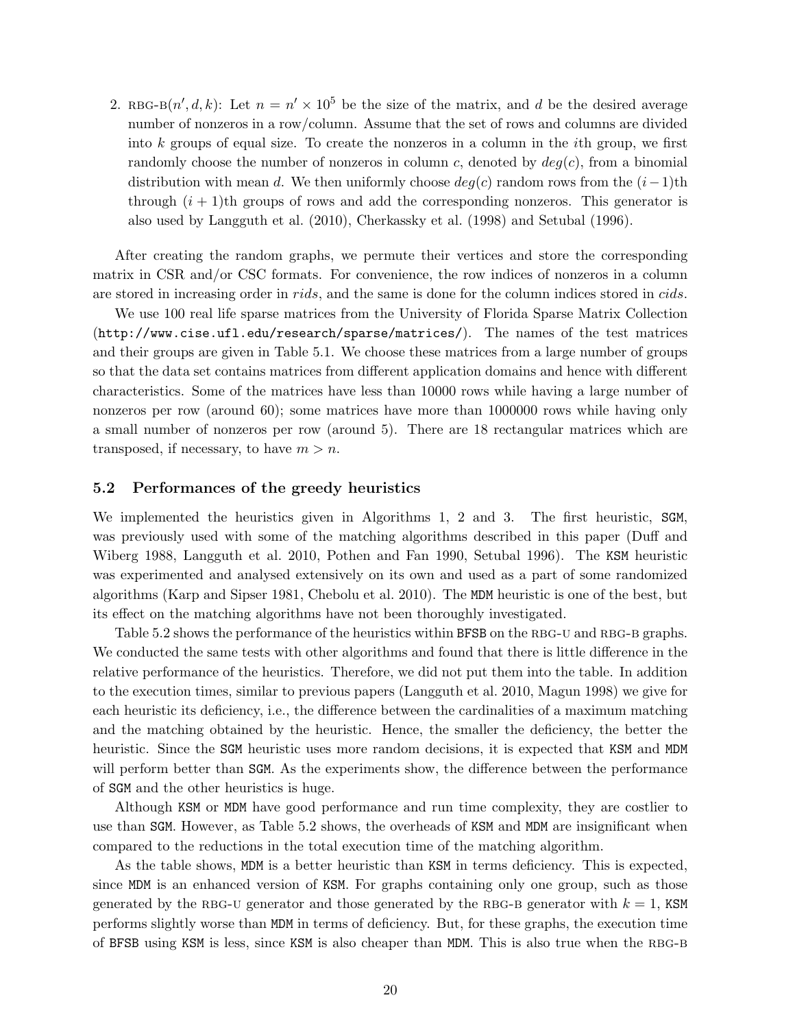2. RBG-B($n', d, k$): Let $n = n' \times 10^5$ be the size of the matrix, and $d$ be the desired average number of nonzeros in a row/column. Assume that the set of rows and columns are divided into $k$ groups of equal size. To create the nonzeros in a column in the $i$th group, we first randomly choose the number of nonzeros in column $c$, denoted by $deg(c)$, from a binomial distribution with mean $d$. We then uniformly choose $deg(c)$ random rows from the $(i-1)$th through $(i+1)$th groups of rows and add the corresponding nonzeros. This generator is also used by Langguth et al. (2010), Cherkassky et al. (1998) and Setubal (1996).

After creating the random graphs, we permute their vertices and store the corresponding matrix in CSR and/or CSC formats. For convenience, the row indices of nonzeros in a column are stored in increasing order in $rids$, and the same is done for the column indices stored in $cids$.

We use 100 real life sparse matrices from the University of Florida Sparse Matrix Collection (http://www.cise.ufl.edu/research/sparse/matrices/). The names of the test matrices and their groups are given in Table 5.1. We choose these matrices from a large number of groups so that the data set contains matrices from different application domains and hence with different characteristics. Some of the matrices have less than 10000 rows while having a large number of nonzeros per row (around 60); some matrices have more than 1000000 rows while having only a small number of nonzeros per row (around 5). There are 18 rectangular matrices which are transposed, if necessary, to have $m > n$.

## 5.2 Performances of the greedy heuristics

We implemented the heuristics given in Algorithms 1, 2 and 3. The first heuristic, SGM, was previously used with some of the matching algorithms described in this paper (Duff and Wiberg 1988, Langguth et al. 2010, Pothen and Fan 1990, Setubal 1996). The KSM heuristic was experimented and analysed extensively on its own and used as a part of some randomized algorithms (Karp and Sipser 1981, Chebolu et al. 2010). The MDM heuristic is one of the best, but its effect on the matching algorithms have not been thoroughly investigated.

Table 5.2 shows the performance of the heuristics within BFSB on the RBG-U and RBG-B graphs. We conducted the same tests with other algorithms and found that there is little difference in the relative performance of the heuristics. Therefore, we did not put them into the table. In addition to the execution times, similar to previous papers (Langguth et al. 2010, Magun 1998) we give for each heuristic its deficiency, i.e., the difference between the cardinalities of a maximum matching and the matching obtained by the heuristic. Hence, the smaller the deficiency, the better the heuristic. Since the SGM heuristic uses more random decisions, it is expected that KSM and MDM will perform better than SGM. As the experiments show, the difference between the performance of SGM and the other heuristics is huge.

Although KSM or MDM have good performance and run time complexity, they are costlier to use than SGM. However, as Table 5.2 shows, the overheads of KSM and MDM are insignificant when compared to the reductions in the total execution time of the matching algorithm.

As the table shows, MDM is a better heuristic than KSM in terms deficiency. This is expected, since MDM is an enhanced version of KSM. For graphs containing only one group, such as those generated by the RBG-U generator and those generated by the RBG-B generator with $k = 1$, KSM performs slightly worse than MDM in terms of deficiency. But, for these graphs, the execution time of BFSB using KSM is less, since KSM is also cheaper than MDM. This is also true when the RBG-B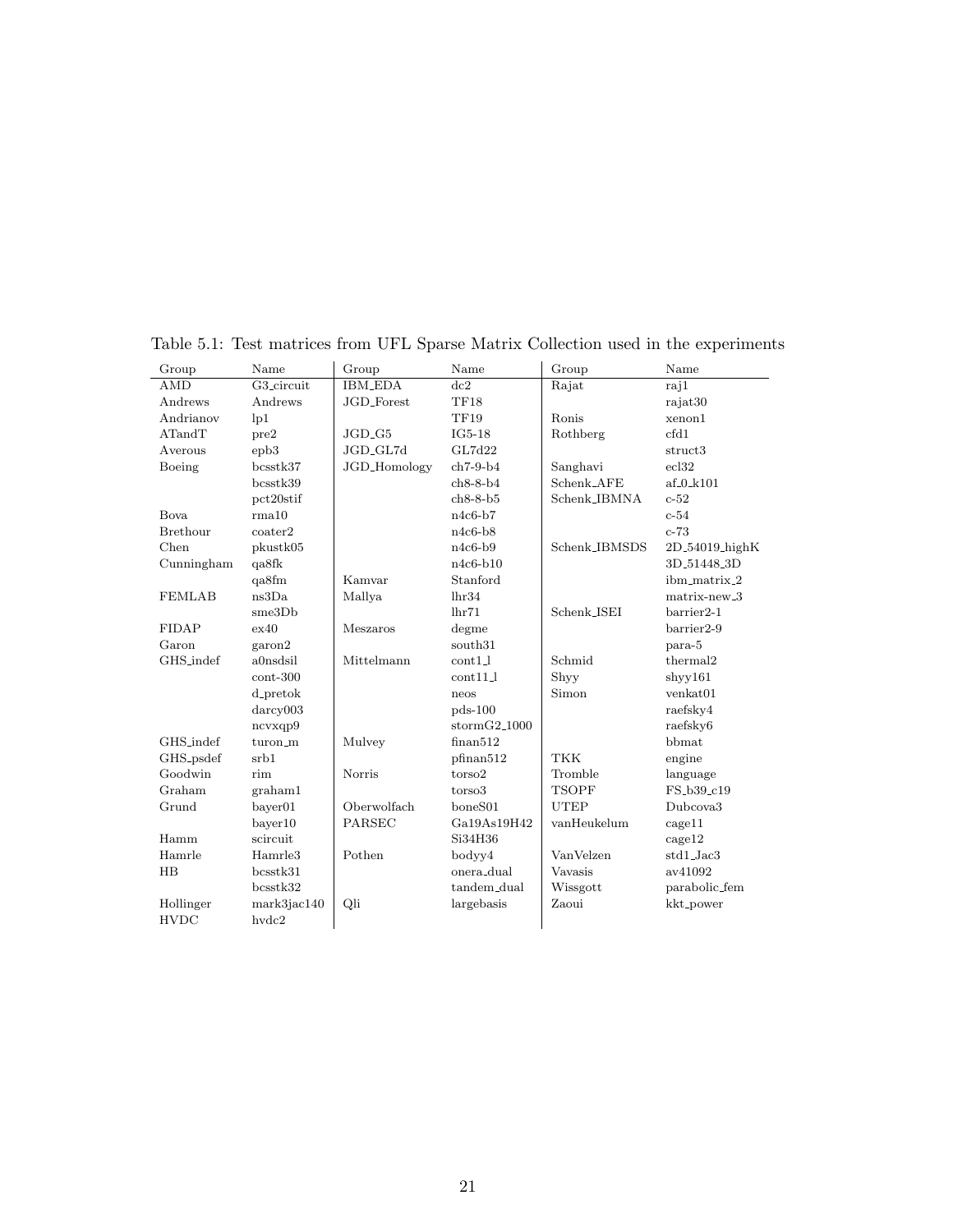Table 5.1: Test matrices from UFL Sparse Matrix Collection used in the experiments

| Group | Name | Group | Name | Group | Name |
|---|---|---|---|---|---|
| AMD | G3_circuit | IBM_EDA | dc2 | Rajat | raj1 |
| Andrews | Andrews | JGD_Forest | TF18 | | rajat30 |
| Andrianov | lp1 | | TF19 | Ronis | xenon1 |
| ATandT | pre2 | JGD_G5 | IG5-18 | Rothberg | cfd1 |
| Averous | epb3 | JGD_GL7d | GL7d22 | | struct3 |
| Boeing | bcsstk37 | JGD_Homology | ch7-9-b4 | Sanghavi | ecl32 |
| | bcsstk39 | | ch8-8-b4 | Schenk_AFE | af_0_k101 |
| | pct20stif | | ch8-8-b5 | Schenk_IBMNA | c-52 |
| Bova | rma10 | | n4c6-b7 | | c-54 |
| Brethour | coater2 | | n4c6-b8 | | c-73 |
| Chen | pkustk05 | | n4c6-b9 | Schenk_IBMSDS | 2D_54019_highK |
| Cunningham | qa8fk | | n4c6-b10 | | 3D_51448_3D |
| | qa8fm | Kamvar | Stanford | | ibm_matrix_2 |
| FEMLAB | ns3Da | Mallya | lhr34 | | matrix-new_3 |
| | sme3Db | | lhr71 | Schenk_ISEI | barrier2-1 |
| FIDAP | ex40 | Meszaros | degme | | barrier2-9 |
| Garon | garon2 | | south31 | | para-5 |
| GHS_indef | a0nsdsil | Mittelmann | cont1_l | Schmid | thermal2 |
| | cont-300 | | cont11_l | Shyy | shyy161 |
| | d_pretok | | neos | Simon | venkat01 |
| | darcy003 | | pds-100 | | raefsky4 |
| | ncvxqp9 | | stormG2_1000 | | raefsky6 |
| GHS_indef | turon_m | Mulvey | finan512 | | bbmat |
| GHS_psdef | srb1 | | pfinan512 | TKK | engine |
| Goodwin | rim | Norris | torso2 | Tromble | language |
| Graham | graham1 | | torso3 | TSOPF | FS_b39_c19 |
| Grund | bayer01 | Oberwolfach | boneS01 | UTEP | Dubcova3 |
| | bayer10 | PARSEC | Ga19As19H42 | vanHeukelum | cage11 |
| Hamm | scircuit | | Si34H36 | | cage12 |
| Hamrle | Hamrle3 | Pothen | bodyy4 | VanVelzen | std1_Jac3 |
| HB | bcsstk31 | | onera_dual | Vavasis | av41092 |
| | bcsstk32 | | tandem_dual | Wissgott | parabolic_fem |
| Hollinger | mark3jac140 | Qli | largebasis | Zaoui | kkt_power |
| HVDC | hvdc2 | | | | |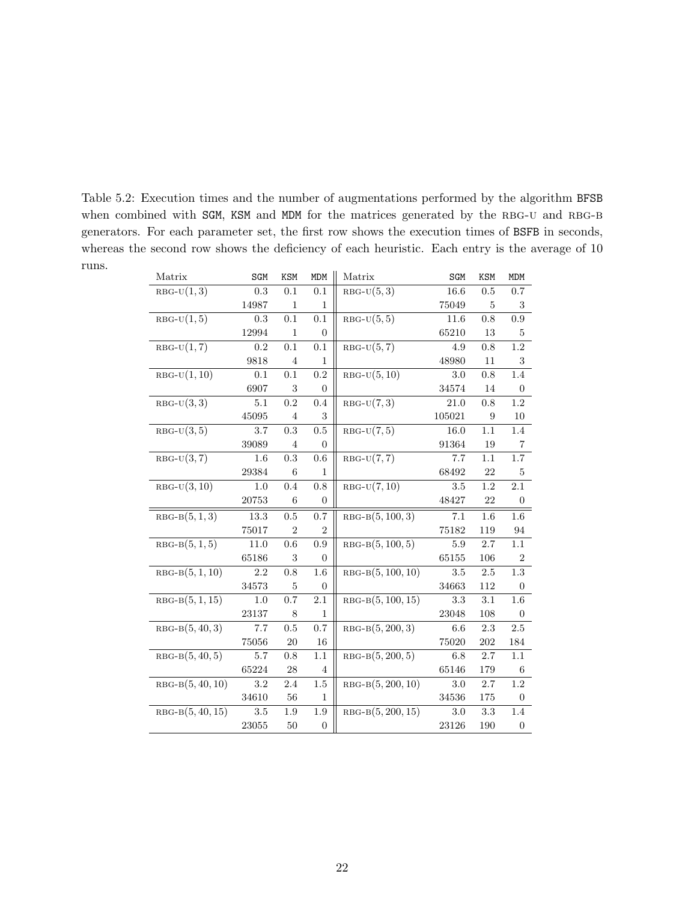Table 5.2: Execution times and the number of augmentations performed by the algorithm BFSB when combined with SGM, KSM and MDM for the matrices generated by the RBG-U and RBG-B generators. For each parameter set, the first row shows the execution times of BSFB in seconds, whereas the second row shows the deficiency of each heuristic. Each entry is the average of 10 runs.

| Matrix | SGM | KSM | MDM | Matrix | SGM | KSM | MDM |
|---|---|---|---|---|---|---|---|
| RBG-U$(1, 3)$ | 0.3 | 0.1 | 0.1 | RBG-U$(5, 3)$ | 16.6 | 0.5 | 0.7 |
| | 14987 | 1 | 1 | | 75049 | 5 | 3 |
| RBG-U$(1, 5)$ | 0.3 | 0.1 | 0.1 | RBG-U$(5, 5)$ | 11.6 | 0.8 | 0.9 |
| | 12994 | 1 | 0 | | 65210 | 13 | 5 |
| RBG-U$(1, 7)$ | 0.2 | 0.1 | 0.1 | RBG-U$(5, 7)$ | 4.9 | 0.8 | 1.2 |
| | 9818 | 4 | 1 | | 48980 | 11 | 3 |
| RBG-U$(1, 10)$ | 0.1 | 0.1 | 0.2 | RBG-U$(5, 10)$ | 3.0 | 0.8 | 1.4 |
| | 6907 | 3 | 0 | | 34574 | 14 | 0 |
| RBG-U$(3, 3)$ | 5.1 | 0.2 | 0.4 | RBG-U$(7, 3)$ | 21.0 | 0.8 | 1.2 |
| | 45095 | 4 | 3 | | 105021 | 9 | 10 |
| RBG-U$(3, 5)$ | 3.7 | 0.3 | 0.5 | RBG-U$(7, 5)$ | 16.0 | 1.1 | 1.4 |
| | 39089 | 4 | 0 | | 91364 | 19 | 7 |
| RBG-U$(3, 7)$ | 1.6 | 0.3 | 0.6 | RBG-U$(7, 7)$ | 7.7 | 1.1 | 1.7 |
| | 29384 | 6 | 1 | | 68492 | 22 | 5 |
| RBG-U$(3, 10)$ | 1.0 | 0.4 | 0.8 | RBG-U$(7, 10)$ | 3.5 | 1.2 | 2.1 |
| | 20753 | 6 | 0 | | 48427 | 22 | 0 |
| RBG-B$(5, 1, 3)$ | 13.3 | 0.5 | 0.7 | RBG-B$(5, 100, 3)$ | 7.1 | 1.6 | 1.6 |
| | 75017 | 2 | 2 | | 75182 | 119 | 94 |
| RBG-B$(5, 1, 5)$ | 11.0 | 0.6 | 0.9 | RBG-B$(5, 100, 5)$ | 5.9 | 2.7 | 1.1 |
| | 65186 | 3 | 0 | | 65155 | 106 | 2 |
| RBG-B$(5, 1, 10)$ | 2.2 | 0.8 | 1.6 | RBG-B$(5, 100, 10)$ | 3.5 | 2.5 | 1.3 |
| | 34573 | 5 | 0 | | 34663 | 112 | 0 |
| RBG-B$(5, 1, 15)$ | 1.0 | 0.7 | 2.1 | RBG-B$(5, 100, 15)$ | 3.3 | 3.1 | 1.6 |
| | 23137 | 8 | 1 | | 23048 | 108 | 0 |
| RBG-B$(5, 40, 3)$ | 7.7 | 0.5 | 0.7 | RBG-B$(5, 200, 3)$ | 6.6 | 2.3 | 2.5 |
| | 75056 | 20 | 16 | | 75020 | 202 | 184 |
| RBG-B$(5, 40, 5)$ | 5.7 | 0.8 | 1.1 | RBG-B$(5, 200, 5)$ | 6.8 | 2.7 | 1.1 |
| | 65224 | 28 | 4 | | 65146 | 179 | 6 |
| RBG-B$(5, 40, 10)$ | 3.2 | 2.4 | 1.5 | RBG-B$(5, 200, 10)$ | 3.0 | 2.7 | 1.2 |
| | 34610 | 56 | 1 | | 34536 | 175 | 0 |
| RBG-B$(5, 40, 15)$ | 3.5 | 1.9 | 1.9 | RBG-B$(5, 200, 15)$ | 3.0 | 3.3 | 1.4 |
| | 23055 | 50 | 0 | | 23126 | 190 | 0 |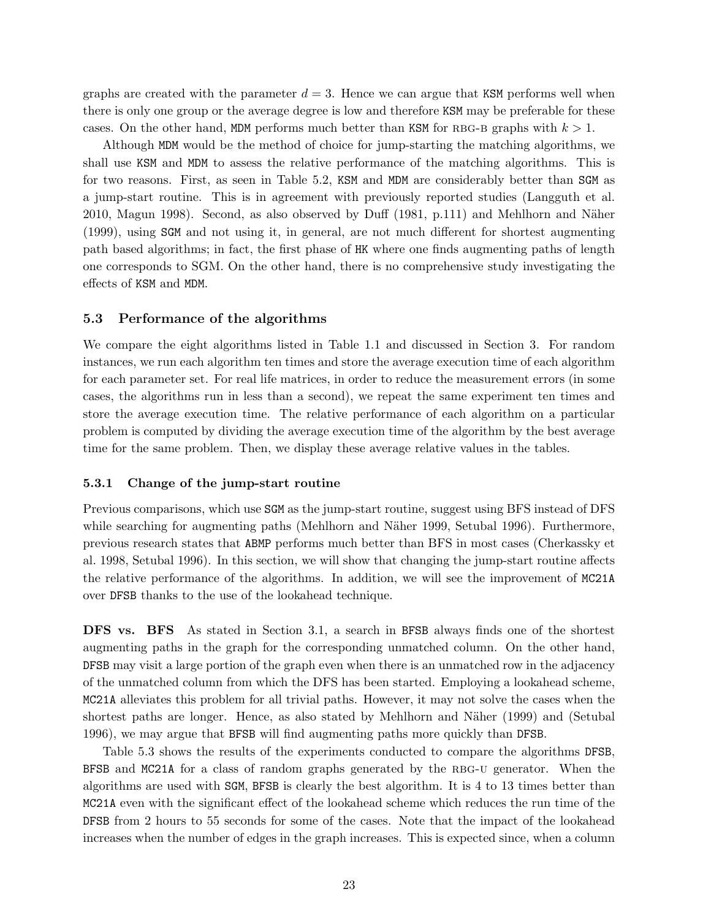graphs are created with the parameter $d = 3$. Hence we can argue that KSM performs well when there is only one group or the average degree is low and therefore KSM may be preferable for these cases. On the other hand, MDM performs much better than KSM for RBG-B graphs with $k > 1$.

Although MDM would be the method of choice for jump-starting the matching algorithms, we shall use KSM and MDM to assess the relative performance of the matching algorithms. This is for two reasons. First, as seen in Table 5.2, KSM and MDM are considerably better than SGM as a jump-start routine. This is in agreement with previously reported studies (Langguth et al. 2010, Magun 1998). Second, as also observed by Duff (1981, p.111) and Mehlhorn and Näher (1999), using SGM and not using it, in general, are not much different for shortest augmenting path based algorithms; in fact, the first phase of HK where one finds augmenting paths of length one corresponds to SGM. On the other hand, there is no comprehensive study investigating the effects of KSM and MDM.

### 5.3 Performance of the algorithms

We compare the eight algorithms listed in Table 1.1 and discussed in Section 3. For random instances, we run each algorithm ten times and store the average execution time of each algorithm for each parameter set. For real life matrices, in order to reduce the measurement errors (in some cases, the algorithms run in less than a second), we repeat the same experiment ten times and store the average execution time. The relative performance of each algorithm on a particular problem is computed by dividing the average execution time of the algorithm by the best average time for the same problem. Then, we display these average relative values in the tables.

#### 5.3.1 Change of the jump-start routine

Previous comparisons, which use SGM as the jump-start routine, suggest using BFS instead of DFS while searching for augmenting paths (Mehlhorn and Näher 1999, Setubal 1996). Furthermore, previous research states that ABMP performs much better than BFS in most cases (Cherkassky et al. 1998, Setubal 1996). In this section, we will show that changing the jump-start routine affects the relative performance of the algorithms. In addition, we will see the improvement of MC21A over DFSB thanks to the use of the lookahead technique.

**DFS vs. BFS** As stated in Section 3.1, a search in BFSB always finds one of the shortest augmenting paths in the graph for the corresponding unmatched column. On the other hand, DFSB may visit a large portion of the graph even when there is an unmatched row in the adjacency of the unmatched column from which the DFS has been started. Employing a lookahead scheme, MC21A alleviates this problem for all trivial paths. However, it may not solve the cases when the shortest paths are longer. Hence, as also stated by Mehlhorn and Näher (1999) and (Setubal 1996), we may argue that BFSB will find augmenting paths more quickly than DFSB.

Table 5.3 shows the results of the experiments conducted to compare the algorithms DFSB, BFSB and MC21A for a class of random graphs generated by the RBG-U generator. When the algorithms are used with SGM, BFSB is clearly the best algorithm. It is 4 to 13 times better than MC21A even with the significant effect of the lookahead scheme which reduces the run time of the DFSB from 2 hours to 55 seconds for some of the cases. Note that the impact of the lookahead increases when the number of edges in the graph increases. This is expected since, when a column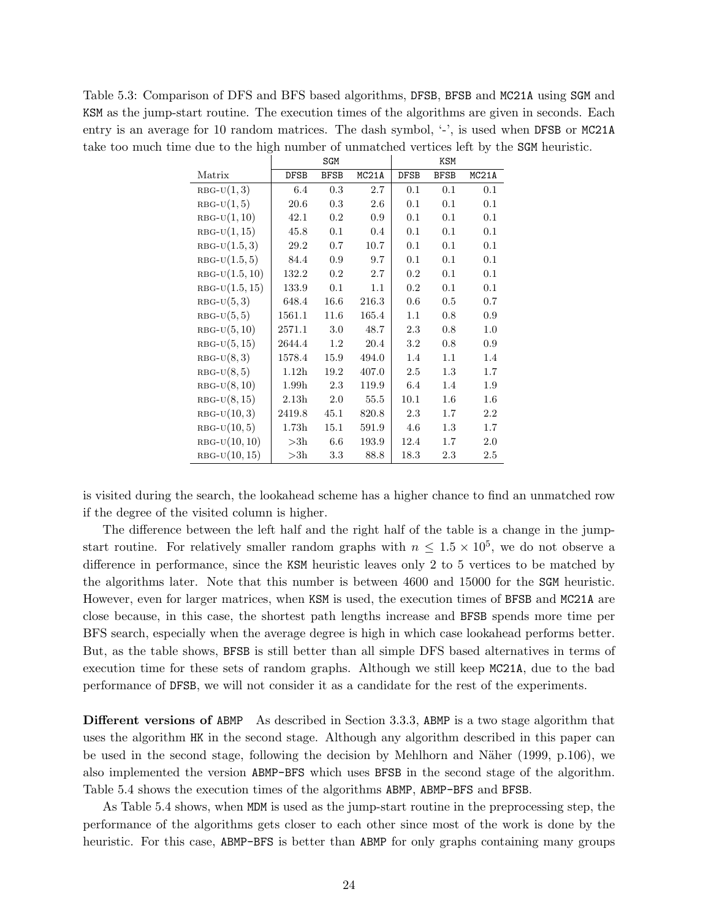Table 5.3: Comparison of DFS and BFS based algorithms, DFSB, BFSB and MC21A using SGM and KSM as the jump-start routine. The execution times of the algorithms are given in seconds. Each entry is an average for 10 random matrices. The dash symbol, '-', is used when DFSB or MC21A take too much time due to the high number of unmatched vertices left by the SGM heuristic.

| | SGM | | | KSM | | |
|---|---|---|---|---|---|---|
| Matrix | DFSB | BFSB | MC21A | DFSB | BFSB | MC21A |
| RBG-U$(1, 3)$ | 6.4 | 0.3 | 2.7 | 0.1 | 0.1 | 0.1 |
| RBG-U$(1, 5)$ | 20.6 | 0.3 | 2.6 | 0.1 | 0.1 | 0.1 |
| RBG-U$(1, 10)$ | 42.1 | 0.2 | 0.9 | 0.1 | 0.1 | 0.1 |
| RBG-U$(1, 15)$ | 45.8 | 0.1 | 0.4 | 0.1 | 0.1 | 0.1 |
| RBG-U$(1.5, 3)$ | 29.2 | 0.7 | 10.7 | 0.1 | 0.1 | 0.1 |
| RBG-U$(1.5, 5)$ | 84.4 | 0.9 | 9.7 | 0.1 | 0.1 | 0.1 |
| RBG-U$(1.5, 10)$ | 132.2 | 0.2 | 2.7 | 0.2 | 0.1 | 0.1 |
| RBG-U$(1.5, 15)$ | 133.9 | 0.1 | 1.1 | 0.2 | 0.1 | 0.1 |
| RBG-U$(5, 3)$ | 648.4 | 16.6 | 216.3 | 0.6 | 0.5 | 0.7 |
| RBG-U$(5, 5)$ | 1561.1 | 11.6 | 165.4 | 1.1 | 0.8 | 0.9 |
| RBG-U$(5, 10)$ | 2571.1 | 3.0 | 48.7 | 2.3 | 0.8 | 1.0 |
| RBG-U$(5, 15)$ | 2644.4 | 1.2 | 20.4 | 3.2 | 0.8 | 0.9 |
| RBG-U$(8, 3)$ | 1578.4 | 15.9 | 494.0 | 1.4 | 1.1 | 1.4 |
| RBG-U$(8, 5)$ | 1.12h | 19.2 | 407.0 | 2.5 | 1.3 | 1.7 |
| RBG-U$(8, 10)$ | 1.99h | 2.3 | 119.9 | 6.4 | 1.4 | 1.9 |
| RBG-U$(8, 15)$ | 2.13h | 2.0 | 55.5 | 10.1 | 1.6 | 1.6 |
| RBG-U$(10, 3)$ | 2419.8 | 45.1 | 820.8 | 2.3 | 1.7 | 2.2 |
| RBG-U$(10, 5)$ | 1.73h | 15.1 | 591.9 | 4.6 | 1.3 | 1.7 |
| RBG-U$(10, 10)$ | >3h | 6.6 | 193.9 | 12.4 | 1.7 | 2.0 |
| RBG-U$(10, 15)$ | >3h | 3.3 | 88.8 | 18.3 | 2.3 | 2.5 |

is visited during the search, the lookahead scheme has a higher chance to find an unmatched row if the degree of the visited column is higher.

The difference between the left half and the right half of the table is a change in the jump-start routine. For relatively smaller random graphs with $n \leq 1.5 \times 10^5$, we do not observe a difference in performance, since the KSM heuristic leaves only 2 to 5 vertices to be matched by the algorithms later. Note that this number is between 4600 and 15000 for the SGM heuristic. However, even for larger matrices, when KSM is used, the execution times of BFSB and MC21A are close because, in this case, the shortest path lengths increase and BFSB spends more time per BFS search, especially when the average degree is high in which case lookahead performs better. But, as the table shows, BFSB is still better than all simple DFS based alternatives in terms of execution time for these sets of random graphs. Although we still keep MC21A, due to the bad performance of DFSB, we will not consider it as a candidate for the rest of the experiments.

**Different versions of ABMP** As described in Section 3.3.3, ABMP is a two stage algorithm that uses the algorithm HK in the second stage. Although any algorithm described in this paper can be used in the second stage, following the decision by Mehlhorn and Näher (1999, p.106), we also implemented the version ABMP-BFS which uses BFSB in the second stage of the algorithm. Table 5.4 shows the execution times of the algorithms ABMP, ABMP-BFS and BFSB.

As Table 5.4 shows, when MDM is used as the jump-start routine in the preprocessing step, the performance of the algorithms gets closer to each other since most of the work is done by the heuristic. For this case, ABMP-BFS is better than ABMP for only graphs containing many groups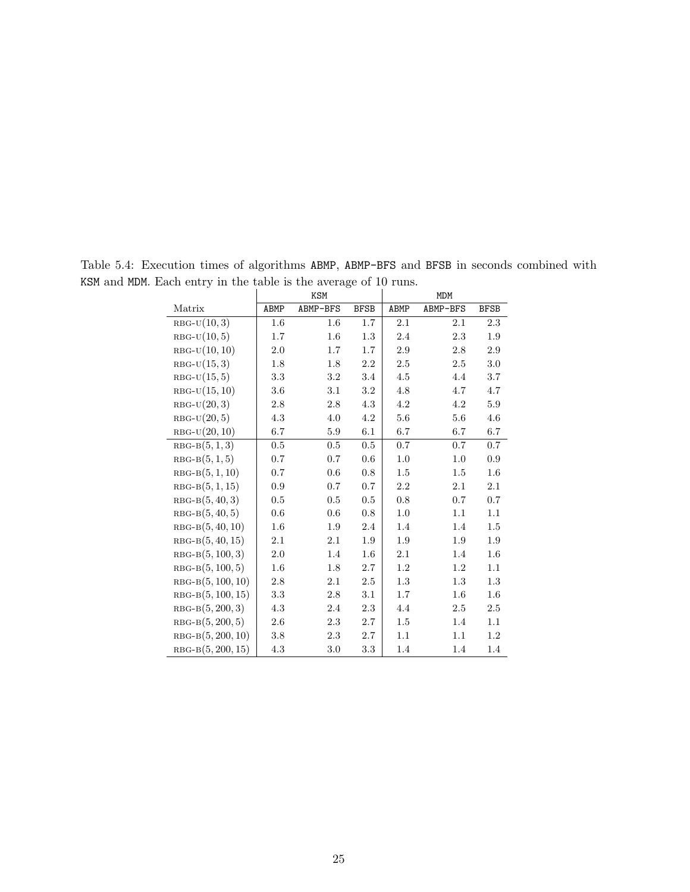Table 5.4: Execution times of algorithms ABMP, ABMP-BFS and BFSB in seconds combined with KSM and MDM. Each entry in the table is the average of 10 runs.

| | KSM | | | MDM | | |
|---|---|---|---|---|---|---|
| Matrix | ABMP | ABMP-BFS | BFSB | ABMP | ABMP-BFS | BFSB |
| RBG-U$(10, 3)$ | 1.6 | 1.6 | 1.7 | 2.1 | 2.1 | 2.3 |
| RBG-U$(10, 5)$ | 1.7 | 1.6 | 1.3 | 2.4 | 2.3 | 1.9 |
| RBG-U$(10, 10)$ | 2.0 | 1.7 | 1.7 | 2.9 | 2.8 | 2.9 |
| RBG-U$(15, 3)$ | 1.8 | 1.8 | 2.2 | 2.5 | 2.5 | 3.0 |
| RBG-U$(15, 5)$ | 3.3 | 3.2 | 3.4 | 4.5 | 4.4 | 3.7 |
| RBG-U$(15, 10)$ | 3.6 | 3.1 | 3.2 | 4.8 | 4.7 | 4.7 |
| RBG-U$(20, 3)$ | 2.8 | 2.8 | 4.3 | 4.2 | 4.2 | 5.9 |
| RBG-U$(20, 5)$ | 4.3 | 4.0 | 4.2 | 5.6 | 5.6 | 4.6 |
| RBG-U$(20, 10)$ | 6.7 | 5.9 | 6.1 | 6.7 | 6.7 | 6.7 |
| RBG-B$(5, 1, 3)$ | 0.5 | 0.5 | 0.5 | 0.7 | 0.7 | 0.7 |
| RBG-B$(5, 1, 5)$ | 0.7 | 0.7 | 0.6 | 1.0 | 1.0 | 0.9 |
| RBG-B$(5, 1, 10)$ | 0.7 | 0.6 | 0.8 | 1.5 | 1.5 | 1.6 |
| RBG-B$(5, 1, 15)$ | 0.9 | 0.7 | 0.7 | 2.2 | 2.1 | 2.1 |
| RBG-B$(5, 40, 3)$ | 0.5 | 0.5 | 0.5 | 0.8 | 0.7 | 0.7 |
| RBG-B$(5, 40, 5)$ | 0.6 | 0.6 | 0.8 | 1.0 | 1.1 | 1.1 |
| RBG-B$(5, 40, 10)$ | 1.6 | 1.9 | 2.4 | 1.4 | 1.4 | 1.5 |
| RBG-B$(5, 40, 15)$ | 2.1 | 2.1 | 1.9 | 1.9 | 1.9 | 1.9 |
| RBG-B$(5, 100, 3)$ | 2.0 | 1.4 | 1.6 | 2.1 | 1.4 | 1.6 |
| RBG-B$(5, 100, 5)$ | 1.6 | 1.8 | 2.7 | 1.2 | 1.2 | 1.1 |
| RBG-B$(5, 100, 10)$ | 2.8 | 2.1 | 2.5 | 1.3 | 1.3 | 1.3 |
| RBG-B$(5, 100, 15)$ | 3.3 | 2.8 | 3.1 | 1.7 | 1.6 | 1.6 |
| RBG-B$(5, 200, 3)$ | 4.3 | 2.4 | 2.3 | 4.4 | 2.5 | 2.5 |
| RBG-B$(5, 200, 5)$ | 2.6 | 2.3 | 2.7 | 1.5 | 1.4 | 1.1 |
| RBG-B$(5, 200, 10)$ | 3.8 | 2.3 | 2.7 | 1.1 | 1.1 | 1.2 |
| RBG-B$(5, 200, 15)$ | 4.3 | 3.0 | 3.3 | 1.4 | 1.4 | 1.4 |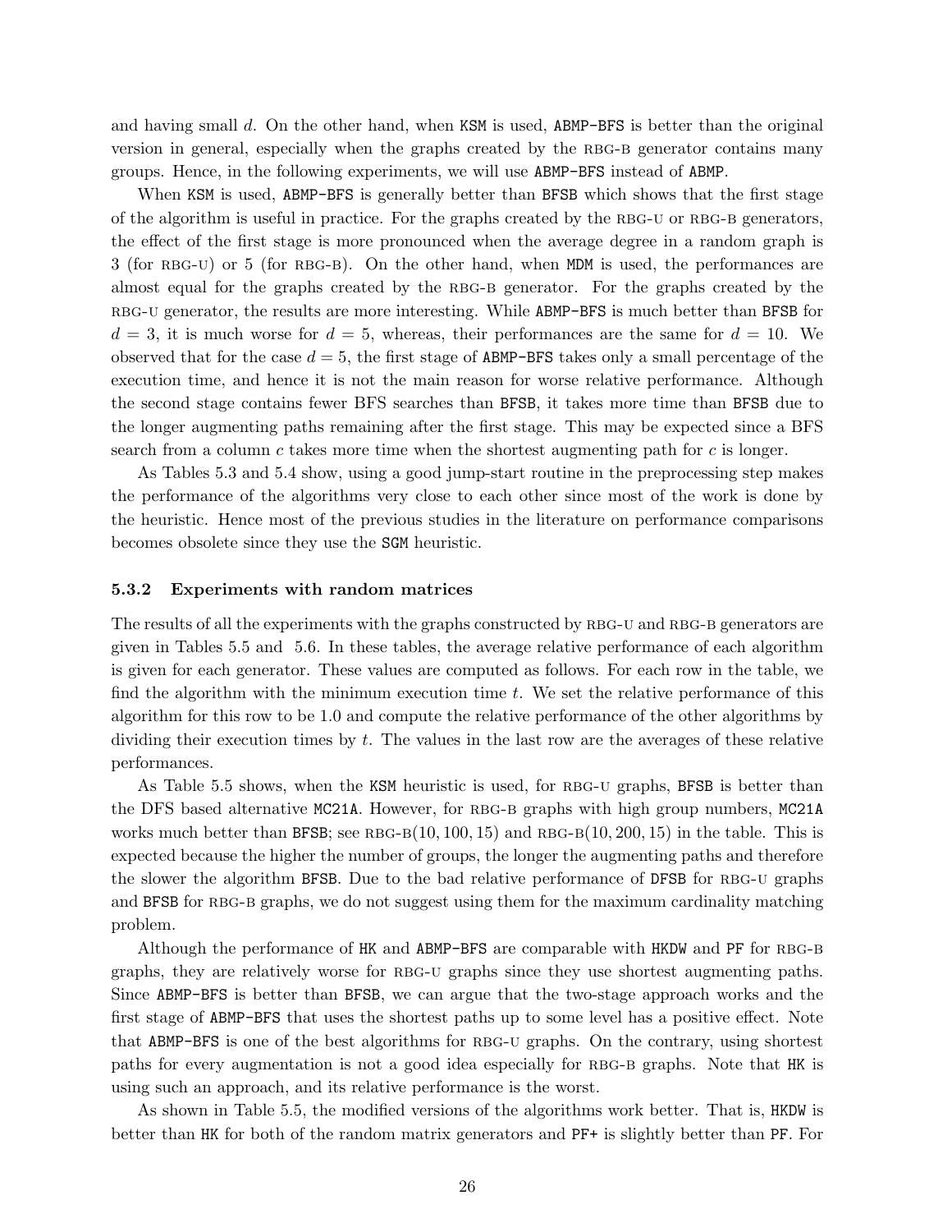and having small $d$. On the other hand, when KSM is used, ABMP-BFS is better than the original version in general, especially when the graphs created by the RBG-B generator contains many groups. Hence, in the following experiments, we will use ABMP-BFS instead of ABMP.

When KSM is used, ABMP-BFS is generally better than BFSB which shows that the first stage of the algorithm is useful in practice. For the graphs created by the RBG-U or RBG-B generators, the effect of the first stage is more pronounced when the average degree in a random graph is 3 (for RBG-U) or 5 (for RBG-B). On the other hand, when MDM is used, the performances are almost equal for the graphs created by the RBG-B generator. For the graphs created by the RBG-U generator, the results are more interesting. While ABMP-BFS is much better than BFSB for $d = 3$, it is much worse for $d = 5$, whereas, their performances are the same for $d = 10$. We observed that for the case $d = 5$, the first stage of ABMP-BFS takes only a small percentage of the execution time, and hence it is not the main reason for worse relative performance. Although the second stage contains fewer BFS searches than BFSB, it takes more time than BFSB due to the longer augmenting paths remaining after the first stage. This may be expected since a BFS search from a column $c$ takes more time when the shortest augmenting path for $c$ is longer.

As Tables 5.3 and 5.4 show, using a good jump-start routine in the preprocessing step makes the performance of the algorithms very close to each other since most of the work is done by the heuristic. Hence most of the previous studies in the literature on performance comparisons becomes obsolete since they use the SGM heuristic.

### 5.3.2 Experiments with random matrices

The results of all the experiments with the graphs constructed by RBG-U and RBG-B generators are given in Tables 5.5 and 5.6. In these tables, the average relative performance of each algorithm is given for each generator. These values are computed as follows. For each row in the table, we find the algorithm with the minimum execution time $t$. We set the relative performance of this algorithm for this row to be 1.0 and compute the relative performance of the other algorithms by dividing their execution times by $t$. The values in the last row are the averages of these relative performances.

As Table 5.5 shows, when the KSM heuristic is used, for RBG-U graphs, BFSB is better than the DFS based alternative MC21A. However, for RBG-B graphs with high group numbers, MC21A works much better than BFSB; see RBG-B$(10, 100, 15)$ and RBG-B$(10, 200, 15)$ in the table. This is expected because the higher the number of groups, the longer the augmenting paths and therefore the slower the algorithm BFSB. Due to the bad relative performance of DFSB for RBG-U graphs and BFSB for RBG-B graphs, we do not suggest using them for the maximum cardinality matching problem.

Although the performance of HK and ABMP-BFS are comparable with HKDW and PF for RBG-B graphs, they are relatively worse for RBG-U graphs since they use shortest augmenting paths. Since ABMP-BFS is better than BFSB, we can argue that the two-stage approach works and the first stage of ABMP-BFS that uses the shortest paths up to some level has a positive effect. Note that ABMP-BFS is one of the best algorithms for RBG-U graphs. On the contrary, using shortest paths for every augmentation is not a good idea especially for RBG-B graphs. Note that HK is using such an approach, and its relative performance is the worst.

As shown in Table 5.5, the modified versions of the algorithms work better. That is, HKDW is better than HK for both of the random matrix generators and PF+ is slightly better than PF. For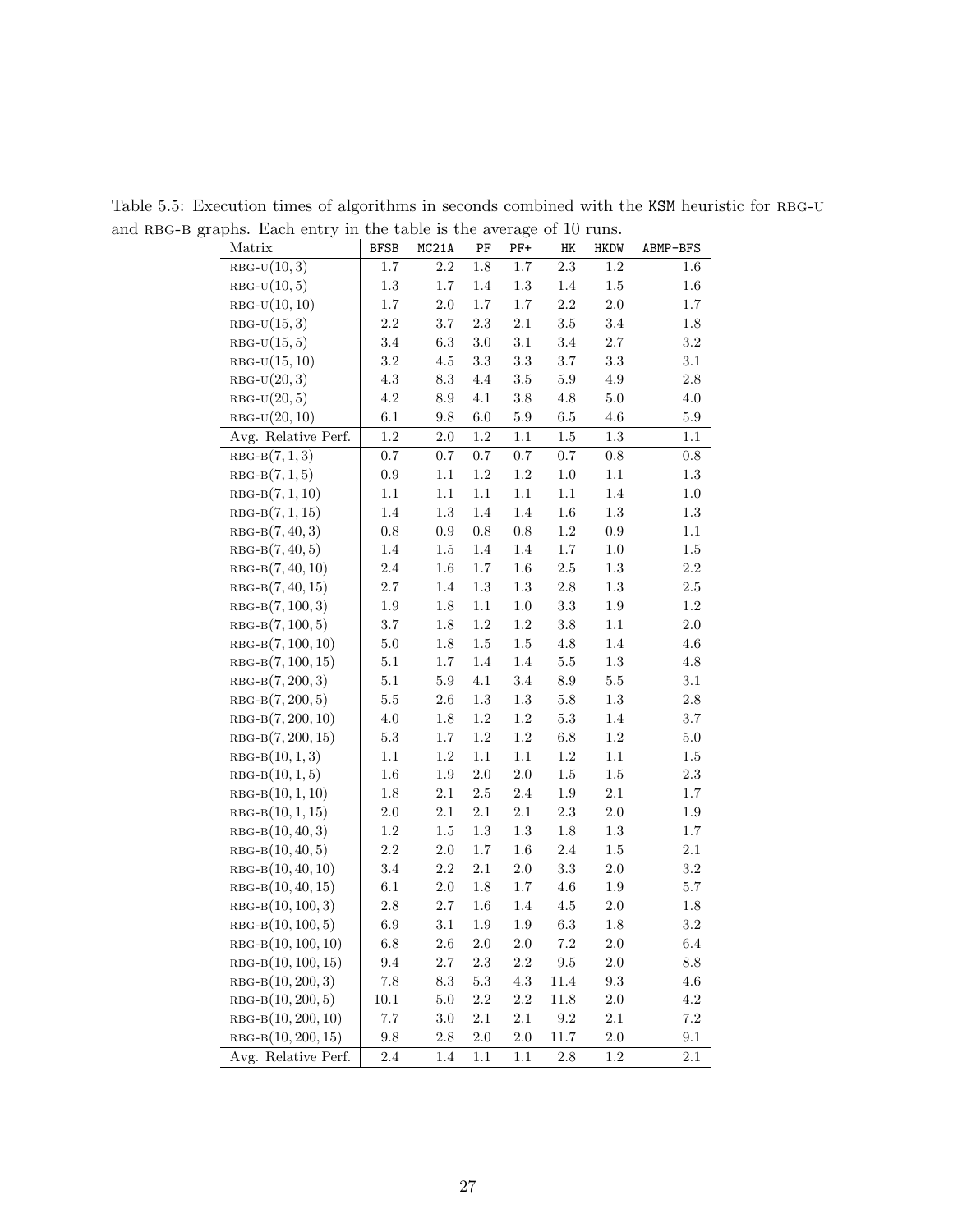Table 5.5: Execution times of algorithms in seconds combined with the KSM heuristic for RBG-U and RBG-B graphs. Each entry in the table is the average of 10 runs.

| Matrix | BFSB | MC21A | PF | PF+ | HK | HKDW | ABMP-BFS |
|---|---|---|---|---|---|---|---|
| RBG-U$(10, 3)$ | 1.7 | 2.2 | 1.8 | 1.7 | 2.3 | 1.2 | 1.6 |
| RBG-U$(10, 5)$ | 1.3 | 1.7 | 1.4 | 1.3 | 1.4 | 1.5 | 1.6 |
| RBG-U$(10, 10)$ | 1.7 | 2.0 | 1.7 | 1.7 | 2.2 | 2.0 | 1.7 |
| RBG-U$(15, 3)$ | 2.2 | 3.7 | 2.3 | 2.1 | 3.5 | 3.4 | 1.8 |
| RBG-U$(15, 5)$ | 3.4 | 6.3 | 3.0 | 3.1 | 3.4 | 2.7 | 3.2 |
| RBG-U$(15, 10)$ | 3.2 | 4.5 | 3.3 | 3.3 | 3.7 | 3.3 | 3.1 |
| RBG-U$(20, 3)$ | 4.3 | 8.3 | 4.4 | 3.5 | 5.9 | 4.9 | 2.8 |
| RBG-U$(20, 5)$ | 4.2 | 8.9 | 4.1 | 3.8 | 4.8 | 5.0 | 4.0 |
| RBG-U$(20, 10)$ | 6.1 | 9.8 | 6.0 | 5.9 | 6.5 | 4.6 | 5.9 |
| Avg. Relative Perf. | 1.2 | 2.0 | 1.2 | 1.1 | 1.5 | 1.3 | 1.1 |
| RBG-B$(7, 1, 3)$ | 0.7 | 0.7 | 0.7 | 0.7 | 0.7 | 0.8 | 0.8 |
| RBG-B$(7, 1, 5)$ | 0.9 | 1.1 | 1.2 | 1.2 | 1.0 | 1.1 | 1.3 |
| RBG-B$(7, 1, 10)$ | 1.1 | 1.1 | 1.1 | 1.1 | 1.1 | 1.4 | 1.0 |
| RBG-B$(7, 1, 15)$ | 1.4 | 1.3 | 1.4 | 1.4 | 1.6 | 1.3 | 1.3 |
| RBG-B$(7, 40, 3)$ | 0.8 | 0.9 | 0.8 | 0.8 | 1.2 | 0.9 | 1.1 |
| RBG-B$(7, 40, 5)$ | 1.4 | 1.5 | 1.4 | 1.4 | 1.7 | 1.0 | 1.5 |
| RBG-B$(7, 40, 10)$ | 2.4 | 1.6 | 1.7 | 1.6 | 2.5 | 1.3 | 2.2 |
| RBG-B$(7, 40, 15)$ | 2.7 | 1.4 | 1.3 | 1.3 | 2.8 | 1.3 | 2.5 |
| RBG-B$(7, 100, 3)$ | 1.9 | 1.8 | 1.1 | 1.0 | 3.3 | 1.9 | 1.2 |
| RBG-B$(7, 100, 5)$ | 3.7 | 1.8 | 1.2 | 1.2 | 3.8 | 1.1 | 2.0 |
| RBG-B$(7, 100, 10)$ | 5.0 | 1.8 | 1.5 | 1.5 | 4.8 | 1.4 | 4.6 |
| RBG-B$(7, 100, 15)$ | 5.1 | 1.7 | 1.4 | 1.4 | 5.5 | 1.3 | 4.8 |
| RBG-B$(7, 200, 3)$ | 5.1 | 5.9 | 4.1 | 3.4 | 8.9 | 5.5 | 3.1 |
| RBG-B$(7, 200, 5)$ | 5.5 | 2.6 | 1.3 | 1.3 | 5.8 | 1.3 | 2.8 |
| RBG-B$(7, 200, 10)$ | 4.0 | 1.8 | 1.2 | 1.2 | 5.3 | 1.4 | 3.7 |
| RBG-B$(7, 200, 15)$ | 5.3 | 1.7 | 1.2 | 1.2 | 6.8 | 1.2 | 5.0 |
| RBG-B$(10, 1, 3)$ | 1.1 | 1.2 | 1.1 | 1.1 | 1.2 | 1.1 | 1.5 |
| RBG-B$(10, 1, 5)$ | 1.6 | 1.9 | 2.0 | 2.0 | 1.5 | 1.5 | 2.3 |
| RBG-B$(10, 1, 10)$ | 1.8 | 2.1 | 2.5 | 2.4 | 1.9 | 2.1 | 1.7 |
| RBG-B$(10, 1, 15)$ | 2.0 | 2.1 | 2.1 | 2.1 | 2.3 | 2.0 | 1.9 |
| RBG-B$(10, 40, 3)$ | 1.2 | 1.5 | 1.3 | 1.3 | 1.8 | 1.3 | 1.7 |
| RBG-B$(10, 40, 5)$ | 2.2 | 2.0 | 1.7 | 1.6 | 2.4 | 1.5 | 2.1 |
| RBG-B$(10, 40, 10)$ | 3.4 | 2.2 | 2.1 | 2.0 | 3.3 | 2.0 | 3.2 |
| RBG-B$(10, 40, 15)$ | 6.1 | 2.0 | 1.8 | 1.7 | 4.6 | 1.9 | 5.7 |
| RBG-B$(10, 100, 3)$ | 2.8 | 2.7 | 1.6 | 1.4 | 4.5 | 2.0 | 1.8 |
| RBG-B$(10, 100, 5)$ | 6.9 | 3.1 | 1.9 | 1.9 | 6.3 | 1.8 | 3.2 |
| RBG-B$(10, 100, 10)$ | 6.8 | 2.6 | 2.0 | 2.0 | 7.2 | 2.0 | 6.4 |
| RBG-B$(10, 100, 15)$ | 9.4 | 2.7 | 2.3 | 2.2 | 9.5 | 2.0 | 8.8 |
| RBG-B$(10, 200, 3)$ | 7.8 | 8.3 | 5.3 | 4.3 | 11.4 | 9.3 | 4.6 |
| RBG-B$(10, 200, 5)$ | 10.1 | 5.0 | 2.2 | 2.2 | 11.8 | 2.0 | 4.2 |
| RBG-B$(10, 200, 10)$ | 7.7 | 3.0 | 2.1 | 2.1 | 9.2 | 2.1 | 7.2 |
| RBG-B$(10, 200, 15)$ | 9.8 | 2.8 | 2.0 | 2.0 | 11.7 | 2.0 | 9.1 |
| Avg. Relative Perf. | 2.4 | 1.4 | 1.1 | 1.1 | 2.8 | 1.2 | 2.1 |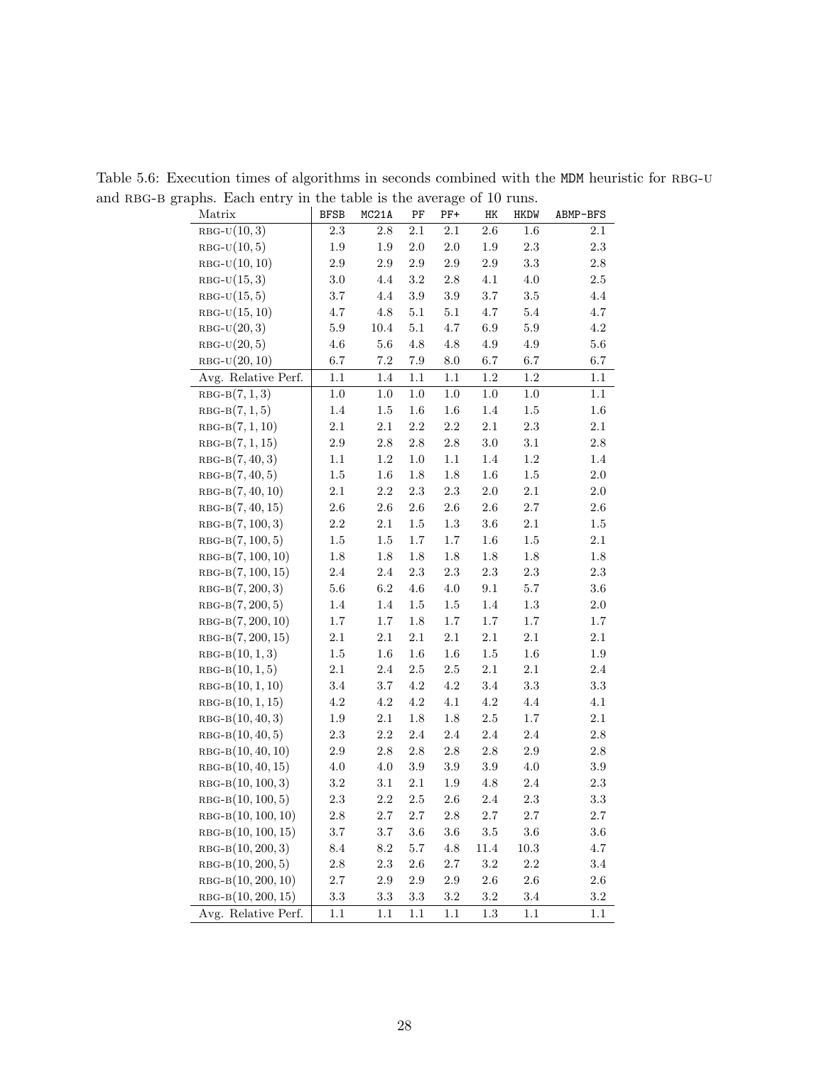Table 5.6: Execution times of algorithms in seconds combined with the MDM heuristic for RBG-U and RBG-B graphs. Each entry in the table is the average of 10 runs.

| Matrix | BFSB | MC21A | PF | PF+ | HK | HKDW | ABMP-BFS |
|---|---|---|---|---|---|---|---|
| RBG-U$(10,3)$ | 2.3 | 2.8 | 2.1 | 2.1 | 2.6 | 1.6 | 2.1 |
| RBG-U$(10,5)$ | 1.9 | 1.9 | 2.0 | 2.0 | 1.9 | 2.3 | 2.3 |
| RBG-U$(10,10)$ | 2.9 | 2.9 | 2.9 | 2.9 | 2.9 | 3.3 | 2.8 |
| RBG-U$(15,3)$ | 3.0 | 4.4 | 3.2 | 2.8 | 4.1 | 4.0 | 2.5 |
| RBG-U$(15,5)$ | 3.7 | 4.4 | 3.9 | 3.9 | 3.7 | 3.5 | 4.4 |
| RBG-U$(15,10)$ | 4.7 | 4.8 | 5.1 | 5.1 | 4.7 | 5.4 | 4.7 |
| RBG-U$(20,3)$ | 5.9 | 10.4 | 5.1 | 4.7 | 6.9 | 5.9 | 4.2 |
| RBG-U$(20,5)$ | 4.6 | 5.6 | 4.8 | 4.8 | 4.9 | 4.9 | 5.6 |
| RBG-U$(20,10)$ | 6.7 | 7.2 | 7.9 | 8.0 | 6.7 | 6.7 | 6.7 |
| Avg. Relative Perf. | 1.1 | 1.4 | 1.1 | 1.1 | 1.2 | 1.2 | 1.1 |
| RBG-B$(7,1,3)$ | 1.0 | 1.0 | 1.0 | 1.0 | 1.0 | 1.0 | 1.1 |
| RBG-B$(7,1,5)$ | 1.4 | 1.5 | 1.6 | 1.6 | 1.4 | 1.5 | 1.6 |
| RBG-B$(7,1,10)$ | 2.1 | 2.1 | 2.2 | 2.2 | 2.1 | 2.3 | 2.1 |
| RBG-B$(7,1,15)$ | 2.9 | 2.8 | 2.8 | 2.8 | 3.0 | 3.1 | 2.8 |
| RBG-B$(7,40,3)$ | 1.1 | 1.2 | 1.0 | 1.1 | 1.4 | 1.2 | 1.4 |
| RBG-B$(7,40,5)$ | 1.5 | 1.6 | 1.8 | 1.8 | 1.6 | 1.5 | 2.0 |
| RBG-B$(7,40,10)$ | 2.1 | 2.2 | 2.3 | 2.3 | 2.0 | 2.1 | 2.0 |
| RBG-B$(7,40,15)$ | 2.6 | 2.6 | 2.6 | 2.6 | 2.6 | 2.7 | 2.6 |
| RBG-B$(7,100,3)$ | 2.2 | 2.1 | 1.5 | 1.3 | 3.6 | 2.1 | 1.5 |
| RBG-B$(7,100,5)$ | 1.5 | 1.5 | 1.7 | 1.7 | 1.6 | 1.5 | 2.1 |
| RBG-B$(7,100,10)$ | 1.8 | 1.8 | 1.8 | 1.8 | 1.8 | 1.8 | 1.8 |
| RBG-B$(7,100,15)$ | 2.4 | 2.4 | 2.3 | 2.3 | 2.3 | 2.3 | 2.3 |
| RBG-B$(7,200,3)$ | 5.6 | 6.2 | 4.6 | 4.0 | 9.1 | 5.7 | 3.6 |
| RBG-B$(7,200,5)$ | 1.4 | 1.4 | 1.5 | 1.5 | 1.4 | 1.3 | 2.0 |
| RBG-B$(7,200,10)$ | 1.7 | 1.7 | 1.8 | 1.7 | 1.7 | 1.7 | 1.7 |
| RBG-B$(7,200,15)$ | 2.1 | 2.1 | 2.1 | 2.1 | 2.1 | 2.1 | 2.1 |
| RBG-B$(10,1,3)$ | 1.5 | 1.6 | 1.6 | 1.6 | 1.5 | 1.6 | 1.9 |
| RBG-B$(10,1,5)$ | 2.1 | 2.4 | 2.5 | 2.5 | 2.1 | 2.1 | 2.4 |
| RBG-B$(10,1,10)$ | 3.4 | 3.7 | 4.2 | 4.2 | 3.4 | 3.3 | 3.3 |
| RBG-B$(10,1,15)$ | 4.2 | 4.2 | 4.2 | 4.1 | 4.2 | 4.4 | 4.1 |
| RBG-B$(10,40,3)$ | 1.9 | 2.1 | 1.8 | 1.8 | 2.5 | 1.7 | 2.1 |
| RBG-B$(10,40,5)$ | 2.3 | 2.2 | 2.4 | 2.4 | 2.4 | 2.4 | 2.8 |
| RBG-B$(10,40,10)$ | 2.9 | 2.8 | 2.8 | 2.8 | 2.8 | 2.9 | 2.8 |
| RBG-B$(10,40,15)$ | 4.0 | 4.0 | 3.9 | 3.9 | 3.9 | 4.0 | 3.9 |
| RBG-B$(10,100,3)$ | 3.2 | 3.1 | 2.1 | 1.9 | 4.8 | 2.4 | 2.3 |
| RBG-B$(10,100,5)$ | 2.3 | 2.2 | 2.5 | 2.6 | 2.4 | 2.3 | 3.3 |
| RBG-B$(10,100,10)$ | 2.8 | 2.7 | 2.7 | 2.8 | 2.7 | 2.7 | 2.7 |
| RBG-B$(10,100,15)$ | 3.7 | 3.7 | 3.6 | 3.6 | 3.5 | 3.6 | 3.6 |
| RBG-B$(10,200,3)$ | 8.4 | 8.2 | 5.7 | 4.8 | 11.4 | 10.3 | 4.7 |
| RBG-B$(10,200,5)$ | 2.8 | 2.3 | 2.6 | 2.7 | 3.2 | 2.2 | 3.4 |
| RBG-B$(10,200,10)$ | 2.7 | 2.9 | 2.9 | 2.9 | 2.6 | 2.6 | 2.6 |
| RBG-B$(10,200,15)$ | 3.3 | 3.3 | 3.3 | 3.2 | 3.2 | 3.4 | 3.2 |
| Avg. Relative Perf. | 1.1 | 1.1 | 1.1 | 1.1 | 1.3 | 1.1 | 1.1 |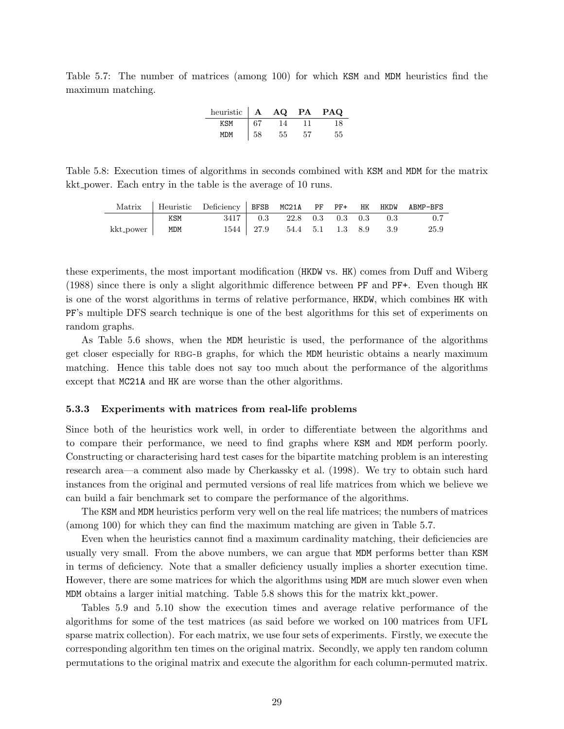Table 5.7: The number of matrices (among 100) for which KSM and MDM heuristics find the maximum matching.

| heuristic | **A** | **AQ** | **PA** | **PAQ** |
|---|---|---|---|---|
| KSM | 67 | 14 | 11 | 18 |
| MDM | 58 | 55 | 57 | 55 |

Table 5.8: Execution times of algorithms in seconds combined with KSM and MDM for the matrix kkt_power. Each entry in the table is the average of 10 runs.

| Matrix | Heuristic | Deficiency | BFSB | MC21A | PF | PF+ | HK | HKDW | ABMP-BFS |
|---|---|---|---|---|---|---|---|---|---|
| kkt_power | KSM | 3417 | 0.3 | 22.8 | 0.3 | 0.3 | 0.3 | 0.3 | 0.7 |
| | MDM | 1544 | 27.9 | 54.4 | 5.1 | 1.3 | 8.9 | 3.9 | 25.9 |

these experiments, the most important modification (HKDW vs. HK) comes from Duff and Wiberg (1988) since there is only a slight algorithmic difference between PF and PF+. Even though HK is one of the worst algorithms in terms of relative performance, HKDW, which combines HK with PF's multiple DFS search technique is one of the best algorithms for this set of experiments on random graphs.

As Table 5.6 shows, when the MDM heuristic is used, the performance of the algorithms get closer especially for RBG-B graphs, for which the MDM heuristic obtains a nearly maximum matching. Hence this table does not say too much about the performance of the algorithms except that MC21A and HK are worse than the other algorithms.

### 5.3.3 Experiments with matrices from real-life problems

Since both of the heuristics work well, in order to differentiate between the algorithms and to compare their performance, we need to find graphs where KSM and MDM perform poorly. Constructing or characterising hard test cases for the bipartite matching problem is an interesting research area—a comment also made by Cherkassky et al. (1998). We try to obtain such hard instances from the original and permuted versions of real life matrices from which we believe we can build a fair benchmark set to compare the performance of the algorithms.

The KSM and MDM heuristics perform very well on the real life matrices; the numbers of matrices (among 100) for which they can find the maximum matching are given in Table 5.7.

Even when the heuristics cannot find a maximum cardinality matching, their deficiencies are usually very small. From the above numbers, we can argue that MDM performs better than KSM in terms of deficiency. Note that a smaller deficiency usually implies a shorter execution time. However, there are some matrices for which the algorithms using MDM are much slower even when MDM obtains a larger initial matching. Table 5.8 shows this for the matrix kkt_power.

Tables 5.9 and 5.10 show the execution times and average relative performance of the algorithms for some of the test matrices (as said before we worked on 100 matrices from UFL sparse matrix collection). For each matrix, we use four sets of experiments. Firstly, we execute the corresponding algorithm ten times on the original matrix. Secondly, we apply ten random column permutations to the original matrix and execute the algorithm for each column-permuted matrix.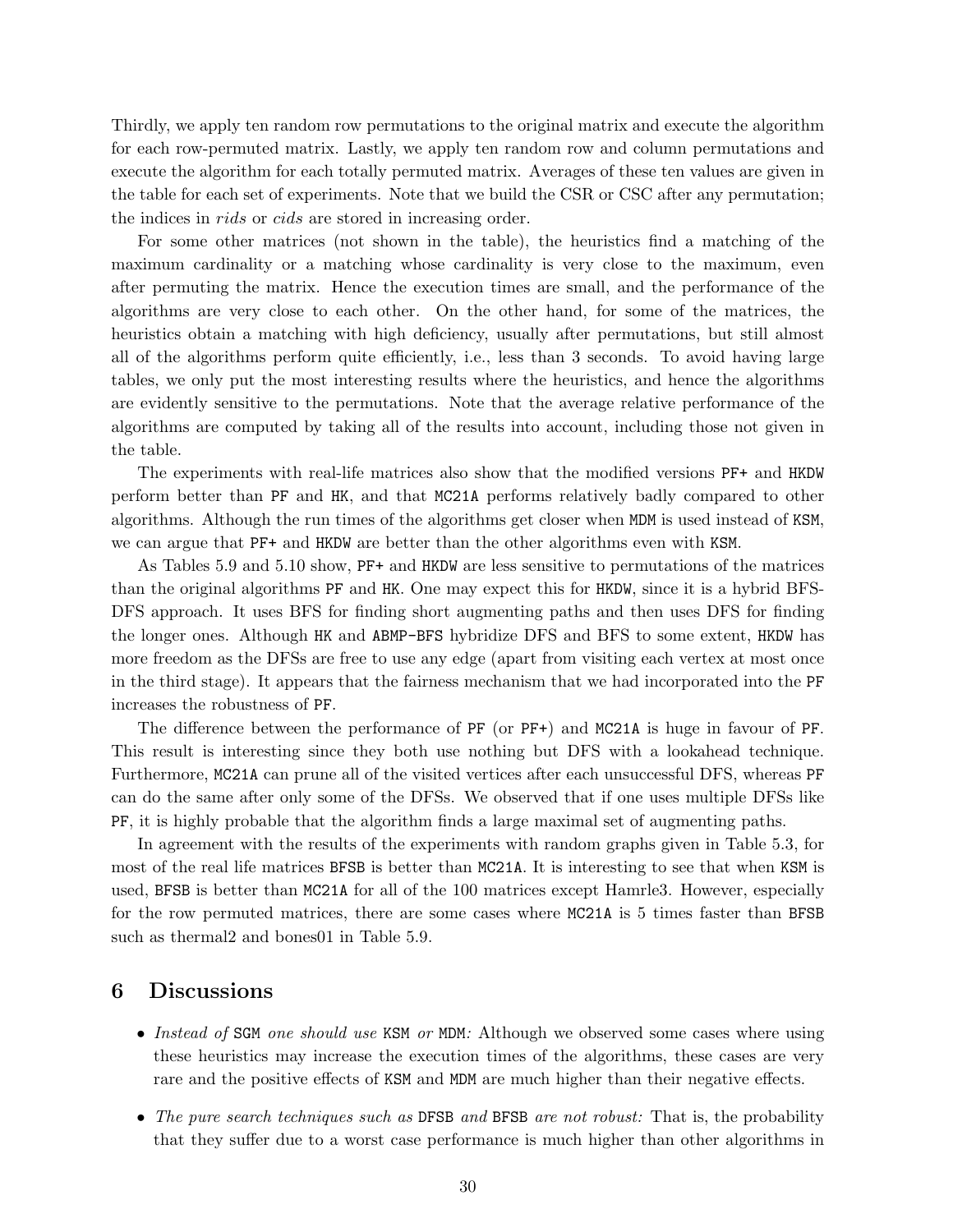Thirdly, we apply ten random row permutations to the original matrix and execute the algorithm for each row-permuted matrix. Lastly, we apply ten random row and column permutations and execute the algorithm for each totally permuted matrix. Averages of these ten values are given in the table for each set of experiments. Note that we build the CSR or CSC after any permutation; the indices in *rids* or *cids* are stored in increasing order.

For some other matrices (not shown in the table), the heuristics find a matching of the maximum cardinality or a matching whose cardinality is very close to the maximum, even after permuting the matrix. Hence the execution times are small, and the performance of the algorithms are very close to each other. On the other hand, for some of the matrices, the heuristics obtain a matching with high deficiency, usually after permutations, but still almost all of the algorithms perform quite efficiently, i.e., less than 3 seconds. To avoid having large tables, we only put the most interesting results where the heuristics, and hence the algorithms are evidently sensitive to the permutations. Note that the average relative performance of the algorithms are computed by taking all of the results into account, including those not given in the table.

The experiments with real-life matrices also show that the modified versions `PF+` and `HKDW` perform better than `PF` and `HK`, and that `MC21A` performs relatively badly compared to other algorithms. Although the run times of the algorithms get closer when `MDM` is used instead of `KSM`, we can argue that `PF+` and `HKDW` are better than the other algorithms even with `KSM`.

As Tables 5.9 and 5.10 show, `PF+` and `HKDW` are less sensitive to permutations of the matrices than the original algorithms `PF` and `HK`. One may expect this for `HKDW`, since it is a hybrid BFS-DFS approach. It uses BFS for finding short augmenting paths and then uses DFS for finding the longer ones. Although `HK` and `ABMP-BFS` hybridize DFS and BFS to some extent, `HKDW` has more freedom as the DFSs are free to use any edge (apart from visiting each vertex at most once in the third stage). It appears that the fairness mechanism that we had incorporated into the `PF` increases the robustness of `PF`.

The difference between the performance of `PF` (or `PF+`) and `MC21A` is huge in favour of `PF`. This result is interesting since they both use nothing but DFS with a lookahead technique. Furthermore, `MC21A` can prune all of the visited vertices after each unsuccessful DFS, whereas `PF` can do the same after only some of the DFSs. We observed that if one uses multiple DFSs like `PF`, it is highly probable that the algorithm finds a large maximal set of augmenting paths.

In agreement with the results of the experiments with random graphs given in Table 5.3, for most of the real life matrices `BFSB` is better than `MC21A`. It is interesting to see that when `KSM` is used, `BFSB` is better than `MC21A` for all of the 100 matrices except Hamrle3. However, especially for the row permuted matrices, there are some cases where `MC21A` is 5 times faster than `BFSB` such as thermal2 and bones01 in Table 5.9.

# 6 Discussions

- *Instead of* `SGM` *one should use* `KSM` *or* `MDM`*:* Although we observed some cases where using these heuristics may increase the execution times of the algorithms, these cases are very rare and the positive effects of `KSM` and `MDM` are much higher than their negative effects.
- *The pure search techniques such as* `DFSB` *and* `BFSB` *are not robust:* That is, the probability that they suffer due to a worst case performance is much higher than other algorithms in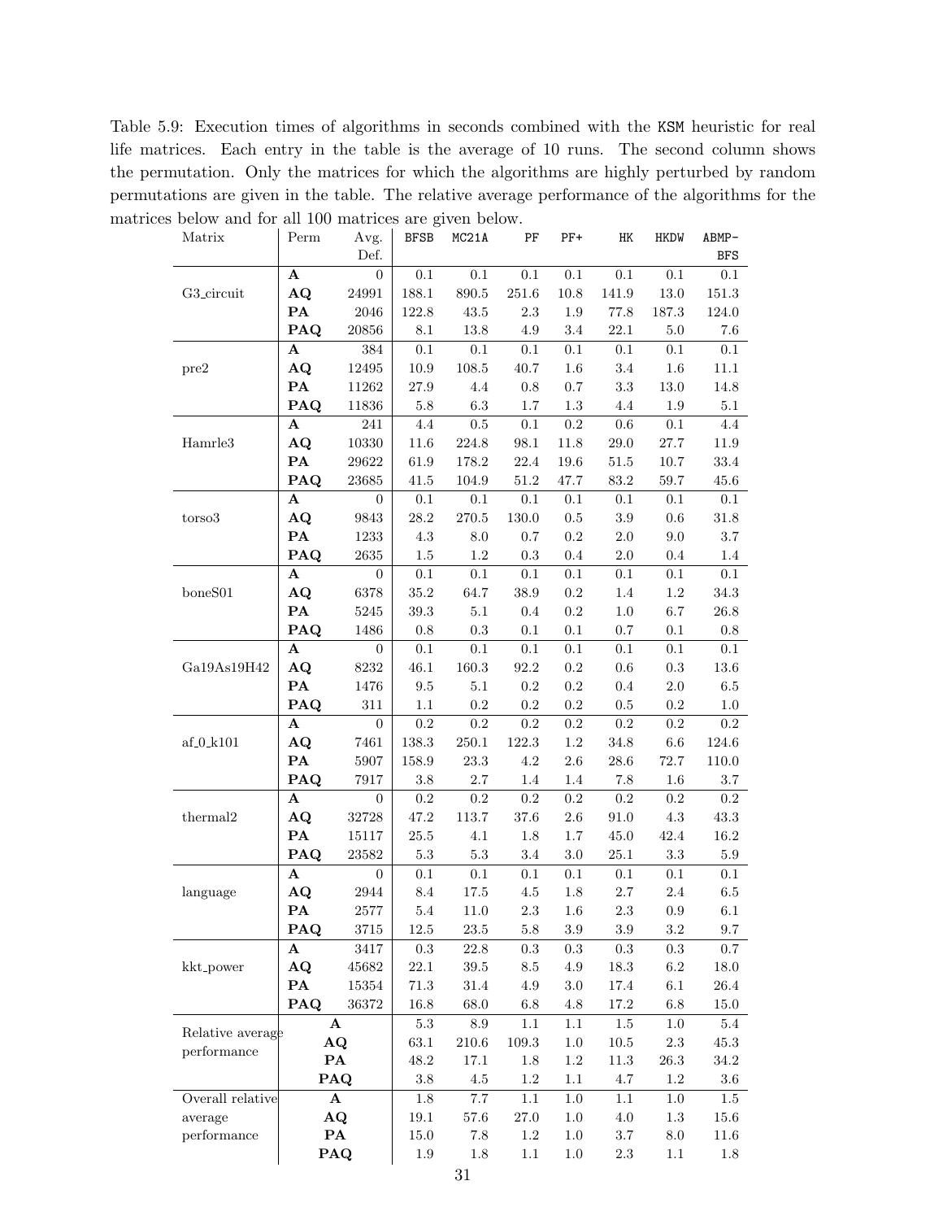Table 5.9: Execution times of algorithms in seconds combined with the KSM heuristic for real life matrices. Each entry in the table is the average of 10 runs. The second column shows the permutation. Only the matrices for which the algorithms are highly perturbed by random permutations are given in the table. The relative average performance of the algorithms for the matrices below and for all 100 matrices are given below.

| Matrix | Perm | Avg. Def. | BFSB | MC21A | PF | PF+ | HK | HKDW | ABMP-BFS |
|---|---|---|---|---|---|---|---|---|---|
| G3_circuit | **A** | 0 | 0.1 | 0.1 | 0.1 | 0.1 | 0.1 | 0.1 | 0.1 |
| | **AQ** | 24991 | 188.1 | 890.5 | 251.6 | 10.8 | 141.9 | 13.0 | 151.3 |
| | **PA** | 2046 | 122.8 | 43.5 | 2.3 | 1.9 | 77.8 | 187.3 | 124.0 |
| | **PAQ** | 20856 | 8.1 | 13.8 | 4.9 | 3.4 | 22.1 | 5.0 | 7.6 |
| pre2 | **A** | 384 | 0.1 | 0.1 | 0.1 | 0.1 | 0.1 | 0.1 | 0.1 |
| | **AQ** | 12495 | 10.9 | 108.5 | 40.7 | 1.6 | 3.4 | 1.6 | 11.1 |
| | **PA** | 11262 | 27.9 | 4.4 | 0.8 | 0.7 | 3.3 | 13.0 | 14.8 |
| | **PAQ** | 11836 | 5.8 | 6.3 | 1.7 | 1.3 | 4.4 | 1.9 | 5.1 |
| Hamrle3 | **A** | 241 | 4.4 | 0.5 | 0.1 | 0.2 | 0.6 | 0.1 | 4.4 |
| | **AQ** | 10330 | 11.6 | 224.8 | 98.1 | 11.8 | 29.0 | 27.7 | 11.9 |
| | **PA** | 29622 | 61.9 | 178.2 | 22.4 | 19.6 | 51.5 | 10.7 | 33.4 |
| | **PAQ** | 23685 | 41.5 | 104.9 | 51.2 | 47.7 | 83.2 | 59.7 | 45.6 |
| torso3 | **A** | 0 | 0.1 | 0.1 | 0.1 | 0.1 | 0.1 | 0.1 | 0.1 |
| | **AQ** | 9843 | 28.2 | 270.5 | 130.0 | 0.5 | 3.9 | 0.6 | 31.8 |
| | **PA** | 1233 | 4.3 | 8.0 | 0.7 | 0.2 | 2.0 | 9.0 | 3.7 |
| | **PAQ** | 2635 | 1.5 | 1.2 | 0.3 | 0.4 | 2.0 | 0.4 | 1.4 |
| boneS01 | **A** | 0 | 0.1 | 0.1 | 0.1 | 0.1 | 0.1 | 0.1 | 0.1 |
| | **AQ** | 6378 | 35.2 | 64.7 | 38.9 | 0.2 | 1.4 | 1.2 | 34.3 |
| | **PA** | 5245 | 39.3 | 5.1 | 0.4 | 0.2 | 1.0 | 6.7 | 26.8 |
| | **PAQ** | 1486 | 0.8 | 0.3 | 0.1 | 0.1 | 0.7 | 0.1 | 0.8 |
| Ga19As19H42 | **A** | 0 | 0.1 | 0.1 | 0.1 | 0.1 | 0.1 | 0.1 | 0.1 |
| | **AQ** | 8232 | 46.1 | 160.3 | 92.2 | 0.2 | 0.6 | 0.3 | 13.6 |
| | **PA** | 1476 | 9.5 | 5.1 | 0.2 | 0.2 | 0.4 | 2.0 | 6.5 |
| | **PAQ** | 311 | 1.1 | 0.2 | 0.2 | 0.2 | 0.5 | 0.2 | 1.0 |
| af_0_k101 | **A** | 0 | 0.2 | 0.2 | 0.2 | 0.2 | 0.2 | 0.2 | 0.2 |
| | **AQ** | 7461 | 138.3 | 250.1 | 122.3 | 1.2 | 34.8 | 6.6 | 124.6 |
| | **PA** | 5907 | 158.9 | 23.3 | 4.2 | 2.6 | 28.6 | 72.7 | 110.0 |
| | **PAQ** | 7917 | 3.8 | 2.7 | 1.4 | 1.4 | 7.8 | 1.6 | 3.7 |
| thermal2 | **A** | 0 | 0.2 | 0.2 | 0.2 | 0.2 | 0.2 | 0.2 | 0.2 |
| | **AQ** | 32728 | 47.2 | 113.7 | 37.6 | 2.6 | 91.0 | 4.3 | 43.3 |
| | **PA** | 15117 | 25.5 | 4.1 | 1.8 | 1.7 | 45.0 | 42.4 | 16.2 |
| | **PAQ** | 23582 | 5.3 | 5.3 | 3.4 | 3.0 | 25.1 | 3.3 | 5.9 |
| language | **A** | 0 | 0.1 | 0.1 | 0.1 | 0.1 | 0.1 | 0.1 | 0.1 |
| | **AQ** | 2944 | 8.4 | 17.5 | 4.5 | 1.8 | 2.7 | 2.4 | 6.5 |
| | **PA** | 2577 | 5.4 | 11.0 | 2.3 | 1.6 | 2.3 | 0.9 | 6.1 |
| | **PAQ** | 3715 | 12.5 | 23.5 | 5.8 | 3.9 | 3.9 | 3.2 | 9.7 |
| kkt_power | **A** | 3417 | 0.3 | 22.8 | 0.3 | 0.3 | 0.3 | 0.3 | 0.7 |
| | **AQ** | 45682 | 22.1 | 39.5 | 8.5 | 4.9 | 18.3 | 6.2 | 18.0 |
| | **PA** | 15354 | 71.3 | 31.4 | 4.9 | 3.0 | 17.4 | 6.1 | 26.4 |
| | **PAQ** | 36372 | 16.8 | 68.0 | 6.8 | 4.8 | 17.2 | 6.8 | 15.0 |
| Relative average performance | **A** | | 5.3 | 8.9 | 1.1 | 1.1 | 1.5 | 1.0 | 5.4 |
| | **AQ** | | 63.1 | 210.6 | 109.3 | 1.0 | 10.5 | 2.3 | 45.3 |
| | **PA** | | 48.2 | 17.1 | 1.8 | 1.2 | 11.3 | 26.3 | 34.2 |
| | **PAQ** | | 3.8 | 4.5 | 1.2 | 1.1 | 4.7 | 1.2 | 3.6 |
| Overall relative average performance | **A** | | 1.8 | 7.7 | 1.1 | 1.0 | 1.1 | 1.0 | 1.5 |
| | **AQ** | | 19.1 | 57.6 | 27.0 | 1.0 | 4.0 | 1.3 | 15.6 |
| | **PA** | | 15.0 | 7.8 | 1.2 | 1.0 | 3.7 | 8.0 | 11.6 |
| | **PAQ** | | 1.9 | 1.8 | 1.1 | 1.0 | 2.3 | 1.1 | 1.8 |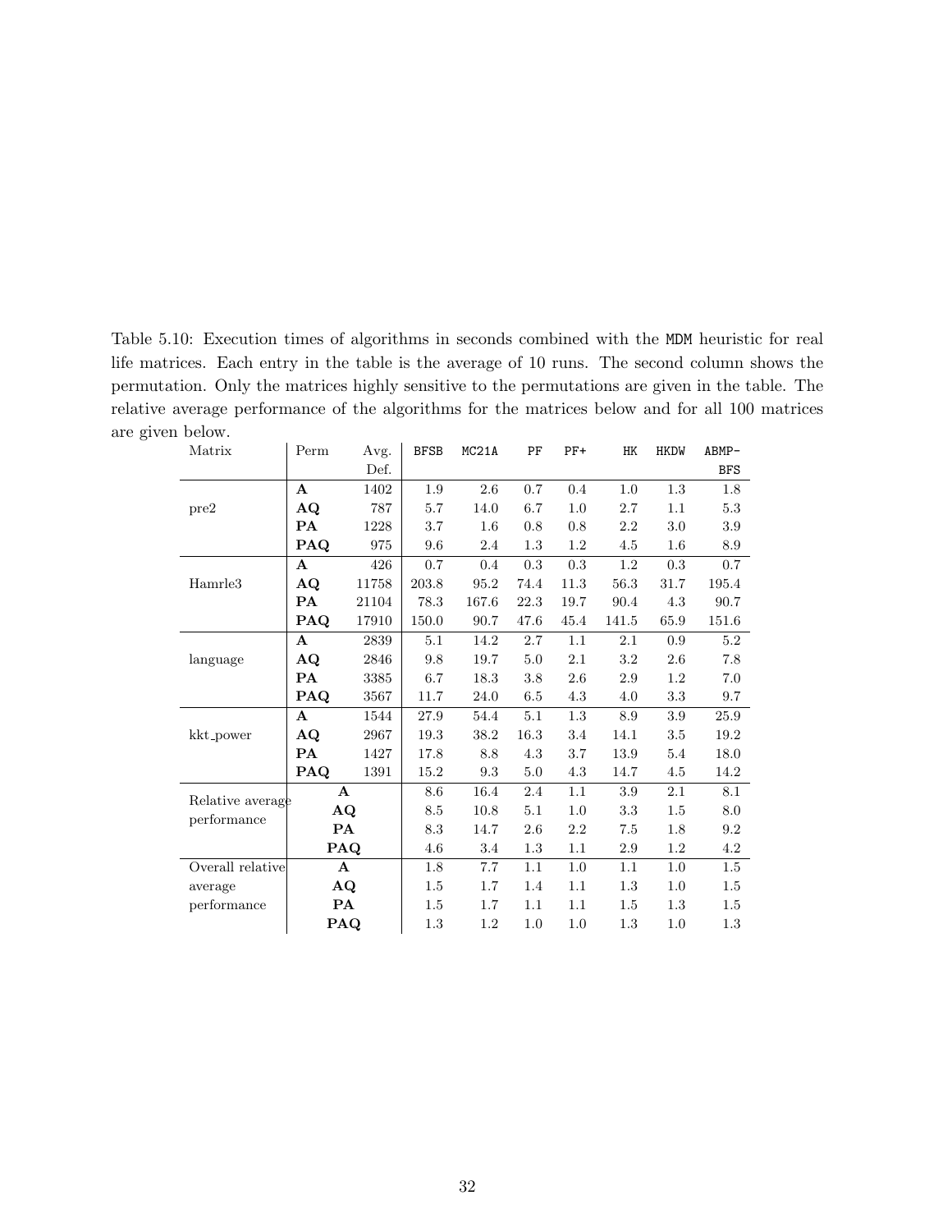Table 5.10: Execution times of algorithms in seconds combined with the MDM heuristic for real life matrices. Each entry in the table is the average of 10 runs. The second column shows the permutation. Only the matrices highly sensitive to the permutations are given in the table. The relative average performance of the algorithms for the matrices below and for all 100 matrices are given below.

| Matrix | Perm | Avg. Def. | BFSB | MC21A | PF | PF+ | HK | HKDW | ABMP-BFS |
|---|---|---|---|---|---|---|---|---|---|
| pre2 | **A** | 1402 | 1.9 | 2.6 | 0.7 | 0.4 | 1.0 | 1.3 | 1.8 |
| | **AQ** | 787 | 5.7 | 14.0 | 6.7 | 1.0 | 2.7 | 1.1 | 5.3 |
| | **PA** | 1228 | 3.7 | 1.6 | 0.8 | 0.8 | 2.2 | 3.0 | 3.9 |
| | **PAQ** | 975 | 9.6 | 2.4 | 1.3 | 1.2 | 4.5 | 1.6 | 8.9 |
| Hamrle3 | **A** | 426 | 0.7 | 0.4 | 0.3 | 0.3 | 1.2 | 0.3 | 0.7 |
| | **AQ** | 11758 | 203.8 | 95.2 | 74.4 | 11.3 | 56.3 | 31.7 | 195.4 |
| | **PA** | 21104 | 78.3 | 167.6 | 22.3 | 19.7 | 90.4 | 4.3 | 90.7 |
| | **PAQ** | 17910 | 150.0 | 90.7 | 47.6 | 45.4 | 141.5 | 65.9 | 151.6 |
| language | **A** | 2839 | 5.1 | 14.2 | 2.7 | 1.1 | 2.1 | 0.9 | 5.2 |
| | **AQ** | 2846 | 9.8 | 19.7 | 5.0 | 2.1 | 3.2 | 2.6 | 7.8 |
| | **PA** | 3385 | 6.7 | 18.3 | 3.8 | 2.6 | 2.9 | 1.2 | 7.0 |
| | **PAQ** | 3567 | 11.7 | 24.0 | 6.5 | 4.3 | 4.0 | 3.3 | 9.7 |
| kkt_power | **A** | 1544 | 27.9 | 54.4 | 5.1 | 1.3 | 8.9 | 3.9 | 25.9 |
| | **AQ** | 2967 | 19.3 | 38.2 | 16.3 | 3.4 | 14.1 | 3.5 | 19.2 |
| | **PA** | 1427 | 17.8 | 8.8 | 4.3 | 3.7 | 13.9 | 5.4 | 18.0 |
| | **PAQ** | 1391 | 15.2 | 9.3 | 5.0 | 4.3 | 14.7 | 4.5 | 14.2 |
| Relative average performance | **A** | | 8.6 | 16.4 | 2.4 | 1.1 | 3.9 | 2.1 | 8.1 |
| | **AQ** | | 8.5 | 10.8 | 5.1 | 1.0 | 3.3 | 1.5 | 8.0 |
| | **PA** | | 8.3 | 14.7 | 2.6 | 2.2 | 7.5 | 1.8 | 9.2 |
| | **PAQ** | | 4.6 | 3.4 | 1.3 | 1.1 | 2.9 | 1.2 | 4.2 |
| Overall relative average performance | **A** | | 1.8 | 7.7 | 1.1 | 1.0 | 1.1 | 1.0 | 1.5 |
| | **AQ** | | 1.5 | 1.7 | 1.4 | 1.1 | 1.3 | 1.0 | 1.5 |
| | **PA** | | 1.5 | 1.7 | 1.1 | 1.1 | 1.5 | 1.3 | 1.5 |
| | **PAQ** | | 1.3 | 1.2 | 1.0 | 1.0 | 1.3 | 1.0 | 1.3 |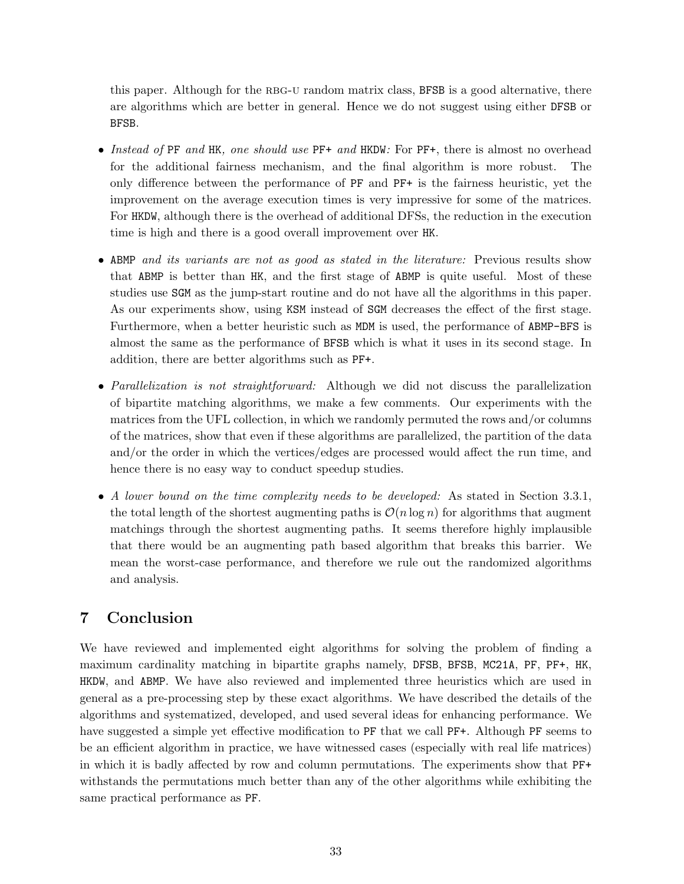this paper. Although for the RBG-U random matrix class, BFSB is a good alternative, there are algorithms which are better in general. Hence we do not suggest using either DFSB or BFSB.

- *Instead of* PF *and* HK*, one should use* PF+ *and* HKDW*:* For PF+, there is almost no overhead for the additional fairness mechanism, and the final algorithm is more robust. The only difference between the performance of PF and PF+ is the fairness heuristic, yet the improvement on the average execution times is very impressive for some of the matrices. For HKDW, although there is the overhead of additional DFSs, the reduction in the execution time is high and there is a good overall improvement over HK.

- ABMP *and its variants are not as good as stated in the literature:* Previous results show that ABMP is better than HK, and the first stage of ABMP is quite useful. Most of these studies use SGM as the jump-start routine and do not have all the algorithms in this paper. As our experiments show, using KSM instead of SGM decreases the effect of the first stage. Furthermore, when a better heuristic such as MDM is used, the performance of ABMP-BFS is almost the same as the performance of BFSB which is what it uses in its second stage. In addition, there are better algorithms such as PF+.

- *Parallelization is not straightforward:* Although we did not discuss the parallelization of bipartite matching algorithms, we make a few comments. Our experiments with the matrices from the UFL collection, in which we randomly permuted the rows and/or columns of the matrices, show that even if these algorithms are parallelized, the partition of the data and/or the order in which the vertices/edges are processed would affect the run time, and hence there is no easy way to conduct speedup studies.

- *A lower bound on the time complexity needs to be developed:* As stated in Section 3.3.1, the total length of the shortest augmenting paths is $\mathcal{O}(n \log n)$ for algorithms that augment matchings through the shortest augmenting paths. It seems therefore highly implausible that there would be an augmenting path based algorithm that breaks this barrier. We mean the worst-case performance, and therefore we rule out the randomized algorithms and analysis.

## 7 Conclusion

We have reviewed and implemented eight algorithms for solving the problem of finding a maximum cardinality matching in bipartite graphs namely, DFSB, BFSB, MC21A, PF, PF+, HK, HKDW, and ABMP. We have also reviewed and implemented three heuristics which are used in general as a pre-processing step by these exact algorithms. We have described the details of the algorithms and systematized, developed, and used several ideas for enhancing performance. We have suggested a simple yet effective modification to PF that we call PF+. Although PF seems to be an efficient algorithm in practice, we have witnessed cases (especially with real life matrices) in which it is badly affected by row and column permutations. The experiments show that PF+ withstands the permutations much better than any of the other algorithms while exhibiting the same practical performance as PF.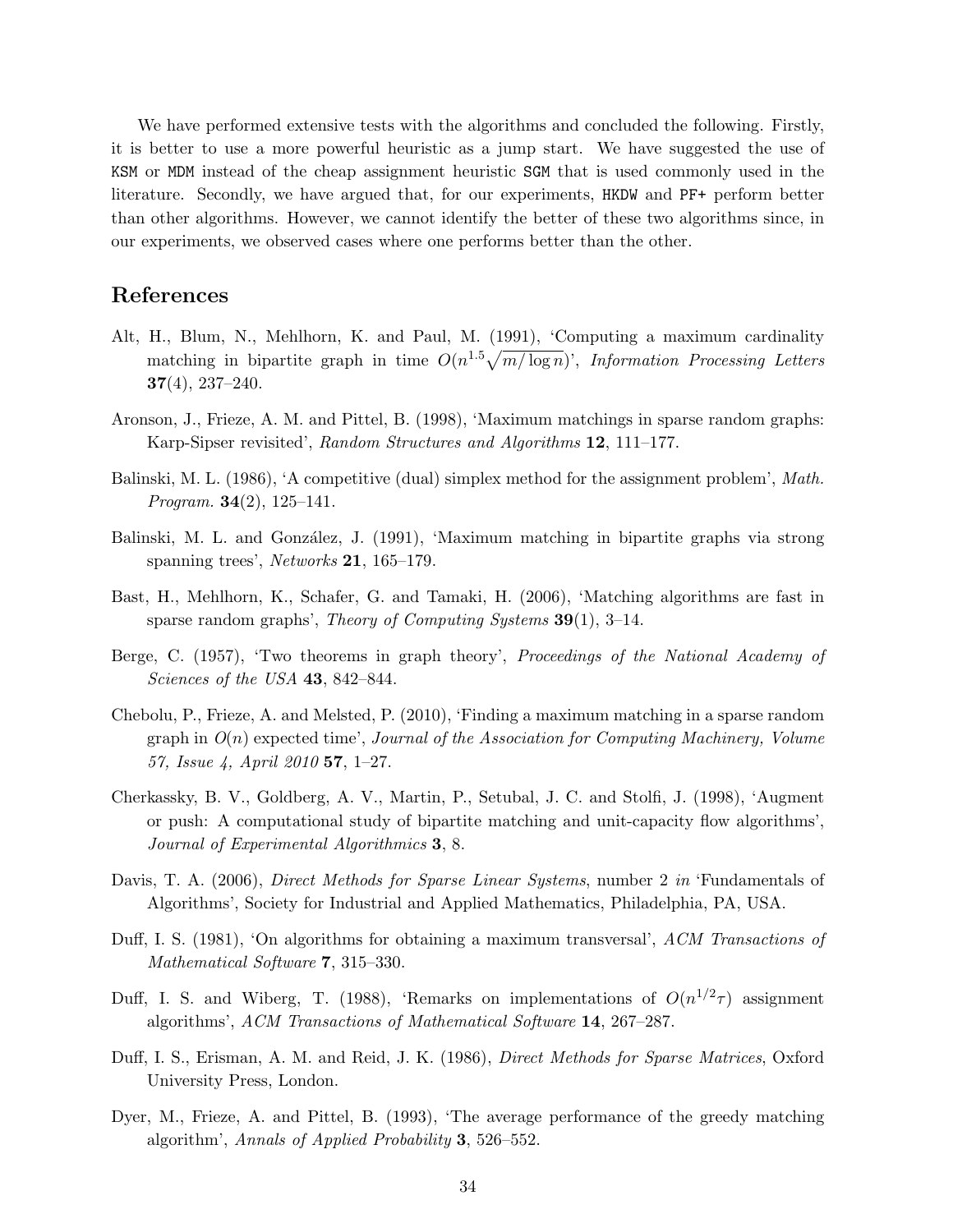We have performed extensive tests with the algorithms and concluded the following. Firstly, it is better to use a more powerful heuristic as a jump start. We have suggested the use of `KSM` or `MDM` instead of the cheap assignment heuristic `SGM` that is used commonly used in the literature. Secondly, we have argued that, for our experiments, `HKDW` and `PF+` perform better than other algorithms. However, we cannot identify the better of these two algorithms since, in our experiments, we observed cases where one performs better than the other.

## References

Alt, H., Blum, N., Mehlhorn, K. and Paul, M. (1991), 'Computing a maximum cardinality matching in bipartite graph in time $O(n^{1.5}\sqrt{m/\log n})$', *Information Processing Letters* **37**(4), 237–240.

Aronson, J., Frieze, A. M. and Pittel, B. (1998), 'Maximum matchings in sparse random graphs: Karp-Sipser revisited', *Random Structures and Algorithms* **12**, 111–177.

Balinski, M. L. (1986), 'A competitive (dual) simplex method for the assignment problem', *Math. Program.* **34**(2), 125–141.

Balinski, M. L. and González, J. (1991), 'Maximum matching in bipartite graphs via strong spanning trees', *Networks* **21**, 165–179.

Bast, H., Mehlhorn, K., Schafer, G. and Tamaki, H. (2006), 'Matching algorithms are fast in sparse random graphs', *Theory of Computing Systems* **39**(1), 3–14.

Berge, C. (1957), 'Two theorems in graph theory', *Proceedings of the National Academy of Sciences of the USA* **43**, 842–844.

Chebolu, P., Frieze, A. and Melsted, P. (2010), 'Finding a maximum matching in a sparse random graph in $O(n)$ expected time', *Journal of the Association for Computing Machinery, Volume 57, Issue 4, April 2010* **57**, 1–27.

Cherkassky, B. V., Goldberg, A. V., Martin, P., Setubal, J. C. and Stolfi, J. (1998), 'Augment or push: A computational study of bipartite matching and unit-capacity flow algorithms', *Journal of Experimental Algorithmics* **3**, 8.

Davis, T. A. (2006), *Direct Methods for Sparse Linear Systems*, number 2 *in* 'Fundamentals of Algorithms', Society for Industrial and Applied Mathematics, Philadelphia, PA, USA.

Duff, I. S. (1981), 'On algorithms for obtaining a maximum transversal', *ACM Transactions of Mathematical Software* **7**, 315–330.

Duff, I. S. and Wiberg, T. (1988), 'Remarks on implementations of $O(n^{1/2}\tau)$ assignment algorithms', *ACM Transactions of Mathematical Software* **14**, 267–287.

Duff, I. S., Erisman, A. M. and Reid, J. K. (1986), *Direct Methods for Sparse Matrices*, Oxford University Press, London.

Dyer, M., Frieze, A. and Pittel, B. (1993), 'The average performance of the greedy matching algorithm', *Annals of Applied Probability* **3**, 526–552.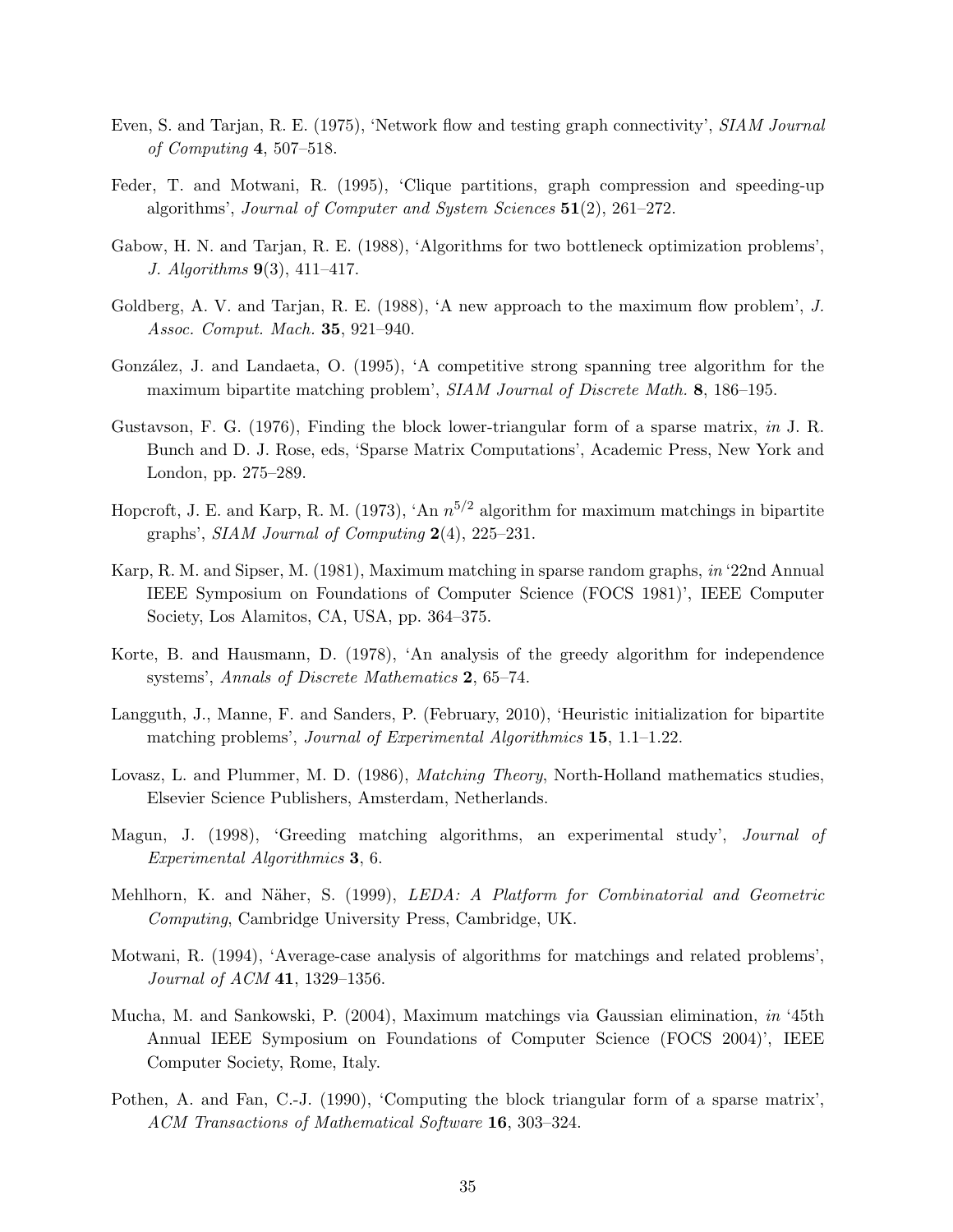Even, S. and Tarjan, R. E. (1975), 'Network flow and testing graph connectivity', *SIAM Journal of Computing* **4**, 507–518.

Feder, T. and Motwani, R. (1995), 'Clique partitions, graph compression and speeding-up algorithms', *Journal of Computer and System Sciences* **51**(2), 261–272.

Gabow, H. N. and Tarjan, R. E. (1988), 'Algorithms for two bottleneck optimization problems', *J. Algorithms* **9**(3), 411–417.

Goldberg, A. V. and Tarjan, R. E. (1988), 'A new approach to the maximum flow problem', *J. Assoc. Comput. Mach.* **35**, 921–940.

González, J. and Landaeta, O. (1995), 'A competitive strong spanning tree algorithm for the maximum bipartite matching problem', *SIAM Journal of Discrete Math.* **8**, 186–195.

Gustavson, F. G. (1976), Finding the block lower-triangular form of a sparse matrix, *in* J. R. Bunch and D. J. Rose, eds, 'Sparse Matrix Computations', Academic Press, New York and London, pp. 275–289.

Hopcroft, J. E. and Karp, R. M. (1973), 'An $n^{5/2}$ algorithm for maximum matchings in bipartite graphs', *SIAM Journal of Computing* **2**(4), 225–231.

Karp, R. M. and Sipser, M. (1981), Maximum matching in sparse random graphs, *in* '22nd Annual IEEE Symposium on Foundations of Computer Science (FOCS 1981)', IEEE Computer Society, Los Alamitos, CA, USA, pp. 364–375.

Korte, B. and Hausmann, D. (1978), 'An analysis of the greedy algorithm for independence systems', *Annals of Discrete Mathematics* **2**, 65–74.

Langguth, J., Manne, F. and Sanders, P. (February, 2010), 'Heuristic initialization for bipartite matching problems', *Journal of Experimental Algorithmics* **15**, 1.1–1.22.

Lovasz, L. and Plummer, M. D. (1986), *Matching Theory*, North-Holland mathematics studies, Elsevier Science Publishers, Amsterdam, Netherlands.

Magun, J. (1998), 'Greeding matching algorithms, an experimental study', *Journal of Experimental Algorithmics* **3**, 6.

Mehlhorn, K. and Näher, S. (1999), *LEDA: A Platform for Combinatorial and Geometric Computing*, Cambridge University Press, Cambridge, UK.

Motwani, R. (1994), 'Average-case analysis of algorithms for matchings and related problems', *Journal of ACM* **41**, 1329–1356.

Mucha, M. and Sankowski, P. (2004), Maximum matchings via Gaussian elimination, *in* '45th Annual IEEE Symposium on Foundations of Computer Science (FOCS 2004)', IEEE Computer Society, Rome, Italy.

Pothen, A. and Fan, C.-J. (1990), 'Computing the block triangular form of a sparse matrix', *ACM Transactions of Mathematical Software* **16**, 303–324.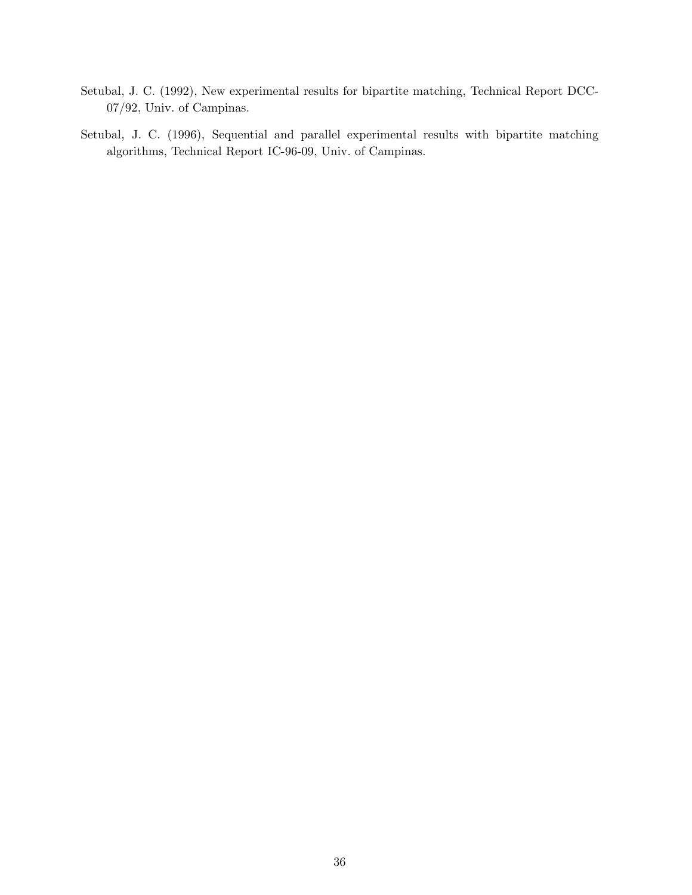Setubal, J. C. (1992), New experimental results for bipartite matching, Technical Report DCC-07/92, Univ. of Campinas.

Setubal, J. C. (1996), Sequential and parallel experimental results with bipartite matching algorithms, Technical Report IC-96-09, Univ. of Campinas.